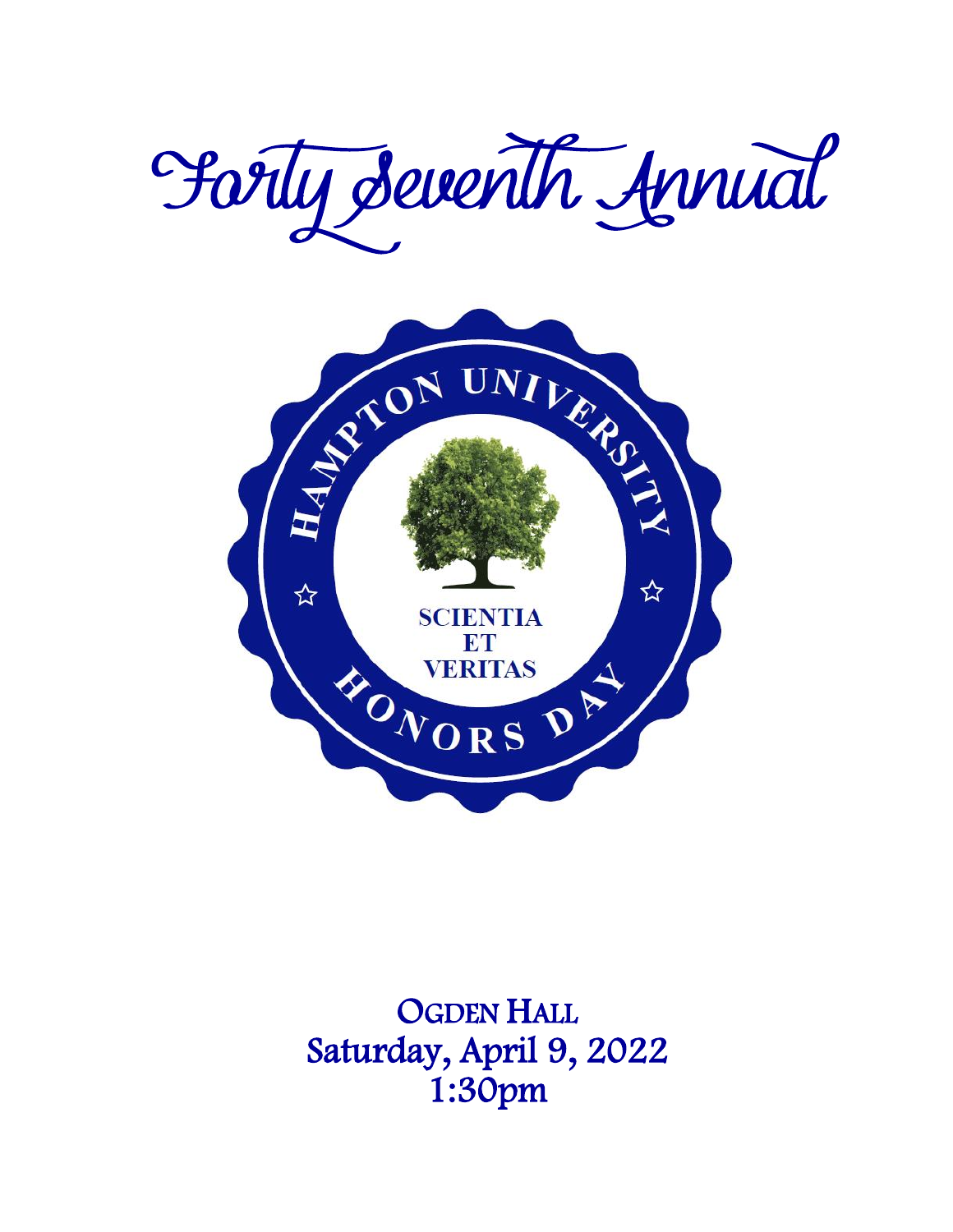# Forty Seventh Annual

HAMPTON UNIVERSITY

SCIENTIA
ET
VERITAS

HONORS DAY

OGDEN HALL
Saturday, April 9, 2022
1:30pm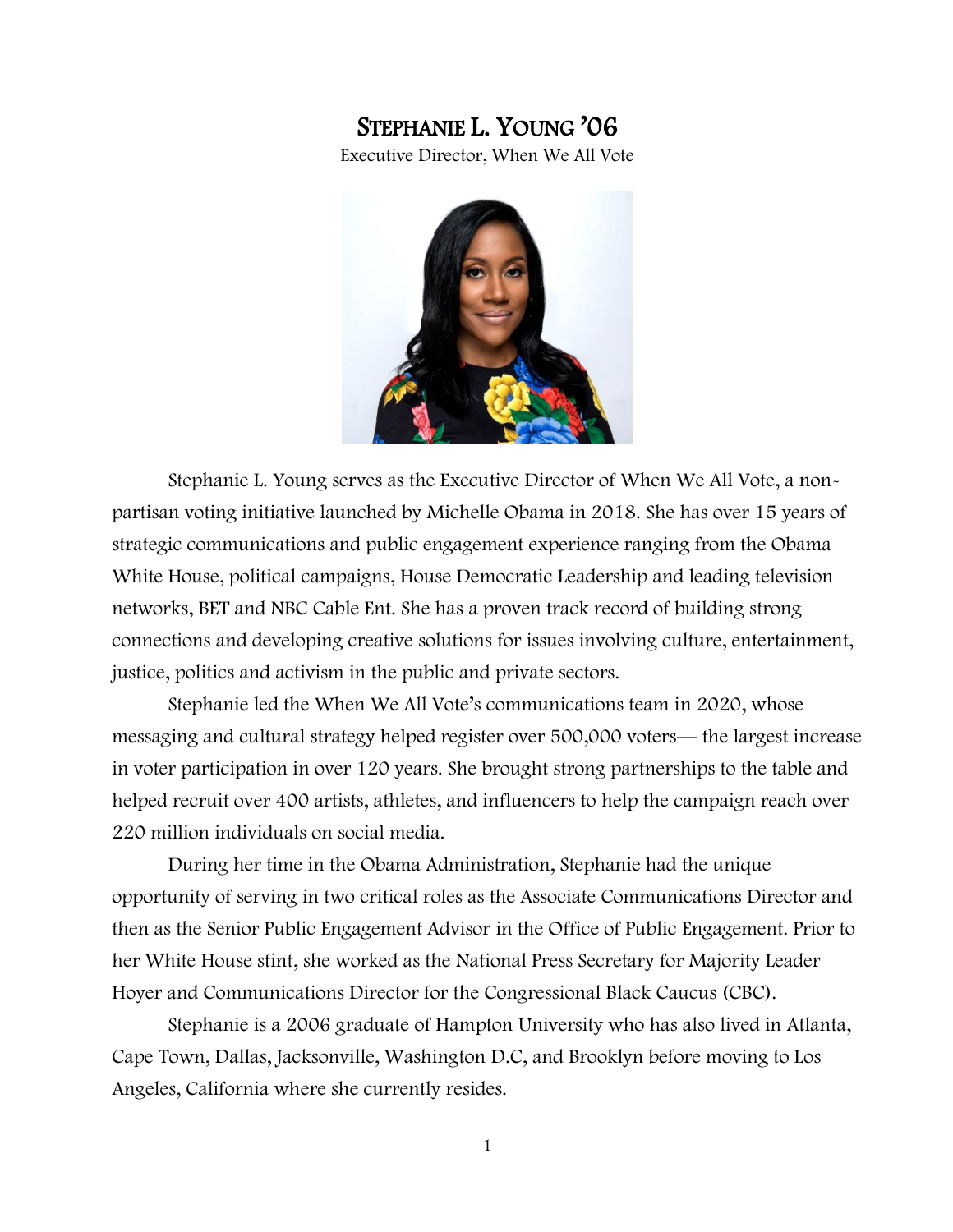# Stephanie L. Young '06

Executive Director, When We All Vote

Stephanie L. Young serves as the Executive Director of When We All Vote, a non-partisan voting initiative launched by Michelle Obama in 2018. She has over 15 years of strategic communications and public engagement experience ranging from the Obama White House, political campaigns, House Democratic Leadership and leading television networks, BET and NBC Cable Ent. She has a proven track record of building strong connections and developing creative solutions for issues involving culture, entertainment, justice, politics and activism in the public and private sectors.

Stephanie led the When We All Vote's communications team in 2020, whose messaging and cultural strategy helped register over 500,000 voters— the largest increase in voter participation in over 120 years. She brought strong partnerships to the table and helped recruit over 400 artists, athletes, and influencers to help the campaign reach over 220 million individuals on social media.

During her time in the Obama Administration, Stephanie had the unique opportunity of serving in two critical roles as the Associate Communications Director and then as the Senior Public Engagement Advisor in the Office of Public Engagement. Prior to her White House stint, she worked as the National Press Secretary for Majority Leader Hoyer and Communications Director for the Congressional Black Caucus (CBC).

Stephanie is a 2006 graduate of Hampton University who has also lived in Atlanta, Cape Town, Dallas, Jacksonville, Washington D.C, and Brooklyn before moving to Los Angeles, California where she currently resides.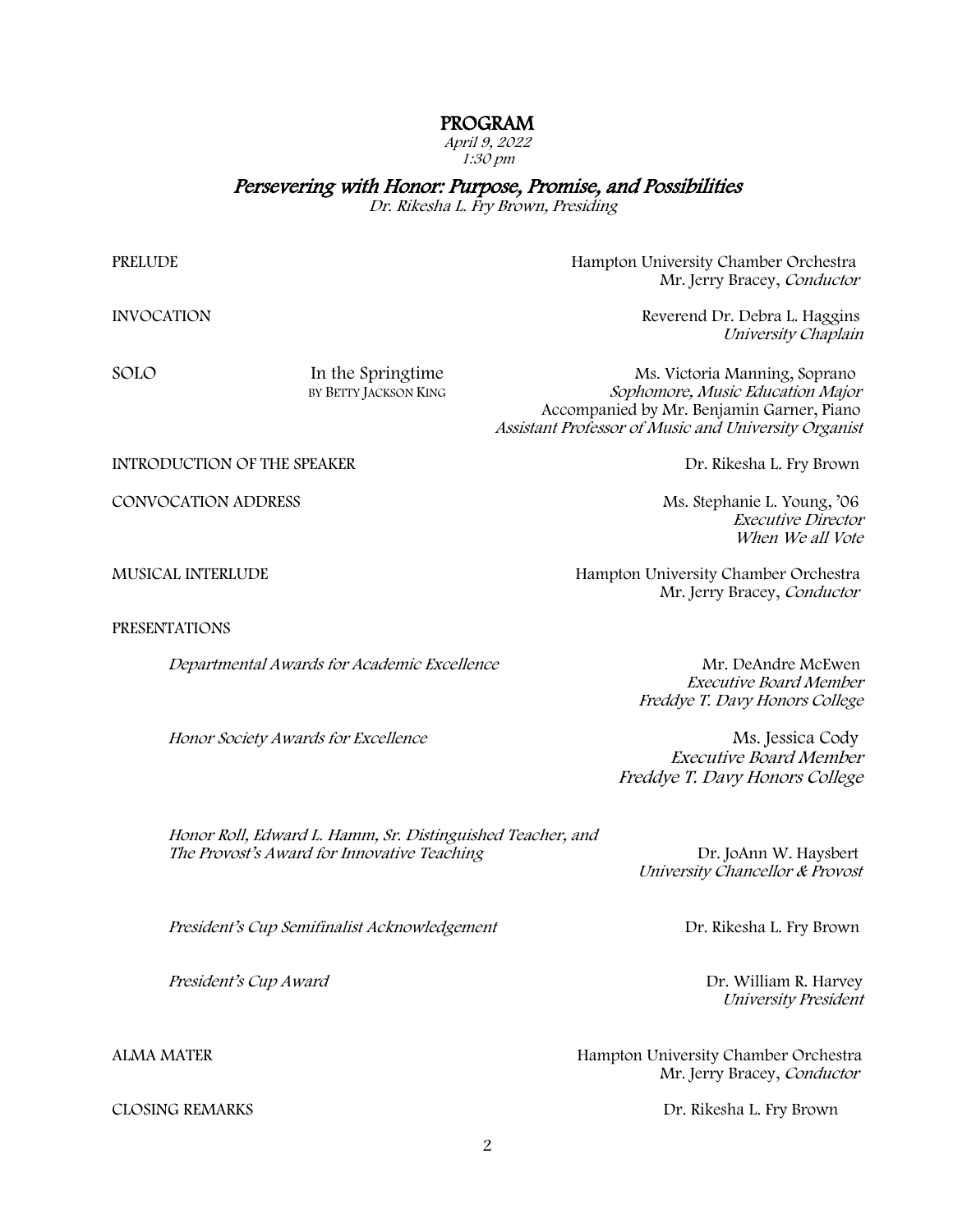# PROGRAM

*April 9, 2022*
*1:30 pm*

## *Persevering with Honor: Purpose, Promise, and Possibilities*

*Dr. Rikesha L. Fry Brown, Presiding*

PRELUDE — Hampton University Chamber Orchestra
Mr. Jerry Bracey, *Conductor*

INVOCATION — Reverend Dr. Debra L. Haggins
*University Chaplain*

SOLO — In the Springtime
BY BETTY JACKSON KING
Ms. Victoria Manning, Soprano
*Sophomore, Music Education Major*
Accompanied by Mr. Benjamin Garner, Piano
*Assistant Professor of Music and University Organist*

INTRODUCTION OF THE SPEAKER — Dr. Rikesha L. Fry Brown

CONVOCATION ADDRESS — Ms. Stephanie L. Young, '06
*Executive Director*
*When We all Vote*

MUSICAL INTERLUDE — Hampton University Chamber Orchestra
Mr. Jerry Bracey, *Conductor*

PRESENTATIONS

*Departmental Awards for Academic Excellence* — Mr. DeAndre McEwen
*Executive Board Member*
*Freddye T. Davy Honors College*

*Honor Society Awards for Excellence* — Ms. Jessica Cody
*Executive Board Member*
*Freddye T. Davy Honors College*

*Honor Roll, Edward L. Hamm, Sr. Distinguished Teacher, and The Provost's Award for Innovative Teaching* — Dr. JoAnn W. Haysbert
*University Chancellor & Provost*

*President's Cup Semifinalist Acknowledgement* — Dr. Rikesha L. Fry Brown

*President's Cup Award* — Dr. William R. Harvey
*University President*

ALMA MATER — Hampton University Chamber Orchestra
Mr. Jerry Bracey, *Conductor*

CLOSING REMARKS — Dr. Rikesha L. Fry Brown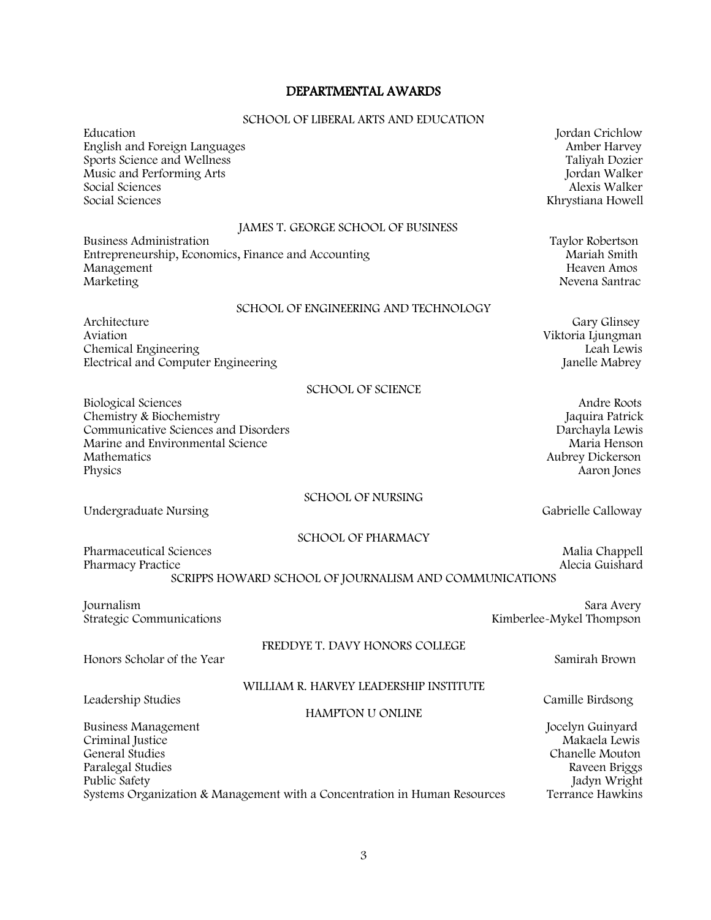# DEPARTMENTAL AWARDS

## SCHOOL OF LIBERAL ARTS AND EDUCATION

| Department | Recipient |
| --- | --- |
| Education | Jordan Crichlow |
| English and Foreign Languages | Amber Harvey |
| Sports Science and Wellness | Taliyah Dozier |
| Music and Performing Arts | Jordan Walker |
| Social Sciences | Alexis Walker |
| Social Sciences | Khrystiana Howell |

## JAMES T. GEORGE SCHOOL OF BUSINESS

| Department | Recipient |
| --- | --- |
| Business Administration | Taylor Robertson |
| Entrepreneurship, Economics, Finance and Accounting | Mariah Smith |
| Management | Heaven Amos |
| Marketing | Nevena Santrac |

## SCHOOL OF ENGINEERING AND TECHNOLOGY

| Department | Recipient |
| --- | --- |
| Architecture | Gary Glinsey |
| Aviation | Viktoria Ljungman |
| Chemical Engineering | Leah Lewis |
| Electrical and Computer Engineering | Janelle Mabrey |

## SCHOOL OF SCIENCE

| Department | Recipient |
| --- | --- |
| Biological Sciences | Andre Roots |
| Chemistry & Biochemistry | Jaquira Patrick |
| Communicative Sciences and Disorders | Darchayla Lewis |
| Marine and Environmental Science | Maria Henson |
| Mathematics | Aubrey Dickerson |
| Physics | Aaron Jones |

## SCHOOL OF NURSING

| Department | Recipient |
| --- | --- |
| Undergraduate Nursing | Gabrielle Calloway |

## SCHOOL OF PHARMACY

| Department | Recipient |
| --- | --- |
| Pharmaceutical Sciences | Malia Chappell |
| Pharmacy Practice | Alecia Guishard |

## SCRIPPS HOWARD SCHOOL OF JOURNALISM AND COMMUNICATIONS

| Department | Recipient |
| --- | --- |
| Journalism | Sara Avery |
| Strategic Communications | Kimberlee-Mykel Thompson |

## FREDDYE T. DAVY HONORS COLLEGE

| Award | Recipient |
| --- | --- |
| Honors Scholar of the Year | Samirah Brown |

## WILLIAM R. HARVEY LEADERSHIP INSTITUTE

| Department | Recipient |
| --- | --- |
| Leadership Studies | Camille Birdsong |

## HAMPTON U ONLINE

| Department | Recipient |
| --- | --- |
| Business Management | Jocelyn Guinyard |
| Criminal Justice | Makaela Lewis |
| General Studies | Chanelle Mouton |
| Paralegal Studies | Raveen Briggs |
| Public Safety | Jadyn Wright |
| Systems Organization & Management with a Concentration in Human Resources | Terrance Hawkins |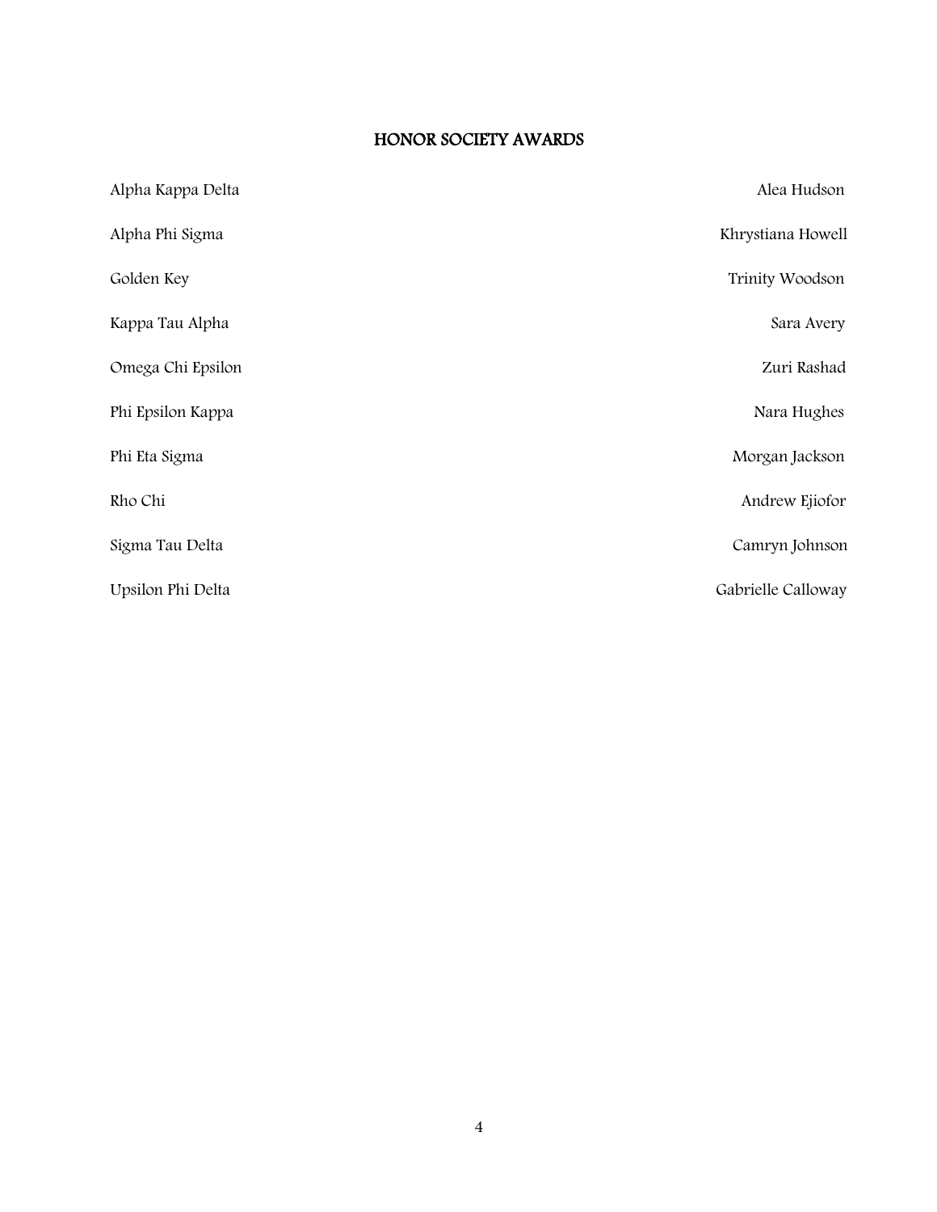## HONOR SOCIETY AWARDS

| | |
|---|---|
| Alpha Kappa Delta | Alea Hudson |
| Alpha Phi Sigma | Khrystiana Howell |
| Golden Key | Trinity Woodson |
| Kappa Tau Alpha | Sara Avery |
| Omega Chi Epsilon | Zuri Rashad |
| Phi Epsilon Kappa | Nara Hughes |
| Phi Eta Sigma | Morgan Jackson |
| Rho Chi | Andrew Ejiofor |
| Sigma Tau Delta | Camryn Johnson |
| Upsilon Phi Delta | Gabrielle Calloway |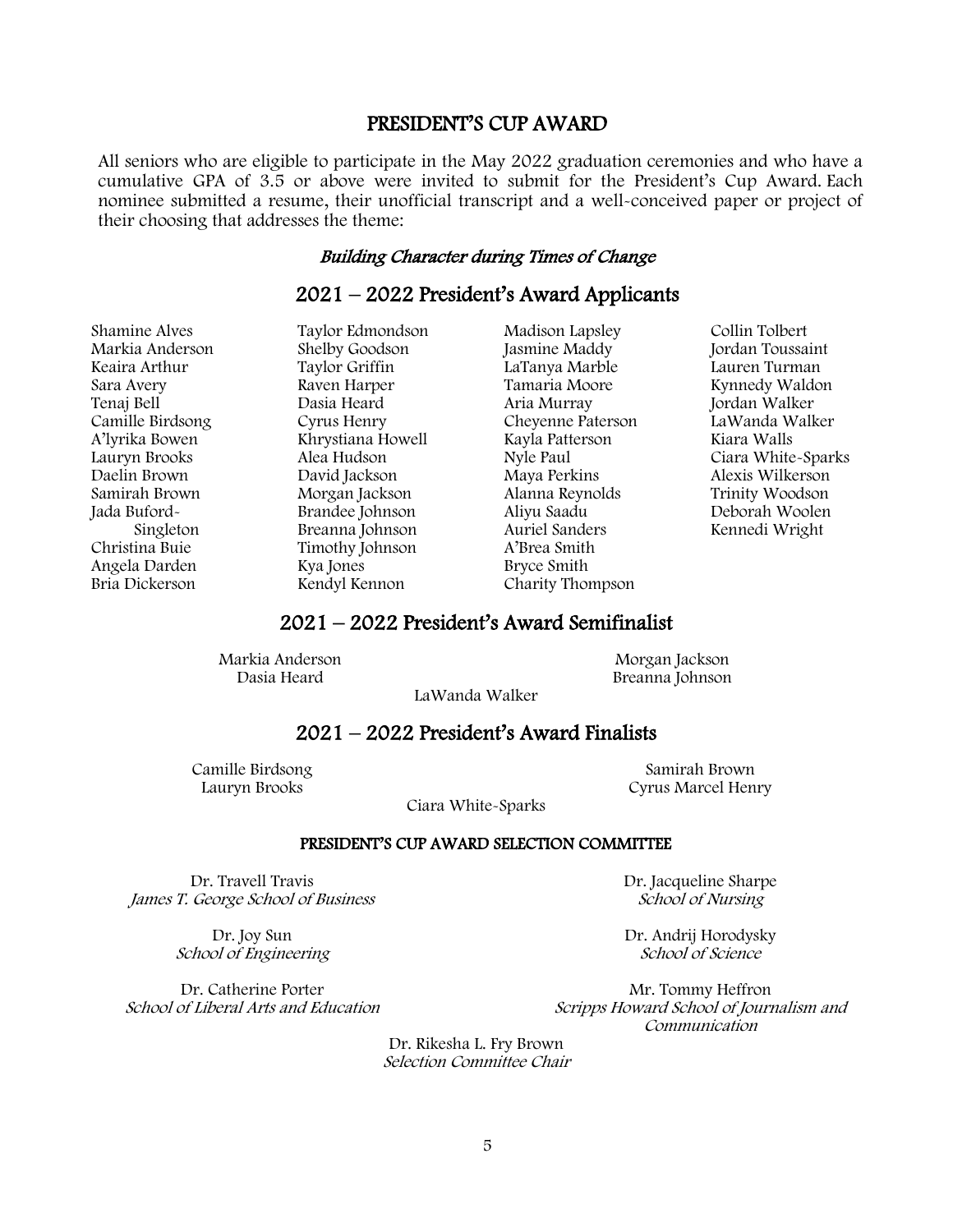# PRESIDENT'S CUP AWARD

All seniors who are eligible to participate in the May 2022 graduation ceremonies and who have a cumulative GPA of 3.5 or above were invited to submit for the President's Cup Award. Each nominee submitted a resume, their unofficial transcript and a well-conceived paper or project of their choosing that addresses the theme:

*Building Character during Times of Change*

## 2021 – 2022 President's Award Applicants

Shamine Alves
Markia Anderson
Keaira Arthur
Sara Avery
Tenaj Bell
Camille Birdsong
A'lyrika Bowen
Lauryn Brooks
Daelin Brown
Samirah Brown
Jada Buford-Singleton
Christina Buie
Angela Darden
Bria Dickerson
Taylor Edmondson
Shelby Goodson
Taylor Griffin
Raven Harper
Dasia Heard
Cyrus Henry
Khrystiana Howell
Alea Hudson
David Jackson
Morgan Jackson
Brandee Johnson
Breanna Johnson
Timothy Johnson
Kya Jones
Kendyl Kennon
Madison Lapsley
Jasmine Maddy
LaTanya Marble
Tamaria Moore
Aria Murray
Cheyenne Paterson
Kayla Patterson
Nyle Paul
Maya Perkins
Alanna Reynolds
Aliyu Saadu
Auriel Sanders
A'Brea Smith
Bryce Smith
Charity Thompson
Collin Tolbert
Jordan Toussaint
Lauren Turman
Kynnedy Waldon
Jordan Walker
LaWanda Walker
Kiara Walls
Ciara White-Sparks
Alexis Wilkerson
Trinity Woodson
Deborah Woolen
Kennedi Wright

## 2021 – 2022 President's Award Semifinalist

Markia Anderson
Dasia Heard
LaWanda Walker
Morgan Jackson
Breanna Johnson

## 2021 – 2022 President's Award Finalists

Camille Birdsong
Lauryn Brooks
Ciara White-Sparks
Samirah Brown
Cyrus Marcel Henry

### PRESIDENT'S CUP AWARD SELECTION COMMITTEE

Dr. Travell Travis
*James T. George School of Business*

Dr. Jacqueline Sharpe
*School of Nursing*

Dr. Joy Sun
*School of Engineering*

Dr. Andrij Horodysky
*School of Science*

Dr. Catherine Porter
*School of Liberal Arts and Education*

Mr. Tommy Heffron
*Scripps Howard School of Journalism and Communication*

Dr. Rikesha L. Fry Brown
*Selection Committee Chair*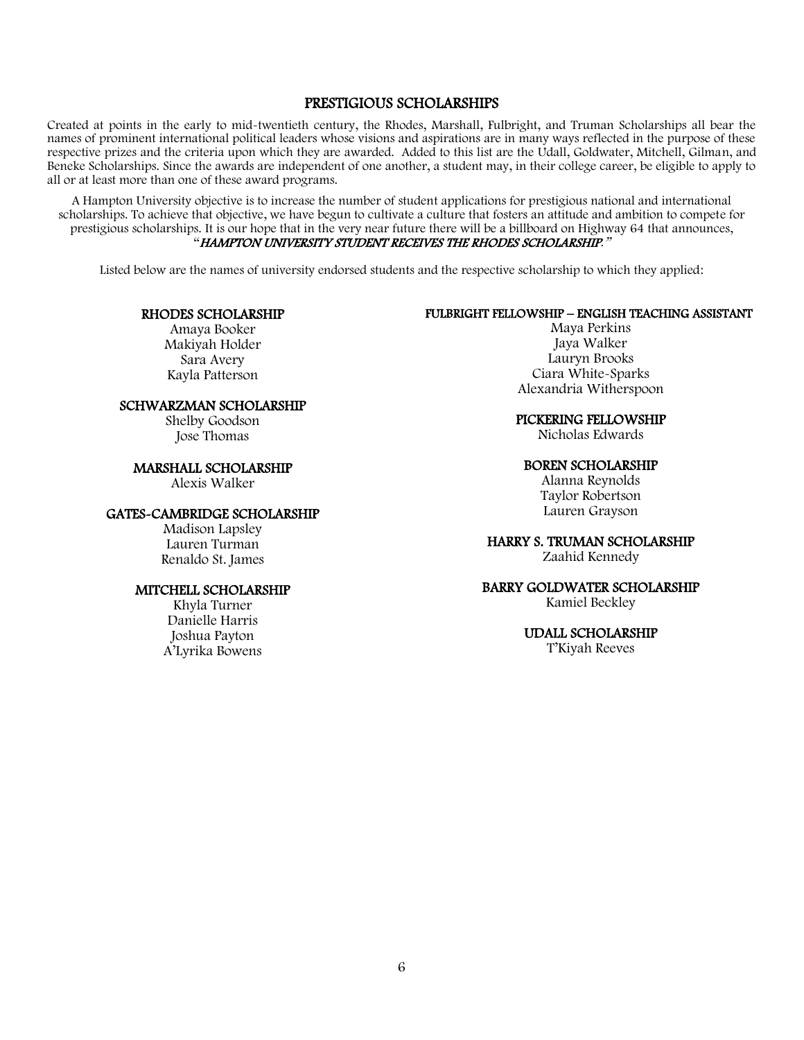## PRESTIGIOUS SCHOLARSHIPS

Created at points in the early to mid-twentieth century, the Rhodes, Marshall, Fulbright, and Truman Scholarships all bear the names of prominent international political leaders whose visions and aspirations are in many ways reflected in the purpose of these respective prizes and the criteria upon which they are awarded. Added to this list are the Udall, Goldwater, Mitchell, Gilman, and Beneke Scholarships. Since the awards are independent of one another, a student may, in their college career, be eligible to apply to all or at least more than one of these award programs.

A Hampton University objective is to increase the number of student applications for prestigious national and international scholarships. To achieve that objective, we have begun to cultivate a culture that fosters an attitude and ambition to compete for prestigious scholarships. It is our hope that in the very near future there will be a billboard on Highway 64 that announces, "***HAMPTON UNIVERSITY STUDENT RECEIVES THE RHODES SCHOLARSHIP.***"

Listed below are the names of university endorsed students and the respective scholarship to which they applied:

### RHODES SCHOLARSHIP
Amaya Booker
Makiyah Holder
Sara Avery
Kayla Patterson

### SCHWARZMAN SCHOLARSHIP
Shelby Goodson
Jose Thomas

### MARSHALL SCHOLARSHIP
Alexis Walker

### GATES-CAMBRIDGE SCHOLARSHIP
Madison Lapsley
Lauren Turman
Renaldo St. James

### MITCHELL SCHOLARSHIP
Khyla Turner
Danielle Harris
Joshua Payton
A'Lyrika Bowens

### FULBRIGHT FELLOWSHIP – ENGLISH TEACHING ASSISTANT
Maya Perkins
Jaya Walker
Lauryn Brooks
Ciara White-Sparks
Alexandria Witherspoon

### PICKERING FELLOWSHIP
Nicholas Edwards

### BOREN SCHOLARSHIP
Alanna Reynolds
Taylor Robertson
Lauren Grayson

### HARRY S. TRUMAN SCHOLARSHIP
Zaahid Kennedy

### BARRY GOLDWATER SCHOLARSHIP
Kamiel Beckley

### UDALL SCHOLARSHIP
T'Kiyah Reeves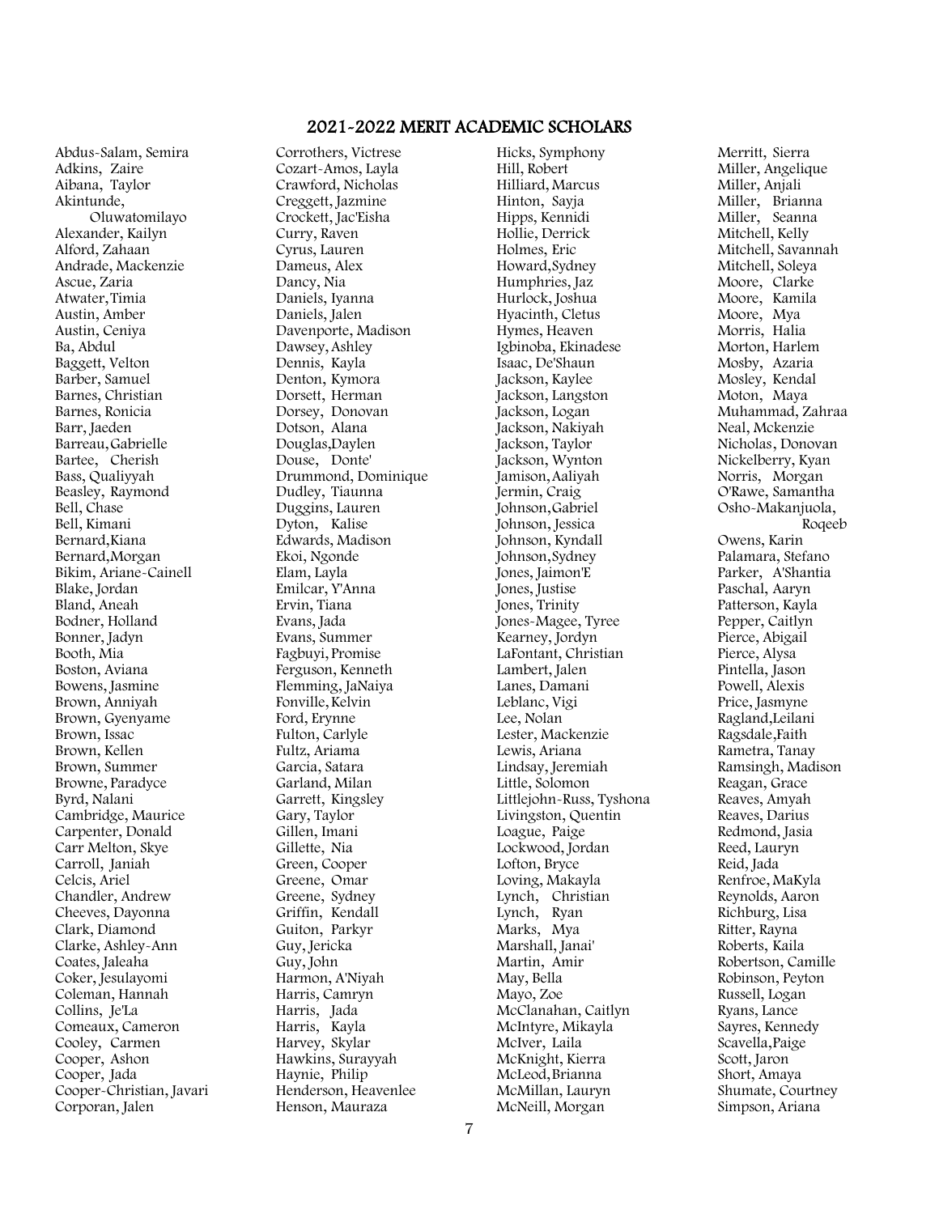## 2021-2022 MERIT ACADEMIC SCHOLARS

Abdus-Salam, Semira
Adkins, Zaire
Aibana, Taylor
Akintunde, Oluwatomilayo
Alexander, Kailyn
Alford, Zahaan
Andrade, Mackenzie
Ascue, Zaria
Atwater, Timia
Austin, Amber
Austin, Ceniya
Ba, Abdul
Baggett, Velton
Barber, Samuel
Barnes, Christian
Barnes, Ronicia
Barr, Jaeden
Barreau, Gabrielle
Bartee, Cherish
Bass, Qualiyyah
Beasley, Raymond
Bell, Chase
Bell, Kimani
Bernard, Kiana
Bernard, Morgan
Bikim, Ariane-Cainell
Blake, Jordan
Bland, Aneah
Bodner, Holland
Bonner, Jadyn
Booth, Mia
Boston, Aviana
Bowens, Jasmine
Brown, Anniyah
Brown, Gyenyame
Brown, Issac
Brown, Kellen
Brown, Summer
Browne, Paradyce
Byrd, Nalani
Cambridge, Maurice
Carpenter, Donald
Carr Melton, Skye
Carroll, Janiah
Celcis, Ariel
Chandler, Andrew
Cheeves, Dayonna
Clark, Diamond
Clarke, Ashley-Ann
Coates, Jaleaha
Coker, Jesulayomi
Coleman, Hannah
Collins, Je'La
Comeaux, Cameron
Cooley, Carmen
Cooper, Ashon
Cooper, Jada
Cooper-Christian, Javari
Corporan, Jalen
Corrothers, Victrese
Cozart-Amos, Layla
Crawford, Nicholas
Creggett, Jazmine
Crockett, Jac'Eisha
Curry, Raven
Cyrus, Lauren
Dameus, Alex
Dancy, Nia
Daniels, Iyanna
Daniels, Jalen
Davenporte, Madison
Dawsey, Ashley
Dennis, Kayla
Denton, Kymora
Dorsett, Herman
Dorsey, Donovan
Dotson, Alana
Douglas, Daylen
Douse, Donte'
Drummond, Dominique
Dudley, Tiaunna
Duggins, Lauren
Dyton, Kalise
Edwards, Madison
Ekoi, Ngonde
Elam, Layla
Emilcar, Y'Anna
Ervin, Tiana
Evans, Jada
Evans, Summer
Fagbuyi, Promise
Ferguson, Kenneth
Flemming, JaNaiya
Fonville, Kelvin
Ford, Erynne
Fulton, Carlyle
Fultz, Ariama
Garcia, Satara
Garland, Milan
Garrett, Kingsley
Gary, Taylor
Gillen, Imani
Gillette, Nia
Green, Cooper
Greene, Omar
Greene, Sydney
Griffin, Kendall
Guiton, Parkyr
Guy, Jericka
Guy, John
Harmon, A'Niyah
Harris, Camryn
Harris, Jada
Harris, Kayla
Harvey, Skylar
Hawkins, Surayyah
Haynie, Philip
Henderson, Heavenlee
Henson, Mauraza
Hicks, Symphony
Hill, Robert
Hilliard, Marcus
Hinton, Sayja
Hipps, Kennidi
Hollie, Derrick
Holmes, Eric
Howard, Sydney
Humphries, Jaz
Hurlock, Joshua
Hyacinth, Cletus
Hymes, Heaven
Igbinoba, Ekinadese
Isaac, De'Shaun
Jackson, Kaylee
Jackson, Langston
Jackson, Logan
Jackson, Nakiyah
Jackson, Taylor
Jackson, Wynton
Jamison, Aaliyah
Jermin, Craig
Johnson, Gabriel
Johnson, Jessica
Johnson, Kyndall
Johnson, Sydney
Jones, Jaimon'E
Jones, Justise
Jones, Trinity
Jones-Magee, Tyree
Kearney, Jordyn
LaFontant, Christian
Lambert, Jalen
Lanes, Damani
Leblanc, Vigi
Lee, Nolan
Lester, Mackenzie
Lewis, Ariana
Lindsay, Jeremiah
Little, Solomon
Littlejohn-Russ, Tyshona
Livingston, Quentin
Loague, Paige
Lockwood, Jordan
Lofton, Bryce
Loving, Makayla
Lynch, Christian
Lynch, Ryan
Marks, Mya
Marshall, Janai'
Martin, Amir
May, Bella
Mayo, Zoe
McClanahan, Caitlyn
McIntyre, Mikayla
McIver, Laila
McKnight, Kierra
McLeod, Brianna
McMillan, Lauryn
McNeill, Morgan
Merritt, Sierra
Miller, Angelique
Miller, Anjali
Miller, Brianna
Miller, Seanna
Mitchell, Kelly
Mitchell, Savannah
Mitchell, Soleya
Moore, Clarke
Moore, Kamila
Moore, Mya
Morris, Halia
Morton, Harlem
Mosby, Azaria
Mosley, Kendal
Moton, Maya
Muhammad, Zahraa
Neal, Mckenzie
Nicholas, Donovan
Nickelberry, Kyan
Norris, Morgan
O'Rawe, Samantha
Osho-Makanjuola, Roqeeb
Owens, Karin
Palamara, Stefano
Parker, A'Shantia
Paschal, Aaryn
Patterson, Kayla
Pepper, Caitlyn
Pierce, Abigail
Pierce, Alysa
Pintella, Jason
Powell, Alexis
Price, Jasmyne
Ragland, Leilani
Ragsdale, Faith
Rametra, Tanay
Ramsingh, Madison
Reagan, Grace
Reaves, Amyah
Reaves, Darius
Redmond, Jasia
Reed, Lauryn
Reid, Jada
Renfroe, MaKyla
Reynolds, Aaron
Richburg, Lisa
Ritter, Rayna
Roberts, Kaila
Robertson, Camille
Robinson, Peyton
Russell, Logan
Ryans, Lance
Sayres, Kennedy
Scavella, Paige
Scott, Jaron
Short, Amaya
Shumate, Courtney
Simpson, Ariana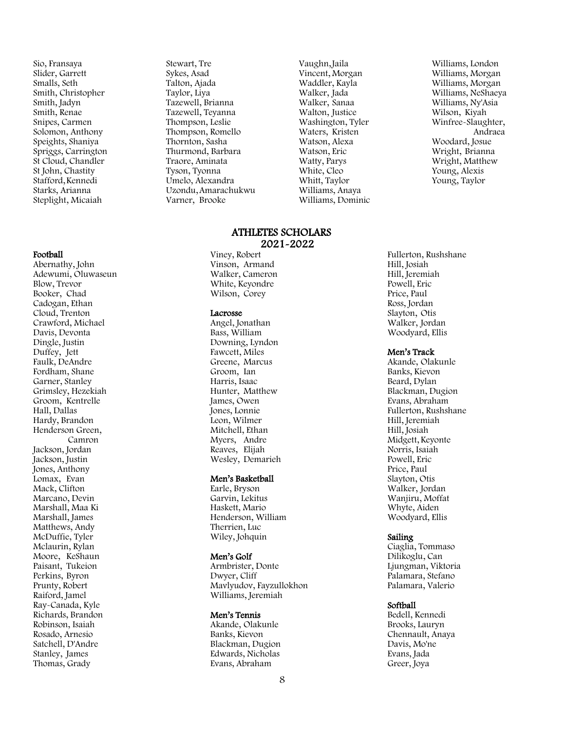Sio, Fransaya
Slider, Garrett
Smalls, Seth
Smith, Christopher
Smith, Jadyn
Smith, Renae
Snipes, Carmen
Solomon, Anthony
Speights, Shaniya
Spriggs, Carrington
St Cloud, Chandler
St John, Chastity
Stafford, Kennedi
Starks, Arianna
Steplight, Micaiah
Stewart, Tre
Sykes, Asad
Talton, Ajada
Taylor, Liya
Tazewell, Brianna
Tazewell, Teyanna
Thompson, Leslie
Thompson, Romello
Thornton, Sasha
Thurmond, Barbara
Traore, Aminata
Tyson, Tyonna
Umelo, Alexandra
Uzondu, Amarachukwu
Varner, Brooke
Vaughn, Jaila
Vincent, Morgan
Waddler, Kayla
Walker, Jada
Walker, Sanaa
Walton, Justice
Washington, Tyler
Waters, Kristen
Watson, Alexa
Watson, Eric
Watty, Parys
White, Cleo
Whitt, Taylor
Williams, Anaya
Williams, Dominic
Williams, London
Williams, Morgan
Williams, Morgan
Williams, NeShaeya
Williams, Ny'Asia
Wilson, Kiyah
Winfree-Slaughter, Andraea
Woodard, Josue
Wright, Brianna
Wright, Matthew
Young, Alexis
Young, Taylor

## ATHLETES SCHOLARS 2021-2022

**Football**

Abernathy, John
Adewumi, Oluwaseun
Blow, Trevor
Booker, Chad
Cadogan, Ethan
Cloud, Trenton
Crawford, Michael
Davis, Devonta
Dingle, Justin
Duffey, Jett
Faulk, DeAndre
Fordham, Shane
Garner, Stanley
Grimsley, Hezekiah
Groom, Kentrelle
Hall, Dallas
Hardy, Brandon
Henderson Green, Camron
Jackson, Jordan
Jackson, Justin
Jones, Anthony
Lomax, Evan
Mack, Clifton
Marcano, Devin
Marshall, Maa Ki
Marshall, James
Matthews, Andy
McDuffie, Tyler
Mclaurin, Rylan
Moore, KeShaun
Paisant, Tukeion
Perkins, Byron
Prunty, Robert
Raiford, Jamel
Ray-Canada, Kyle
Richards, Brandon
Robinson, Isaiah
Rosado, Arnesio
Satchell, D'Andre
Stanley, James
Thomas, Grady
Viney, Robert
Vinson, Armand
Walker, Cameron
White, Keyondre
Wilson, Corey

**Lacrosse**

Angel, Jonathan
Bass, William
Downing, Lyndon
Fawcett, Miles
Greene, Marcus
Groom, Ian
Harris, Isaac
Hunter, Matthew
James, Owen
Jones, Lonnie
Leon, Wilmer
Mitchell, Ethan
Myers, Andre
Reaves, Elijah
Wesley, Demarieh

**Men's Basketball**

Earle, Bryson
Garvin, Lekitus
Haskett, Mario
Henderson, William
Therrien, Luc
Wiley, Johquin

**Men's Golf**

Armbrister, Donte
Dwyer, Cliff
Mavlyudov, Fayzullokhon
Williams, Jeremiah

**Men's Tennis**

Akande, Olakunle
Banks, Kievon
Blackman, Dugion
Edwards, Nicholas
Evans, Abraham
Fullerton, Rushshane
Hill, Josiah
Hill, Jeremiah
Powell, Eric
Price, Paul
Ross, Jordan
Slayton, Otis
Walker, Jordan
Woodyard, Ellis

**Men's Track**

Akande, Olakunle
Banks, Kievon
Beard, Dylan
Blackman, Dugion
Evans, Abraham
Fullerton, Rushshane
Hill, Jeremiah
Hill, Josiah
Midgett, Keyonte
Norris, Isaiah
Powell, Eric
Price, Paul
Slayton, Otis
Walker, Jordan
Wanjiru, Moffat
Whyte, Aiden
Woodyard, Ellis

**Sailing**

Ciaglia, Tommaso
Dilikoglu, Can
Ljungman, Viktoria
Palamara, Stefano
Palamara, Valerio

**Softball**

Bedell, Kennedi
Brooks, Lauryn
Chennault, Anaya
Davis, Mo'ne
Evans, Jada
Greer, Joya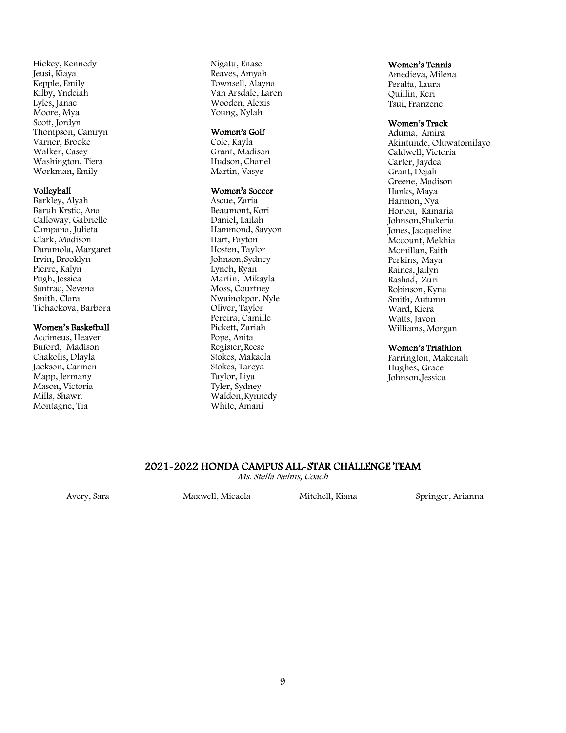Hickey, Kennedy
Jeusi, Kiaya
Kepple, Emily
Kilby, Yndeiah
Lyles, Janae
Moore, Mya
Scott, Jordyn
Thompson, Camryn
Varner, Brooke
Walker, Casey
Washington, Tiera
Workman, Emily

**Volleyball**
Barkley, Alyah
Baruh Krstic, Ana
Calloway, Gabrielle
Campana, Julieta
Clark, Madison
Daramola, Margaret
Irvin, Brooklyn
Pierre, Kalyn
Pugh, Jessica
Santrac, Nevena
Smith, Clara
Tichackova, Barbora

**Women's Basketball**
Accimeus, Heaven
Buford, Madison
Chakolis, Dlayla
Jackson, Carmen
Mapp, Jermany
Mason, Victoria
Mills, Shawn
Montagne, Tia

Nigatu, Enase
Reaves, Amyah
Townsell, Alayna
Van Arsdale, Laren
Wooden, Alexis
Young, Nylah

**Women's Golf**
Cole, Kayla
Grant, Madison
Hudson, Chanel
Martin, Vasye

**Women's Soccer**
Ascue, Zaria
Beaumont, Kori
Daniel, Lailah
Hammond, Savyon
Hart, Payton
Hosten, Taylor
Johnson, Sydney
Lynch, Ryan
Martin, Mikayla
Moss, Courtney
Nwainokpor, Nyle
Oliver, Taylor
Pereira, Camille
Pickett, Zariah
Pope, Anita
Register, Reese
Stokes, Makaela
Stokes, Tareya
Taylor, Liya
Tyler, Sydney
Waldon, Kynnedy
White, Amani

**Women's Tennis**
Amedieva, Milena
Peralta, Laura
Quillin, Keri
Tsui, Franzene

**Women's Track**
Aduma, Amira
Akintunde, Oluwatomilayo
Caldwell, Victoria
Carter, Jaydea
Grant, Dejah
Greene, Madison
Hanks, Maya
Harmon, Nya
Horton, Kamaria
Johnson, Shakeria
Jones, Jacqueline
Mccount, Mekhia
Mcmillan, Faith
Perkins, Maya
Raines, Jailyn
Rashad, Zuri
Robinson, Kyna
Smith, Autumn
Ward, Kiera
Watts, Javon
Williams, Morgan

**Women's Triathlon**
Farrington, Makenah
Hughes, Grace
Johnson, Jessica

## 2021-2022 HONDA CAMPUS ALL-STAR CHALLENGE TEAM

*Ms. Stella Nelms, Coach*

Avery, Sara
Maxwell, Micaela
Mitchell, Kiana
Springer, Arianna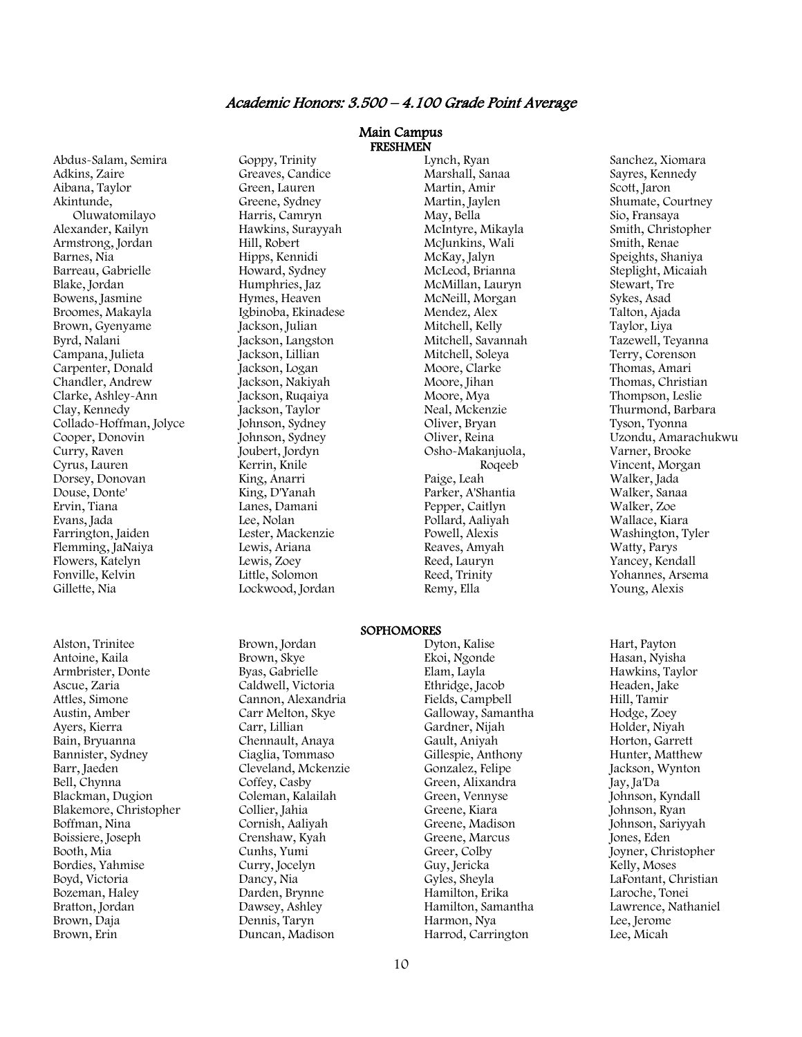## *Academic Honors: 3.500 – 4.100 Grade Point Average*

### Main Campus

#### FRESHMEN

Abdus-Salam, Semira
Adkins, Zaire
Aibana, Taylor
Akintunde, Oluwatomilayo
Alexander, Kailyn
Armstrong, Jordan
Barnes, Nia
Barreau, Gabrielle
Blake, Jordan
Bowens, Jasmine
Broomes, Makayla
Brown, Gyenyame
Byrd, Nalani
Campana, Julieta
Carpenter, Donald
Chandler, Andrew
Clarke, Ashley-Ann
Clay, Kennedy
Collado-Hoffman, Jolyce
Cooper, Donovin
Curry, Raven
Cyrus, Lauren
Dorsey, Donovan
Douse, Donte'
Ervin, Tiana
Evans, Jada
Farrington, Jaiden
Flemming, JaNaiya
Flowers, Katelyn
Fonville, Kelvin
Gillette, Nia
Goppy, Trinity
Greaves, Candice
Green, Lauren
Greene, Sydney
Harris, Camryn
Hawkins, Surayyah
Hill, Robert
Hipps, Kennidi
Howard, Sydney
Humphries, Jaz
Hymes, Heaven
Igbinoba, Ekinadese
Jackson, Julian
Jackson, Langston
Jackson, Lillian
Jackson, Logan
Jackson, Nakiyah
Jackson, Ruqaiya
Jackson, Taylor
Johnson, Sydney
Johnson, Sydney
Joubert, Jordyn
Kerrin, Knile
King, Anarri
King, D'Yanah
Lanes, Damani
Lee, Nolan
Lester, Mackenzie
Lewis, Ariana
Lewis, Zoey
Little, Solomon
Lockwood, Jordan
Lynch, Ryan
Marshall, Sanaa
Martin, Amir
Martin, Jaylen
May, Bella
McIntyre, Mikayla
McJunkins, Wali
McKay, Jalyn
McLeod, Brianna
McMillan, Lauryn
McNeill, Morgan
Mendez, Alex
Mitchell, Kelly
Mitchell, Savannah
Mitchell, Soleya
Moore, Clarke
Moore, Jihan
Moore, Mya
Neal, Mckenzie
Oliver, Bryan
Oliver, Reina
Osho-Makanjuola, Roqeeb
Paige, Leah
Parker, A'Shantia
Pepper, Caitlyn
Pollard, Aaliyah
Powell, Alexis
Reaves, Amyah
Reed, Lauryn
Reed, Trinity
Remy, Ella
Sanchez, Xiomara
Sayres, Kennedy
Scott, Jaron
Shumate, Courtney
Sio, Fransaya
Smith, Christopher
Smith, Renae
Speights, Shaniya
Steplight, Micaiah
Stewart, Tre
Sykes, Asad
Talton, Ajada
Taylor, Liya
Tazewell, Teyanna
Terry, Corenson
Thomas, Amari
Thomas, Christian
Thompson, Leslie
Thurmond, Barbara
Tyson, Tyonna
Uzondu, Amarachukwu
Varner, Brooke
Vincent, Morgan
Walker, Jada
Walker, Sanaa
Walker, Zoe
Wallace, Kiara
Washington, Tyler
Watty, Parys
Yancey, Kendall
Yohannes, Arsema
Young, Alexis

#### SOPHOMORES

Alston, Trinitee
Antoine, Kaila
Armbrister, Donte
Ascue, Zaria
Attles, Simone
Austin, Amber
Ayers, Kierra
Bain, Bryuanna
Bannister, Sydney
Barr, Jaeden
Bell, Chynna
Blackman, Dugion
Blakemore, Christopher
Boffman, Nina
Boissiere, Joseph
Booth, Mia
Bordies, Yahmise
Boyd, Victoria
Bozeman, Haley
Bratton, Jordan
Brown, Daja
Brown, Erin
Brown, Jordan
Brown, Skye
Byas, Gabrielle
Caldwell, Victoria
Cannon, Alexandria
Carr Melton, Skye
Carr, Lillian
Chennault, Anaya
Ciaglia, Tommaso
Cleveland, Mckenzie
Coffey, Casby
Coleman, Kalailah
Collier, Jahia
Cornish, Aaliyah
Crenshaw, Kyah
Cunhs, Yumi
Curry, Jocelyn
Dancy, Nia
Darden, Brynne
Dawsey, Ashley
Dennis, Taryn
Duncan, Madison
Dyton, Kalise
Ekoi, Ngonde
Elam, Layla
Ethridge, Jacob
Fields, Campbell
Galloway, Samantha
Gardner, Nijah
Gault, Aniyah
Gillespie, Anthony
Gonzalez, Felipe
Green, Alixandra
Green, Vennyse
Greene, Kiara
Greene, Madison
Greene, Marcus
Greer, Colby
Guy, Jericka
Gyles, Sheyla
Hamilton, Erika
Hamilton, Samantha
Harmon, Nya
Harrod, Carrington
Hart, Payton
Hasan, Nyisha
Hawkins, Taylor
Headen, Jake
Hill, Tamir
Hodge, Zoey
Holder, Niyah
Horton, Garrett
Hunter, Matthew
Jackson, Wynton
Jay, Ja'Da
Johnson, Kyndall
Johnson, Ryan
Johnson, Sariyyah
Jones, Eden
Joyner, Christopher
Kelly, Moses
LaFontant, Christian
Laroche, Tonei
Lawrence, Nathaniel
Lee, Jerome
Lee, Micah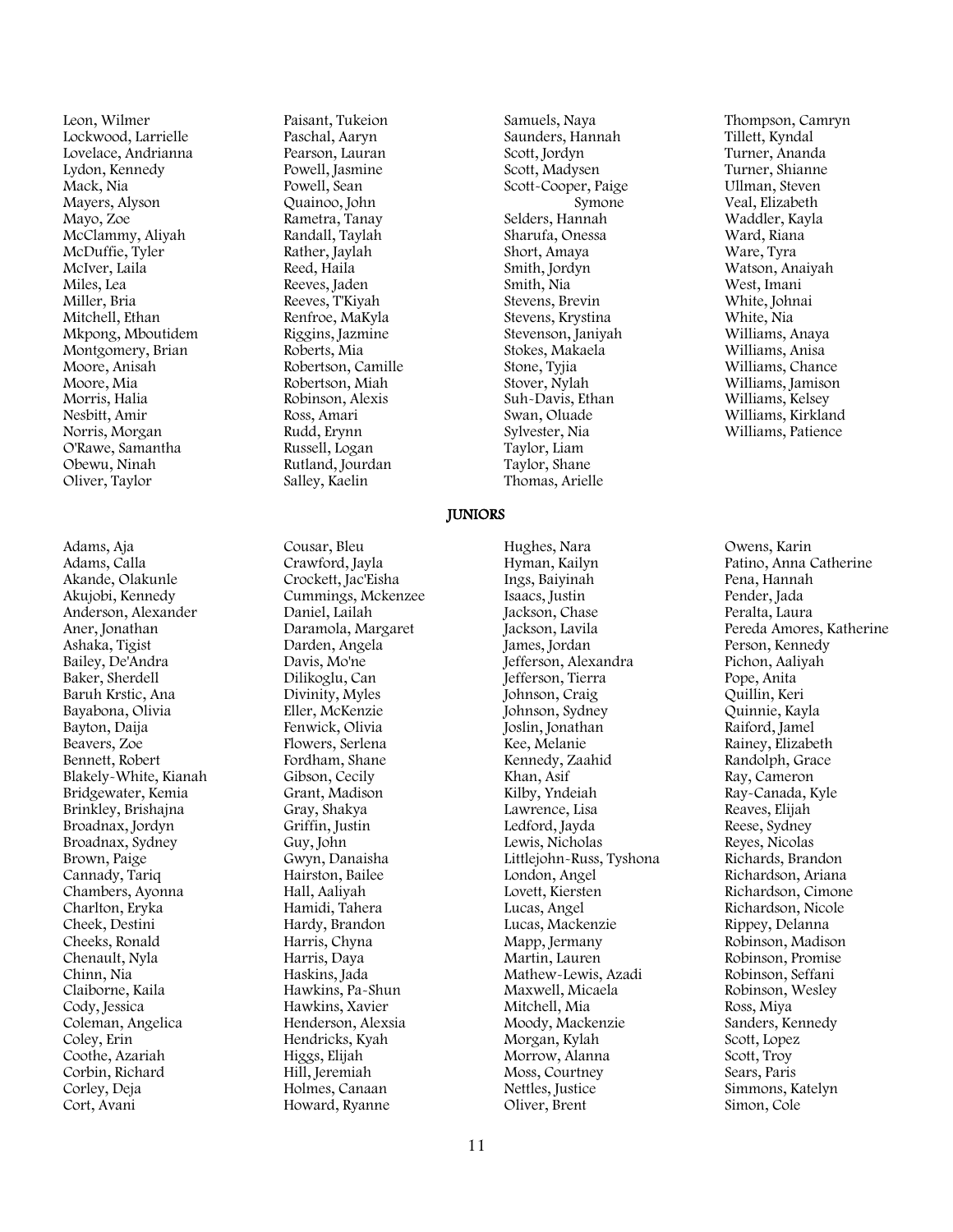Leon, Wilmer
Lockwood, Larrielle
Lovelace, Andrianna
Lydon, Kennedy
Mack, Nia
Mayers, Alyson
Mayo, Zoe
McClammy, Aliyah
McDuffie, Tyler
McIver, Laila
Miles, Lea
Miller, Bria
Mitchell, Ethan
Mkpong, Mboutidem
Montgomery, Brian
Moore, Anisah
Moore, Mia
Morris, Halia
Nesbitt, Amir
Norris, Morgan
O'Rawe, Samantha
Obewu, Ninah
Oliver, Taylor
Paisant, Tukeion
Paschal, Aaryn
Pearson, Lauran
Powell, Jasmine
Powell, Sean
Quainoo, John
Rametra, Tanay
Randall, Taylah
Rather, Jaylah
Reed, Haila
Reeves, Jaden
Reeves, T'Kiyah
Renfroe, MaKyla
Riggins, Jazmine
Roberts, Mia
Robertson, Camille
Robertson, Miah
Robinson, Alexis
Ross, Amari
Rudd, Erynn
Russell, Logan
Rutland, Jourdan
Salley, Kaelin
Samuels, Naya
Saunders, Hannah
Scott, Jordyn
Scott, Madysen
Scott-Cooper, Paige Symone
Selders, Hannah
Sharufa, Onessa
Short, Amaya
Smith, Jordyn
Smith, Nia
Stevens, Brevin
Stevens, Krystina
Stevenson, Janiyah
Stokes, Makaela
Stone, Tyjia
Stover, Nylah
Suh-Davis, Ethan
Swan, Oluade
Sylvester, Nia
Taylor, Liam
Taylor, Shane
Thomas, Arielle
Thompson, Camryn
Tillett, Kyndal
Turner, Ananda
Turner, Shianne
Ullman, Steven
Veal, Elizabeth
Waddler, Kayla
Ward, Riana
Ware, Tyra
Watson, Anaiyah
West, Imani
White, Johnai
White, Nia
Williams, Anaya
Williams, Anisa
Williams, Chance
Williams, Jamison
Williams, Kelsey
Williams, Kirkland
Williams, Patience

## JUNIORS

Adams, Aja
Adams, Calla
Akande, Olakunle
Akujobi, Kennedy
Anderson, Alexander
Aner, Jonathan
Ashaka, Tigist
Bailey, De'Andra
Baker, Sherdell
Baruh Krstic, Ana
Bayabona, Olivia
Bayton, Daija
Beavers, Zoe
Bennett, Robert
Blakely-White, Kianah
Bridgewater, Kemia
Brinkley, Brishajna
Broadnax, Jordyn
Broadnax, Sydney
Brown, Paige
Cannady, Tariq
Chambers, Ayonna
Charlton, Eryka
Cheek, Destini
Cheeks, Ronald
Chenault, Nyla
Chinn, Nia
Claiborne, Kaila
Cody, Jessica
Coleman, Angelica
Coley, Erin
Coothe, Azariah
Corbin, Richard
Corley, Deja
Cort, Avani
Cousar, Bleu
Crawford, Jayla
Crockett, Jac'Eisha
Cummings, Mckenzee
Daniel, Lailah
Daramola, Margaret
Darden, Angela
Davis, Mo'ne
Dilikoglu, Can
Divinity, Myles
Eller, McKenzie
Fenwick, Olivia
Flowers, Serlena
Fordham, Shane
Gibson, Cecily
Grant, Madison
Gray, Shakya
Griffin, Justin
Guy, John
Gwyn, Danaisha
Hairston, Bailee
Hall, Aaliyah
Hamidi, Tahera
Hardy, Brandon
Harris, Chyna
Harris, Daya
Haskins, Jada
Hawkins, Pa-Shun
Hawkins, Xavier
Henderson, Alexsia
Hendricks, Kyah
Higgs, Elijah
Hill, Jeremiah
Holmes, Canaan
Howard, Ryanne
Hughes, Nara
Hyman, Kailyn
Ings, Baiyinah
Isaacs, Justin
Jackson, Chase
Jackson, Lavila
James, Jordan
Jefferson, Alexandra
Jefferson, Tierra
Johnson, Craig
Johnson, Sydney
Joslin, Jonathan
Kee, Melanie
Kennedy, Zaahid
Khan, Asif
Kilby, Yndeiah
Lawrence, Lisa
Ledford, Jayda
Lewis, Nicholas
Littlejohn-Russ, Tyshona
London, Angel
Lovett, Kiersten
Lucas, Angel
Lucas, Mackenzie
Mapp, Jermany
Martin, Lauren
Mathew-Lewis, Azadi
Maxwell, Micaela
Mitchell, Mia
Moody, Mackenzie
Morgan, Kylah
Morrow, Alanna
Moss, Courtney
Nettles, Justice
Oliver, Brent
Owens, Karin
Patino, Anna Catherine
Pena, Hannah
Pender, Jada
Peralta, Laura
Pereda Amores, Katherine
Person, Kennedy
Pichon, Aaliyah
Pope, Anita
Quillin, Keri
Quinnie, Kayla
Raiford, Jamel
Rainey, Elizabeth
Randolph, Grace
Ray, Cameron
Ray-Canada, Kyle
Reaves, Elijah
Reese, Sydney
Reyes, Nicolas
Richards, Brandon
Richardson, Ariana
Richardson, Cimone
Richardson, Nicole
Rippey, Delanna
Robinson, Madison
Robinson, Promise
Robinson, Seffani
Robinson, Wesley
Ross, Miya
Sanders, Kennedy
Scott, Lopez
Scott, Troy
Sears, Paris
Simmons, Katelyn
Simon, Cole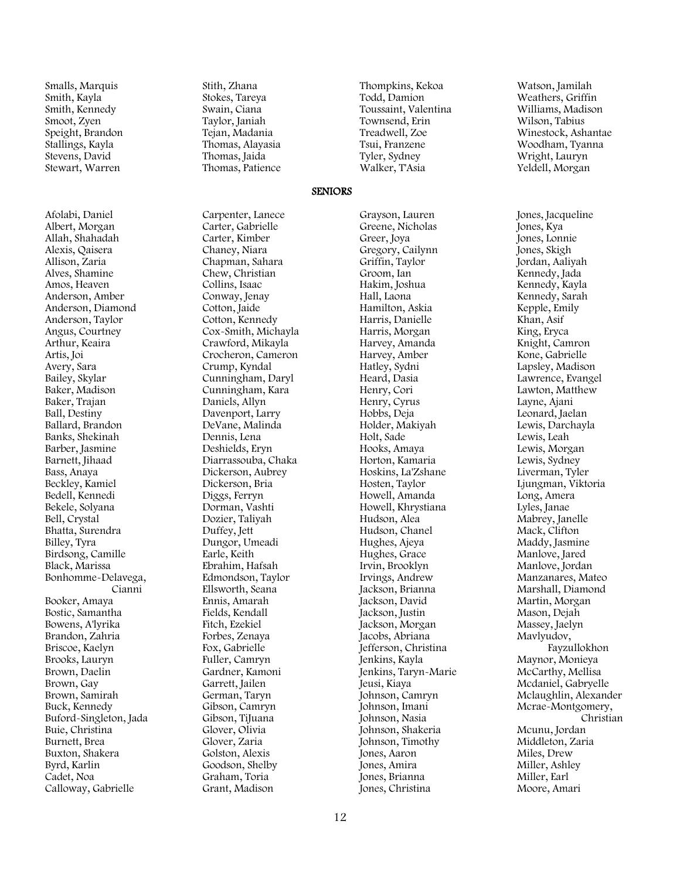Smalls, Marquis
Smith, Kayla
Smith, Kennedy
Smoot, Zyen
Speight, Brandon
Stallings, Kayla
Stevens, David
Stewart, Warren
Stith, Zhana
Stokes, Tareya
Swain, Ciana
Taylor, Janiah
Tejan, Madania
Thomas, Alayasia
Thomas, Jaida
Thomas, Patience
Thompkins, Kekoa
Todd, Damion
Toussaint, Valentina
Townsend, Erin
Treadwell, Zoe
Tsui, Franzene
Tyler, Sydney
Walker, T'Asia
Watson, Jamilah
Weathers, Griffin
Williams, Madison
Wilson, Tabius
Winestock, Ashantae
Woodham, Tyanna
Wright, Lauryn
Yeldell, Morgan

## SENIORS

Afolabi, Daniel
Albert, Morgan
Allah, Shahadah
Alexis, Qaisera
Allison, Zaria
Alves, Shamine
Amos, Heaven
Anderson, Amber
Anderson, Diamond
Anderson, Taylor
Angus, Courtney
Arthur, Keaira
Artis, Joi
Avery, Sara
Bailey, Skylar
Baker, Madison
Baker, Trajan
Ball, Destiny
Ballard, Brandon
Banks, Shekinah
Barber, Jasmine
Barnett, Jihaad
Bass, Anaya
Beckley, Kamiel
Bedell, Kennedi
Bekele, Solyana
Bell, Crystal
Bhatta, Surendra
Billey, Tyra
Birdsong, Camille
Black, Marissa
Bonhomme-Delavega, Cianni
Booker, Amaya
Bostic, Samantha
Bowens, A'lyrika
Brandon, Zahria
Briscoe, Kaelyn
Brooks, Lauryn
Brown, Daelin
Brown, Gay
Brown, Samirah
Buck, Kennedy
Buford-Singleton, Jada
Buie, Christina
Burnett, Brea
Buxton, Shakera
Byrd, Karlin
Cadet, Noa
Calloway, Gabrielle
Carpenter, Lanece
Carter, Gabrielle
Carter, Kimber
Chaney, Niara
Chapman, Sahara
Chew, Christian
Collins, Isaac
Conway, Jenay
Cotton, Jaide
Cotton, Kennedy
Cox-Smith, Michayla
Crawford, Mikayla
Crocheron, Cameron
Crump, Kyndal
Cunningham, Daryl
Cunningham, Kara
Daniels, Allyn
Davenport, Larry
DeVane, Malinda
Dennis, Lena
Deshields, Eryn
Diarrassouba, Chaka
Dickerson, Aubrey
Dickerson, Bria
Diggs, Ferryn
Dorman, Vashti
Dozier, Taliyah
Duffey, Jett
Dungor, Umeadi
Earle, Keith
Ebrahim, Hafsah
Edmondson, Taylor
Ellsworth, Seana
Ennis, Amarah
Fields, Kendall
Fitch, Ezekiel
Forbes, Zenaya
Fox, Gabrielle
Fuller, Camryn
Gardner, Kamoni
Garrett, Jailen
German, Taryn
Gibson, Camryn
Gibson, TiJuana
Glover, Olivia
Glover, Zaria
Golston, Alexis
Goodson, Shelby
Graham, Toria
Grant, Madison
Grayson, Lauren
Greene, Nicholas
Greer, Joya
Gregory, Cailynn
Griffin, Taylor
Groom, Ian
Hakim, Joshua
Hall, Laona
Hamilton, Askia
Harris, Danielle
Harris, Morgan
Harvey, Amanda
Harvey, Amber
Hatley, Sydni
Heard, Dasia
Henry, Cori
Henry, Cyrus
Hobbs, Deja
Holder, Makiyah
Holt, Sade
Hooks, Amaya
Horton, Kamaria
Hoskins, La'Zshane
Hosten, Taylor
Howell, Amanda
Howell, Khrystiana
Hudson, Alea
Hudson, Chanel
Hughes, Ajeya
Hughes, Grace
Irvin, Brooklyn
Irvings, Andrew
Jackson, Brianna
Jackson, David
Jackson, Justin
Jackson, Morgan
Jacobs, Abriana
Jefferson, Christina
Jenkins, Kayla
Jenkins, Taryn-Marie
Jeusi, Kiaya
Johnson, Camryn
Johnson, Imani
Johnson, Nasia
Johnson, Shakeria
Johnson, Timothy
Jones, Aaron
Jones, Amira
Jones, Brianna
Jones, Christina
Jones, Jacqueline
Jones, Kya
Jones, Lonnie
Jones, Skigh
Jordan, Aaliyah
Kennedy, Jada
Kennedy, Kayla
Kennedy, Sarah
Kepple, Emily
Khan, Asif
King, Eryca
Knight, Camron
Kone, Gabrielle
Lapsley, Madison
Lawrence, Evangel
Lawton, Matthew
Layne, Ajani
Leonard, Jaelan
Lewis, Darchayla
Lewis, Leah
Lewis, Morgan
Lewis, Sydney
Liverman, Tyler
Ljungman, Viktoria
Long, Amera
Lyles, Janae
Mabrey, Janelle
Mack, Clifton
Maddy, Jasmine
Manlove, Jared
Manlove, Jordan
Manzanares, Mateo
Marshall, Diamond
Martin, Morgan
Mason, Dejah
Massey, Jaelyn
Mavlyudov, Fayzullokhon
Maynor, Monieya
McCarthy, Mellisa
Mcdaniel, Gabryelle
Mclaughlin, Alexander
Mcrae-Montgomery, Christian
Mcunu, Jordan
Middleton, Zaria
Miles, Drew
Miller, Ashley
Miller, Earl
Moore, Amari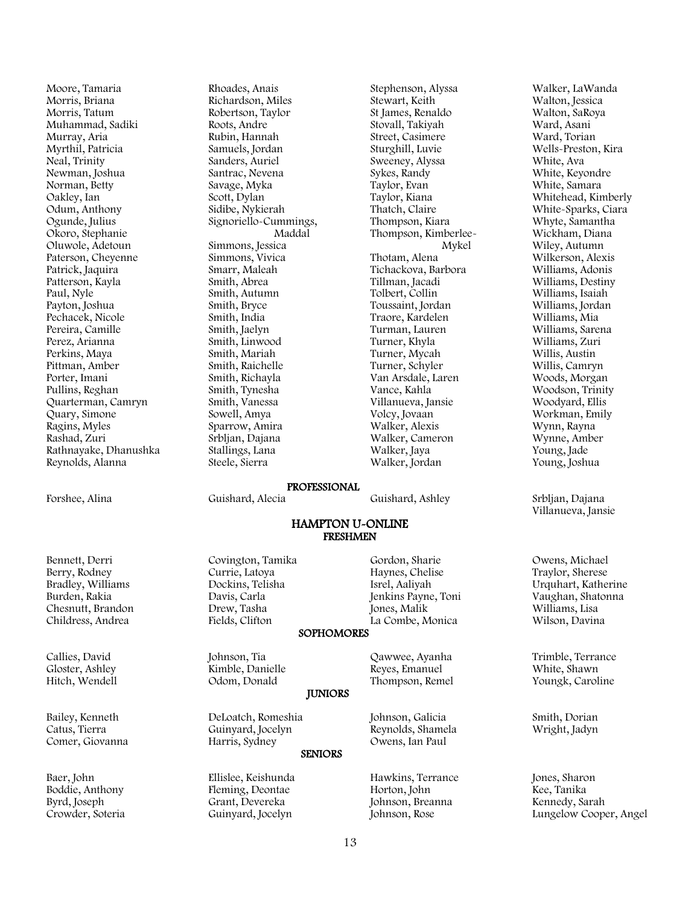Moore, Tamaria
Morris, Briana
Morris, Tatum
Muhammad, Sadiki
Murray, Aria
Myrthil, Patricia
Neal, Trinity
Newman, Joshua
Norman, Betty
Oakley, Ian
Odum, Anthony
Ogunde, Julius
Okoro, Stephanie
Oluwole, Adetoun
Paterson, Cheyenne
Patrick, Jaquira
Patterson, Kayla
Paul, Nyle
Payton, Joshua
Pechacek, Nicole
Pereira, Camille
Perez, Arianna
Perkins, Maya
Pittman, Amber
Porter, Imani
Pullins, Reghan
Quarterman, Camryn
Quary, Simone
Ragins, Myles
Rashad, Zuri
Rathnayake, Dhanushka
Reynolds, Alanna
Rhoades, Anais
Richardson, Miles
Robertson, Taylor
Roots, Andre
Rubin, Hannah
Samuels, Jordan
Sanders, Auriel
Santrac, Nevena
Savage, Myka
Scott, Dylan
Sidibe, Nykierah
Signoriello-Cummings, Maddal
Simmons, Jessica
Simmons, Vivica
Smarr, Maleah
Smith, Abrea
Smith, Autumn
Smith, Bryce
Smith, India
Smith, Jaelyn
Smith, Linwood
Smith, Mariah
Smith, Raichelle
Smith, Richayla
Smith, Tynesha
Smith, Vanessa
Sowell, Amya
Sparrow, Amira
Srbljan, Dajana
Stallings, Lana
Steele, Sierra
Stephenson, Alyssa
Stewart, Keith
St James, Renaldo
Stovall, Takiyah
Street, Casimere
Sturghill, Luvie
Sweeney, Alyssa
Sykes, Randy
Taylor, Evan
Taylor, Kiana
Thatch, Claire
Thompson, Kiara
Thompson, Kimberlee-Mykel
Thotam, Alena
Tichackova, Barbora
Tillman, Jacadi
Tolbert, Collin
Toussaint, Jordan
Traore, Kardelen
Turman, Lauren
Turner, Khyla
Turner, Mycah
Turner, Schyler
Van Arsdale, Laren
Vance, Kahla
Villanueva, Jansie
Volcy, Jovaan
Walker, Alexis
Walker, Cameron
Walker, Jaya
Walker, Jordan
Walker, LaWanda
Walton, Jessica
Walton, SaRoya
Ward, Asani
Ward, Torian
Wells-Preston, Kira
White, Ava
White, Keyondre
White, Samara
Whitehead, Kimberly
White-Sparks, Ciara
Whyte, Samantha
Wickham, Diana
Wiley, Autumn
Wilkerson, Alexis
Williams, Adonis
Williams, Destiny
Williams, Isaiah
Williams, Jordan
Williams, Mia
Williams, Sarena
Williams, Zuri
Willis, Austin
Willis, Camryn
Woods, Morgan
Woodson, Trinity
Woodyard, Ellis
Workman, Emily
Wynn, Rayna
Wynne, Amber
Young, Jade
Young, Joshua

### PROFESSIONAL

Forshee, Alina
Guishard, Alecia
Guishard, Ashley
Srbljan, Dajana
Villanueva, Jansie

## HAMPTON U-ONLINE

### FRESHMEN

Bennett, Derri
Berry, Rodney
Bradley, Williams
Burden, Rakia
Chesnutt, Brandon
Childress, Andrea
Covington, Tamika
Currie, Latoya
Dockins, Telisha
Davis, Carla
Drew, Tasha
Fields, Clifton
Gordon, Sharie
Haynes, Chelise
Isrel, Aaliyah
Jenkins Payne, Toni
Jones, Malik
La Combe, Monica
Owens, Michael
Traylor, Sherese
Urquhart, Katherine
Vaughan, Shatonna
Williams, Lisa
Wilson, Davina

### SOPHOMORES

Callies, David
Gloster, Ashley
Hitch, Wendell
Johnson, Tia
Kimble, Danielle
Odom, Donald
Qawwee, Ayanha
Reyes, Emanuel
Thompson, Remel
Trimble, Terrance
White, Shawn
Youngk, Caroline

### JUNIORS

Bailey, Kenneth
Catus, Tierra
Comer, Giovanna
DeLoatch, Romeshia
Guinyard, Jocelyn
Harris, Sydney
Johnson, Galicia
Reynolds, Shamela
Owens, Ian Paul
Smith, Dorian
Wright, Jadyn

### SENIORS

Baer, John
Boddie, Anthony
Byrd, Joseph
Crowder, Soteria
Ellislee, Keishunda
Fleming, Deontae
Grant, Devereka
Guinyard, Jocelyn
Hawkins, Terrance
Horton, John
Johnson, Breanna
Johnson, Rose
Jones, Sharon
Kee, Tanika
Kennedy, Sarah
Lungelow Cooper, Angel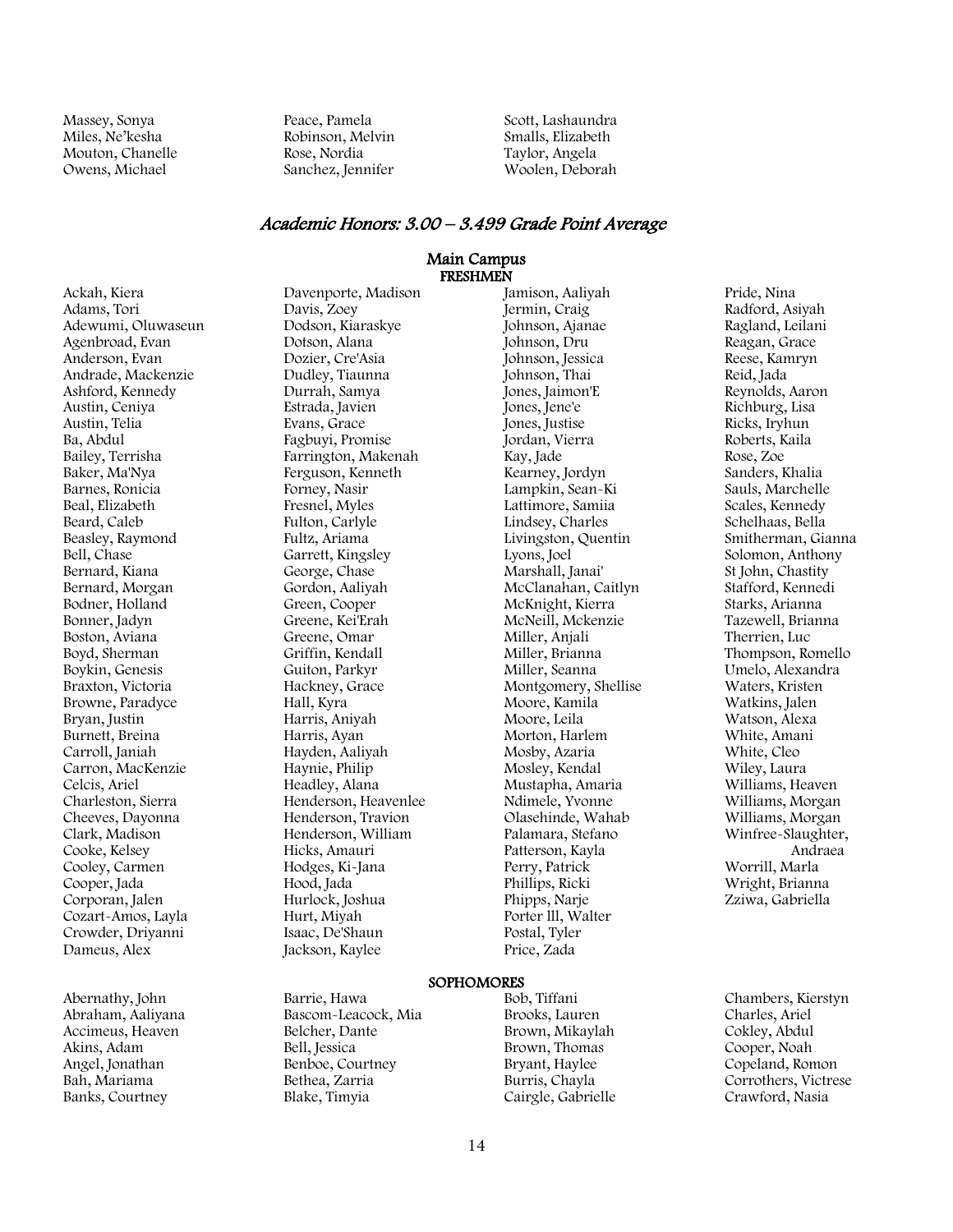Massey, Sonya
Miles, Ne'kesha
Mouton, Chanelle
Owens, Michael
Peace, Pamela
Robinson, Melvin
Rose, Nordia
Sanchez, Jennifer
Scott, Lashaundra
Smalls, Elizabeth
Taylor, Angela
Woolen, Deborah

## *Academic Honors: 3.00 – 3.499 Grade Point Average*

### Main Campus

#### FRESHMEN

Ackah, Kiera
Adams, Tori
Adewumi, Oluwaseun
Agenbroad, Evan
Anderson, Evan
Andrade, Mackenzie
Ashford, Kennedy
Austin, Ceniya
Austin, Telia
Ba, Abdul
Bailey, Terrisha
Baker, Ma'Nya
Barnes, Ronicia
Beal, Elizabeth
Beard, Caleb
Beasley, Raymond
Bell, Chase
Bernard, Kiana
Bernard, Morgan
Bodner, Holland
Bonner, Jadyn
Boston, Aviana
Boyd, Sherman
Boykin, Genesis
Braxton, Victoria
Browne, Paradyce
Bryan, Justin
Burnett, Breina
Carroll, Janiah
Carron, MacKenzie
Celcis, Ariel
Charleston, Sierra
Cheeves, Dayonna
Clark, Madison
Cooke, Kelsey
Cooley, Carmen
Cooper, Jada
Corporan, Jalen
Cozart-Amos, Layla
Crowder, Driyanni
Dameus, Alex
Davenporte, Madison
Davis, Zoey
Dodson, Kiaraskye
Dotson, Alana
Dozier, Cre'Asia
Dudley, Tiaunna
Durrah, Samya
Estrada, Javien
Evans, Grace
Fagbuyi, Promise
Farrington, Makenah
Ferguson, Kenneth
Forney, Nasir
Fresnel, Myles
Fulton, Carlyle
Fultz, Ariama
Garrett, Kingsley
George, Chase
Gordon, Aaliyah
Green, Cooper
Greene, Kei'Erah
Greene, Omar
Griffin, Kendall
Guiton, Parkyr
Hackney, Grace
Hall, Kyra
Harris, Aniyah
Harris, Ayan
Hayden, Aaliyah
Haynie, Philip
Headley, Alana
Henderson, Heavenlee
Henderson, Travion
Henderson, William
Hicks, Amauri
Hodges, Ki-Jana
Hood, Jada
Hurlock, Joshua
Hurt, Miyah
Isaac, De'Shaun
Jackson, Kaylee
Jamison, Aaliyah
Jermin, Craig
Johnson, Ajanae
Johnson, Dru
Johnson, Jessica
Johnson, Thai
Jones, Jaimon'E
Jones, Jene'e
Jones, Justise
Jordan, Vierra
Kay, Jade
Kearney, Jordyn
Lampkin, Sean-Ki
Lattimore, Samiia
Lindsey, Charles
Livingston, Quentin
Lyons, Joel
Marshall, Janai'
McClanahan, Caitlyn
McKnight, Kierra
McNeill, Mckenzie
Miller, Anjali
Miller, Brianna
Miller, Seanna
Montgomery, Shellise
Moore, Kamila
Moore, Leila
Morton, Harlem
Mosby, Azaria
Mosley, Kendal
Mustapha, Amaria
Ndimele, Yvonne
Olasehinde, Wahab
Palamara, Stefano
Patterson, Kayla
Perry, Patrick
Phillips, Ricki
Phipps, Narje
Porter lll, Walter
Postal, Tyler
Price, Zada
Pride, Nina
Radford, Asiyah
Ragland, Leilani
Reagan, Grace
Reese, Kamryn
Reid, Jada
Reynolds, Aaron
Richburg, Lisa
Ricks, Iryhun
Roberts, Kaila
Rose, Zoe
Sanders, Khalia
Sauls, Marchelle
Scales, Kennedy
Schelhaas, Bella
Smitherman, Gianna
Solomon, Anthony
St John, Chastity
Stafford, Kennedi
Starks, Arianna
Tazewell, Brianna
Therrien, Luc
Thompson, Romello
Umelo, Alexandra
Waters, Kristen
Watkins, Jalen
Watson, Alexa
White, Amani
White, Cleo
Wiley, Laura
Williams, Heaven
Williams, Morgan
Williams, Morgan
Winfree-Slaughter, Andraea
Worrill, Marla
Wright, Brianna
Zziwa, Gabriella

#### SOPHOMORES

Abernathy, John
Abraham, Aaliyana
Accimeus, Heaven
Akins, Adam
Angel, Jonathan
Bah, Mariama
Banks, Courtney
Barrie, Hawa
Bascom-Leacock, Mia
Belcher, Dante
Bell, Jessica
Benboe, Courtney
Bethea, Zarria
Blake, Timyia
Bob, Tiffani
Brooks, Lauren
Brown, Mikaylah
Brown, Thomas
Bryant, Haylee
Burris, Chayla
Cairgle, Gabrielle
Chambers, Kierstyn
Charles, Ariel
Cokley, Abdul
Cooper, Noah
Copeland, Romon
Corrothers, Victrese
Crawford, Nasia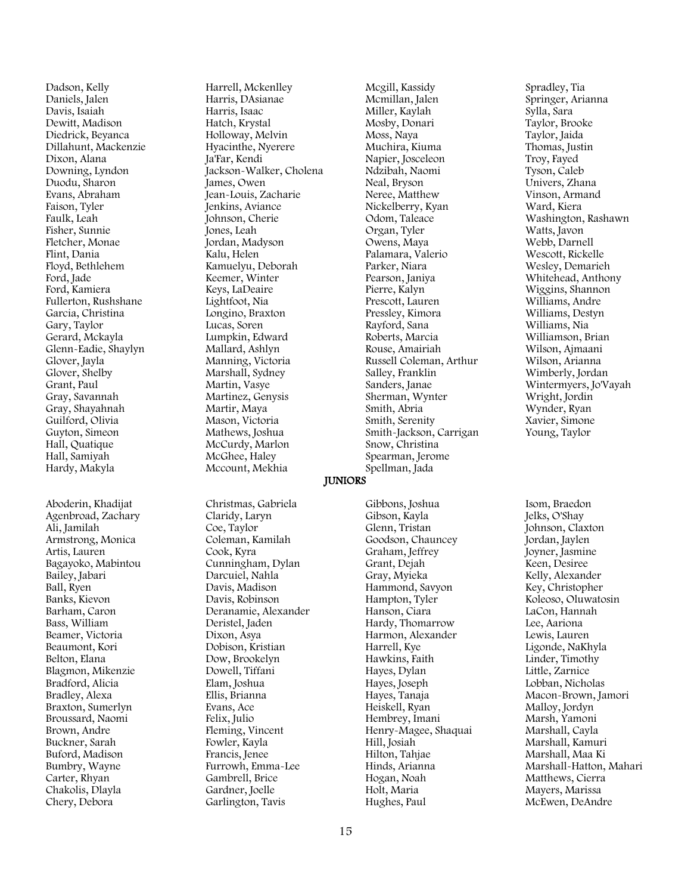Dadson, Kelly
Daniels, Jalen
Davis, Isaiah
Dewitt, Madison
Diedrick, Beyanca
Dillahunt, Mackenzie
Dixon, Alana
Downing, Lyndon
Duodu, Sharon
Evans, Abraham
Faison, Tyler
Faulk, Leah
Fisher, Sunnie
Fletcher, Monae
Flint, Dania
Floyd, Bethlehem
Ford, Jade
Ford, Kamiera
Fullerton, Rushshane
Garcia, Christina
Gary, Taylor
Gerard, Mckayla
Glenn-Eadie, Shaylyn
Glover, Jayla
Glover, Shelby
Grant, Paul
Gray, Savannah
Gray, Shayahnah
Guilford, Olivia
Guyton, Simeon
Hall, Quatique
Hall, Samiyah
Hardy, Makyla
Harrell, Mckenlley
Harris, DAsianae
Harris, Isaac
Hatch, Krystal
Holloway, Melvin
Hyacinthe, Nyerere
Ja'Far, Kendi
Jackson-Walker, Cholena
James, Owen
Jean-Louis, Zacharie
Jenkins, Aviance
Johnson, Cherie
Jones, Leah
Jordan, Madyson
Kalu, Helen
Kamuelyu, Deborah
Keemer, Winter
Keys, LaDeaire
Lightfoot, Nia
Longino, Braxton
Lucas, Soren
Lumpkin, Edward
Mallard, Ashlyn
Manning, Victoria
Marshall, Sydney
Martin, Vasye
Martinez, Genysis
Martir, Maya
Mason, Victoria
Mathews, Joshua
McCurdy, Marlon
McGhee, Haley
Mccount, Mekhia
Mcgill, Kassidy
Mcmillan, Jalen
Miller, Kaylah
Mosby, Donari
Moss, Naya
Muchira, Kiuma
Napier, Josceleon
Ndzibah, Naomi
Neal, Bryson
Neree, Matthew
Nickelberry, Kyan
Odom, Taleace
Organ, Tyler
Owens, Maya
Palamara, Valerio
Parker, Niara
Pearson, Janiya
Pierre, Kalyn
Prescott, Lauren
Pressley, Kimora
Rayford, Sana
Roberts, Marcia
Rouse, Amairiah
Russell Coleman, Arthur
Salley, Franklin
Sanders, Janae
Sherman, Wynter
Smith, Abria
Smith, Serenity
Smith-Jackson, Carrigan
Snow, Christina
Spearman, Jerome
Spellman, Jada
Spradley, Tia
Springer, Arianna
Sylla, Sara
Taylor, Brooke
Taylor, Jaida
Thomas, Justin
Troy, Fayed
Tyson, Caleb
Univers, Zhana
Vinson, Armand
Ward, Kiera
Washington, Rashawn
Watts, Javon
Webb, Darnell
Wescott, Rickelle
Wesley, Demarieh
Whitehead, Anthony
Wiggins, Shannon
Williams, Andre
Williams, Destyn
Williams, Nia
Williamson, Brian
Wilson, Ajmaani
Wilson, Arianna
Wimberly, Jordan
Wintermyers, Jo'Vayah
Wright, Jordin
Wynder, Ryan
Xavier, Simone
Young, Taylor

## JUNIORS

Aboderin, Khadijat
Agenbroad, Zachary
Ali, Jamilah
Armstrong, Monica
Artis, Lauren
Bagayoko, Mabintou
Bailey, Jabari
Ball, Ryen
Banks, Kievon
Barham, Caron
Bass, William
Beamer, Victoria
Beaumont, Kori
Belton, Elana
Blagmon, Mikenzie
Bradford, Alicia
Bradley, Alexa
Braxton, Sumerlyn
Broussard, Naomi
Brown, Andre
Buckner, Sarah
Buford, Madison
Bumbry, Wayne
Carter, Rhyan
Chakolis, Dlayla
Chery, Debora
Christmas, Gabriela
Claridy, Laryn
Coe, Taylor
Coleman, Kamilah
Cook, Kyra
Cunningham, Dylan
Darcuiel, Nahla
Davis, Madison
Davis, Robinson
Deranamie, Alexander
Deristel, Jaden
Dixon, Asya
Dobison, Kristian
Dow, Brookelyn
Dowell, Tiffani
Elam, Joshua
Ellis, Brianna
Evans, Ace
Felix, Julio
Fleming, Vincent
Fowler, Kayla
Francis, Jenee
Furrowh, Emma-Lee
Gambrell, Brice
Gardner, Joelle
Garlington, Tavis
Gibbons, Joshua
Gibson, Kayla
Glenn, Tristan
Goodson, Chauncey
Graham, Jeffrey
Grant, Dejah
Gray, Myieka
Hammond, Savyon
Hampton, Tyler
Hanson, Ciara
Hardy, Thomarrow
Harmon, Alexander
Harrell, Kye
Hawkins, Faith
Hayes, Dylan
Hayes, Joseph
Hayes, Tanaja
Heiskell, Ryan
Hembrey, Imani
Henry-Magee, Shaquai
Hill, Josiah
Hilton, Tahjae
Hinds, Arianna
Hogan, Noah
Holt, Maria
Hughes, Paul
Isom, Braedon
Jelks, O'Shay
Johnson, Claxton
Jordan, Jaylen
Joyner, Jasmine
Keen, Desiree
Kelly, Alexander
Key, Christopher
Koleoso, Oluwatosin
LaCon, Hannah
Lee, Aariona
Lewis, Lauren
Ligonde, NaKhyla
Linder, Timothy
Little, Zarnice
Lobban, Nicholas
Macon-Brown, Jamori
Malloy, Jordyn
Marsh, Yamoni
Marshall, Cayla
Marshall, Kamuri
Marshall, Maa Ki
Marshall-Hatton, Mahari
Matthews, Cierra
Mayers, Marissa
McEwen, DeAndre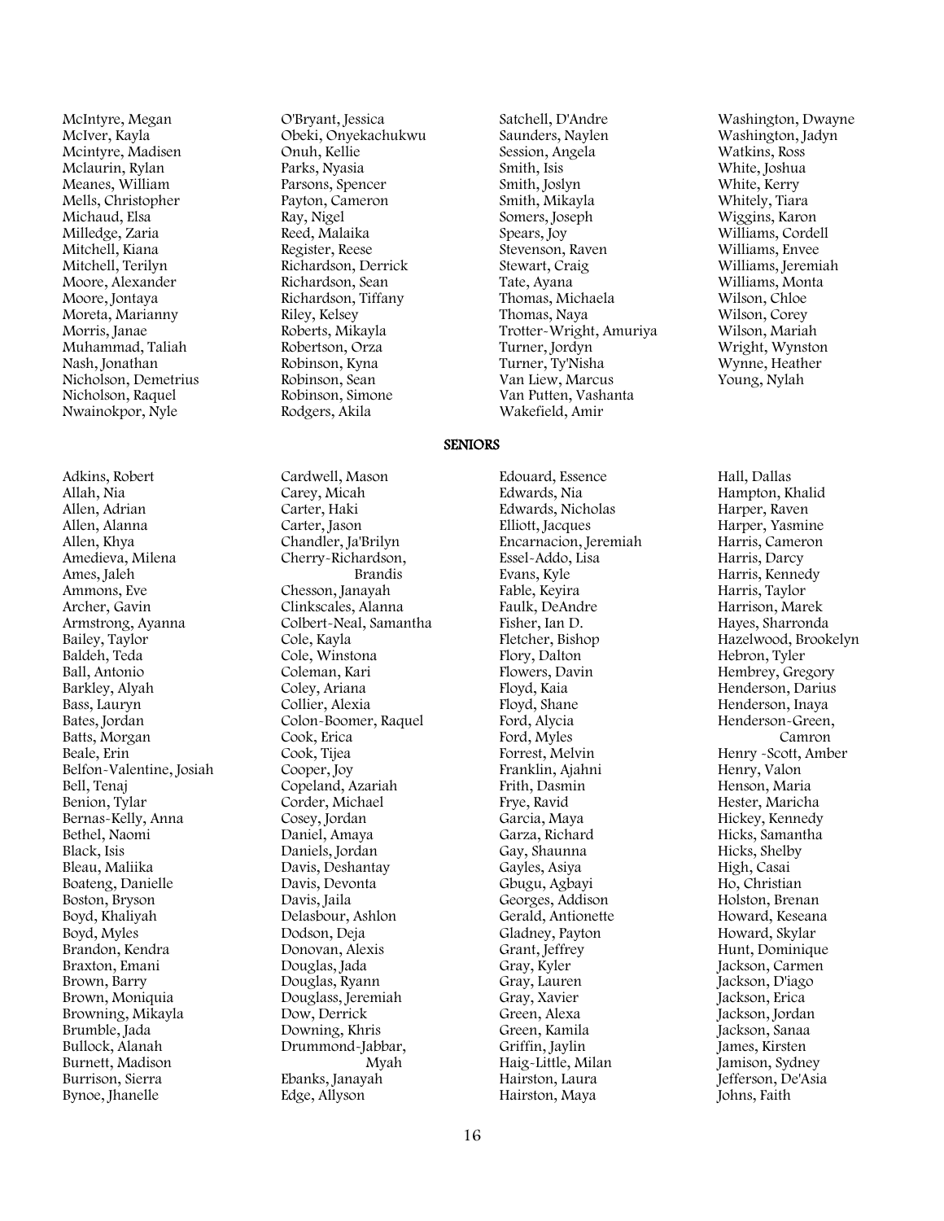McIntyre, Megan
McIver, Kayla
Mcintyre, Madisen
Mclaurin, Rylan
Meanes, William
Mells, Christopher
Michaud, Elsa
Milledge, Zaria
Mitchell, Kiana
Mitchell, Terilyn
Moore, Alexander
Moore, Jontaya
Moreta, Marianny
Morris, Janae
Muhammad, Taliah
Nash, Jonathan
Nicholson, Demetrius
Nicholson, Raquel
Nwainokpor, Nyle
O'Bryant, Jessica
Obeki, Onyekachukwu
Onuh, Kellie
Parks, Nyasia
Parsons, Spencer
Payton, Cameron
Ray, Nigel
Reed, Malaika
Register, Reese
Richardson, Derrick
Richardson, Sean
Richardson, Tiffany
Riley, Kelsey
Roberts, Mikayla
Robertson, Orza
Robinson, Kyna
Robinson, Sean
Robinson, Simone
Rodgers, Akila
Satchell, D'Andre
Saunders, Naylen
Session, Angela
Smith, Isis
Smith, Joslyn
Smith, Mikayla
Somers, Joseph
Spears, Joy
Stevenson, Raven
Stewart, Craig
Tate, Ayana
Thomas, Michaela
Thomas, Naya
Trotter-Wright, Amuriya
Turner, Jordyn
Turner, Ty'Nisha
Van Liew, Marcus
Van Putten, Vashanta
Wakefield, Amir
Washington, Dwayne
Washington, Jadyn
Watkins, Ross
White, Joshua
White, Kerry
Whitely, Tiara
Wiggins, Karon
Williams, Cordell
Williams, Envee
Williams, Jeremiah
Williams, Monta
Wilson, Chloe
Wilson, Corey
Wilson, Mariah
Wright, Wynston
Wynne, Heather
Young, Nylah

## SENIORS

Adkins, Robert
Allah, Nia
Allen, Adrian
Allen, Alanna
Allen, Khya
Amedieva, Milena
Ames, Jaleh
Ammons, Eve
Archer, Gavin
Armstrong, Ayanna
Bailey, Taylor
Baldeh, Teda
Ball, Antonio
Barkley, Alyah
Bass, Lauryn
Bates, Jordan
Batts, Morgan
Beale, Erin
Belfon-Valentine, Josiah
Bell, Tenaj
Benion, Tylar
Bernas-Kelly, Anna
Bethel, Naomi
Black, Isis
Bleau, Maliika
Boateng, Danielle
Boston, Bryson
Boyd, Khaliyah
Boyd, Myles
Brandon, Kendra
Braxton, Emani
Brown, Barry
Brown, Moniquia
Browning, Mikayla
Brumble, Jada
Bullock, Alanah
Burnett, Madison
Burrison, Sierra
Bynoe, Jhanelle
Cardwell, Mason
Carey, Micah
Carter, Haki
Carter, Jason
Chandler, Ja'Brilyn
Cherry-Richardson, Brandis
Chesson, Janayah
Clinkscales, Alanna
Colbert-Neal, Samantha
Cole, Kayla
Cole, Winstona
Coleman, Kari
Coley, Ariana
Collier, Alexia
Colon-Boomer, Raquel
Cook, Erica
Cook, Tijea
Cooper, Joy
Copeland, Azariah
Corder, Michael
Cosey, Jordan
Daniel, Amaya
Daniels, Jordan
Davis, Deshantay
Davis, Devonta
Davis, Jaila
Delasbour, Ashlon
Dodson, Deja
Donovan, Alexis
Douglas, Jada
Douglas, Ryann
Douglass, Jeremiah
Dow, Derrick
Downing, Khris
Drummond-Jabbar, Myah
Ebanks, Janayah
Edge, Allyson
Edouard, Essence
Edwards, Nia
Edwards, Nicholas
Elliott, Jacques
Encarnacion, Jeremiah
Essel-Addo, Lisa
Evans, Kyle
Fable, Keyira
Faulk, DeAndre
Fisher, Ian D.
Fletcher, Bishop
Flory, Dalton
Flowers, Davin
Floyd, Kaia
Floyd, Shane
Ford, Alycia
Ford, Myles
Forrest, Melvin
Franklin, Ajahni
Frith, Dasmin
Frye, Ravid
Garcia, Maya
Garza, Richard
Gay, Shaunna
Gayles, Asiya
Gbugu, Agbayi
Georges, Addison
Gerald, Antionette
Gladney, Payton
Grant, Jeffrey
Gray, Kyler
Gray, Lauren
Gray, Xavier
Green, Alexa
Green, Kamila
Griffin, Jaylin
Haig-Little, Milan
Hairston, Laura
Hairston, Maya
Hall, Dallas
Hampton, Khalid
Harper, Raven
Harper, Yasmine
Harris, Cameron
Harris, Darcy
Harris, Kennedy
Harris, Taylor
Harrison, Marek
Hayes, Sharronda
Hazelwood, Brookelyn
Hebron, Tyler
Hembrey, Gregory
Henderson, Darius
Henderson, Inaya
Henderson-Green, Camron
Henry -Scott, Amber
Henry, Valon
Henson, Maria
Hester, Maricha
Hickey, Kennedy
Hicks, Samantha
Hicks, Shelby
High, Casai
Ho, Christian
Holston, Brenan
Howard, Keseana
Howard, Skylar
Hunt, Dominique
Jackson, Carmen
Jackson, D'iago
Jackson, Erica
Jackson, Jordan
Jackson, Sanaa
James, Kirsten
Jamison, Sydney
Jefferson, De'Asia
Johns, Faith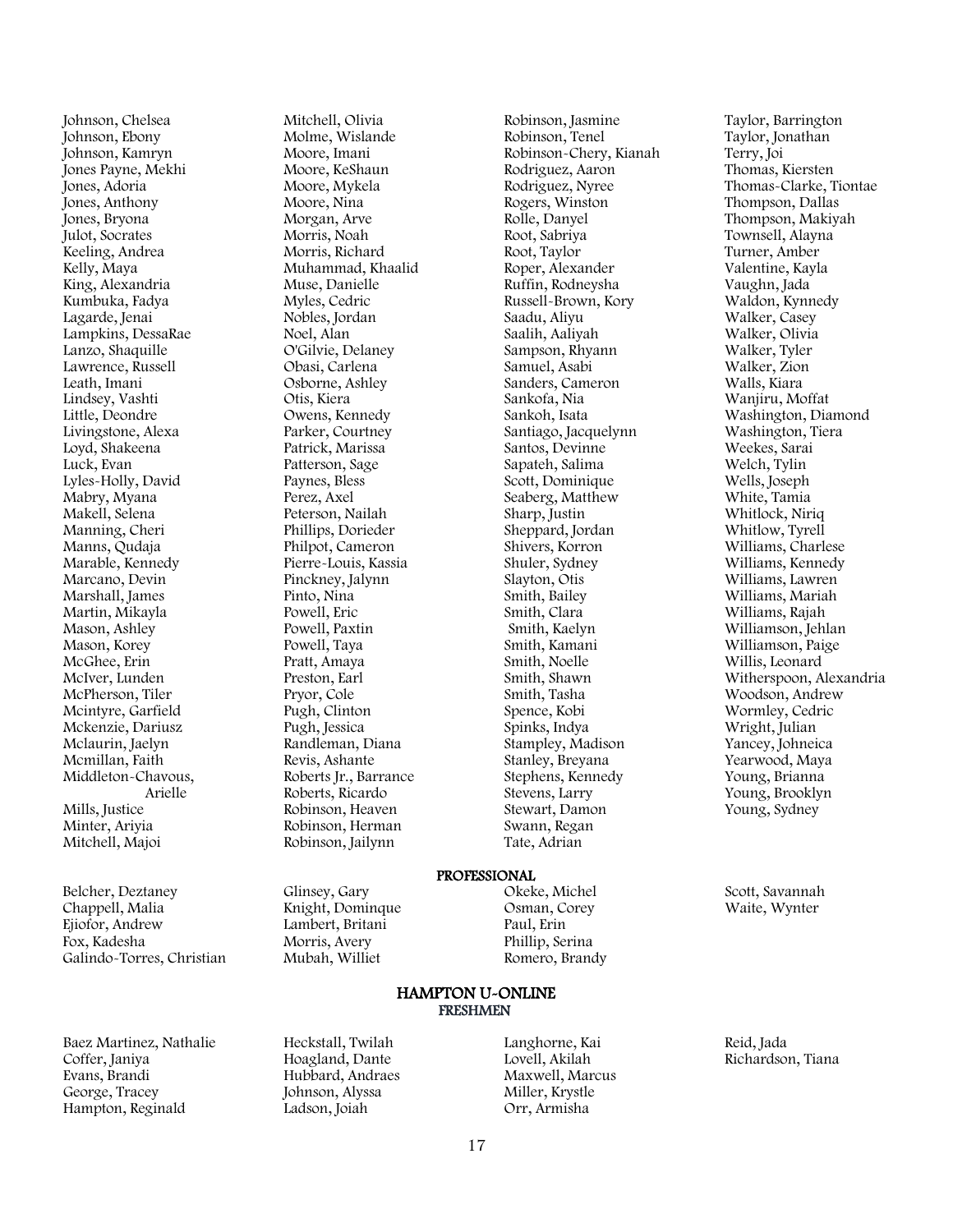Johnson, Chelsea
Johnson, Ebony
Johnson, Kamryn
Jones Payne, Mekhi
Jones, Adoria
Jones, Anthony
Jones, Bryona
Julot, Socrates
Keeling, Andrea
Kelly, Maya
King, Alexandria
Kumbuka, Fadya
Lagarde, Jenai
Lampkins, DessaRae
Lanzo, Shaquille
Lawrence, Russell
Leath, Imani
Lindsey, Vashti
Little, Deondre
Livingstone, Alexa
Loyd, Shakeena
Luck, Evan
Lyles-Holly, David
Mabry, Myana
Makell, Selena
Manning, Cheri
Manns, Qudaja
Marable, Kennedy
Marcano, Devin
Marshall, James
Martin, Mikayla
Mason, Ashley
Mason, Korey
McGhee, Erin
McIver, Lunden
McPherson, Tiler
Mcintyre, Garfield
Mckenzie, Dariusz
Mclaurin, Jaelyn
Mcmillan, Faith
Middleton-Chavous, Arielle
Mills, Justice
Minter, Ariyia
Mitchell, Majoi
Mitchell, Olivia
Molme, Wislande
Moore, Imani
Moore, KeShaun
Moore, Mykela
Moore, Nina
Morgan, Arve
Morris, Noah
Morris, Richard
Muhammad, Khaalid
Muse, Danielle
Myles, Cedric
Nobles, Jordan
Noel, Alan
O'Gilvie, Delaney
Obasi, Carlena
Osborne, Ashley
Otis, Kiera
Owens, Kennedy
Parker, Courtney
Patrick, Marissa
Patterson, Sage
Paynes, Bless
Perez, Axel
Peterson, Nailah
Phillips, Dorieder
Philpot, Cameron
Pierre-Louis, Kassia
Pinckney, Jalynn
Pinto, Nina
Powell, Eric
Powell, Paxtin
Powell, Taya
Pratt, Amaya
Preston, Earl
Pryor, Cole
Pugh, Clinton
Pugh, Jessica
Randleman, Diana
Revis, Ashante
Roberts Jr., Barrance
Roberts, Ricardo
Robinson, Heaven
Robinson, Herman
Robinson, Jailynn
Robinson, Jasmine
Robinson, Tenel
Robinson-Chery, Kianah
Rodriguez, Aaron
Rodriguez, Nyree
Rogers, Winston
Rolle, Danyel
Root, Sabriya
Root, Taylor
Roper, Alexander
Ruffin, Rodneysha
Russell-Brown, Kory
Saadu, Aliyu
Saalih, Aaliyah
Sampson, Rhyann
Samuel, Asabi
Sanders, Cameron
Sankofa, Nia
Sankoh, Isata
Santiago, Jacquelynn
Santos, Devinne
Sapateh, Salima
Scott, Dominique
Seaberg, Matthew
Sharp, Justin
Sheppard, Jordan
Shivers, Korron
Shuler, Sydney
Slayton, Otis
Smith, Bailey
Smith, Clara
Smith, Kaelyn
Smith, Kamani
Smith, Noelle
Smith, Shawn
Smith, Tasha
Spence, Kobi
Spinks, Indya
Stampley, Madison
Stanley, Breyana
Stephens, Kennedy
Stevens, Larry
Stewart, Damon
Swann, Regan
Tate, Adrian
Taylor, Barrington
Taylor, Jonathan
Terry, Joi
Thomas, Kiersten
Thomas-Clarke, Tiontae
Thompson, Dallas
Thompson, Makiyah
Townsell, Alayna
Turner, Amber
Valentine, Kayla
Vaughn, Jada
Waldon, Kynnedy
Walker, Casey
Walker, Olivia
Walker, Tyler
Walker, Zion
Walls, Kiara
Wanjiru, Moffat
Washington, Diamond
Washington, Tiera
Weekes, Sarai
Welch, Tylin
Wells, Joseph
White, Tamia
Whitlock, Niriq
Whitlow, Tyrell
Williams, Charlese
Williams, Kennedy
Williams, Lawren
Williams, Mariah
Williams, Rajah
Williamson, Jehlan
Williamson, Paige
Willis, Leonard
Witherspoon, Alexandria
Woodson, Andrew
Wormley, Cedric
Wright, Julian
Yancey, Johneica
Yearwood, Maya
Young, Brianna
Young, Brooklyn
Young, Sydney

## PROFESSIONAL

Belcher, Deztaney
Chappell, Malia
Ejiofor, Andrew
Fox, Kadesha
Galindo-Torres, Christian
Glinsey, Gary
Knight, Dominque
Lambert, Britani
Morris, Avery
Mubah, Williet
Okeke, Michel
Osman, Corey
Paul, Erin
Phillip, Serina
Romero, Brandy
Scott, Savannah
Waite, Wynter

## HAMPTON U-ONLINE

### FRESHMEN

Baez Martinez, Nathalie
Coffer, Janiya
Evans, Brandi
George, Tracey
Hampton, Reginald
Heckstall, Twilah
Hoagland, Dante
Hubbard, Andraes
Johnson, Alyssa
Ladson, Joiah
Langhorne, Kai
Lovell, Akilah
Maxwell, Marcus
Miller, Krystle
Orr, Armisha
Reid, Jada
Richardson, Tiana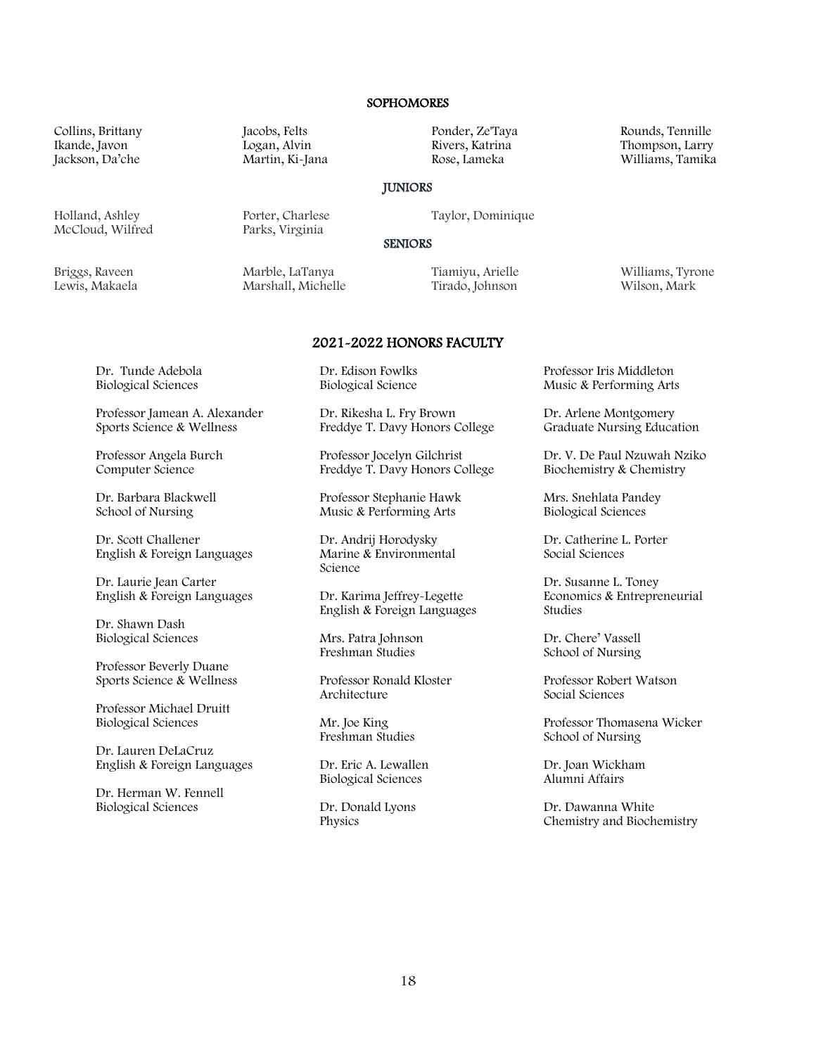### SOPHOMORES

Collins, Brittany
Ikande, Javon
Jackson, Da'che
Jacobs, Felts
Logan, Alvin
Martin, Ki-Jana
Ponder, Ze'Taya
Rivers, Katrina
Rose, Lameka
Rounds, Tennille
Thompson, Larry
Williams, Tamika

### JUNIORS

Holland, Ashley
McCloud, Wilfred
Porter, Charlese
Parks, Virginia
Taylor, Dominique

### SENIORS

Briggs, Raveen
Lewis, Makaela
Marble, LaTanya
Marshall, Michelle
Tiamiyu, Arielle
Tirado, Johnson
Williams, Tyrone
Wilson, Mark

## 2021-2022 HONORS FACULTY

Dr. Tunde Adebola
Biological Sciences

Professor Jamean A. Alexander
Sports Science & Wellness

Professor Angela Burch
Computer Science

Dr. Barbara Blackwell
School of Nursing

Dr. Scott Challener
English & Foreign Languages

Dr. Laurie Jean Carter
English & Foreign Languages

Dr. Shawn Dash
Biological Sciences

Professor Beverly Duane
Sports Science & Wellness

Professor Michael Druitt
Biological Sciences

Dr. Lauren DeLaCruz
English & Foreign Languages

Dr. Herman W. Fennell
Biological Sciences

Dr. Edison Fowlks
Biological Science

Dr. Rikesha L. Fry Brown
Freddye T. Davy Honors College

Professor Jocelyn Gilchrist
Freddye T. Davy Honors College

Professor Stephanie Hawk
Music & Performing Arts

Dr. Andrij Horodysky
Marine & Environmental Science

Dr. Karima Jeffrey-Legette
English & Foreign Languages

Mrs. Patra Johnson
Freshman Studies

Professor Ronald Kloster
Architecture

Mr. Joe King
Freshman Studies

Dr. Eric A. Lewallen
Biological Sciences

Dr. Donald Lyons
Physics

Professor Iris Middleton
Music & Performing Arts

Dr. Arlene Montgomery
Graduate Nursing Education

Dr. V. De Paul Nzuwah Nziko
Biochemistry & Chemistry

Mrs. Snehlata Pandey
Biological Sciences

Dr. Catherine L. Porter
Social Sciences

Dr. Susanne L. Toney
Economics & Entrepreneurial Studies

Dr. Chere' Vassell
School of Nursing

Professor Robert Watson
Social Sciences

Professor Thomasena Wicker
School of Nursing

Dr. Joan Wickham
Alumni Affairs

Dr. Dawanna White
Chemistry and Biochemistry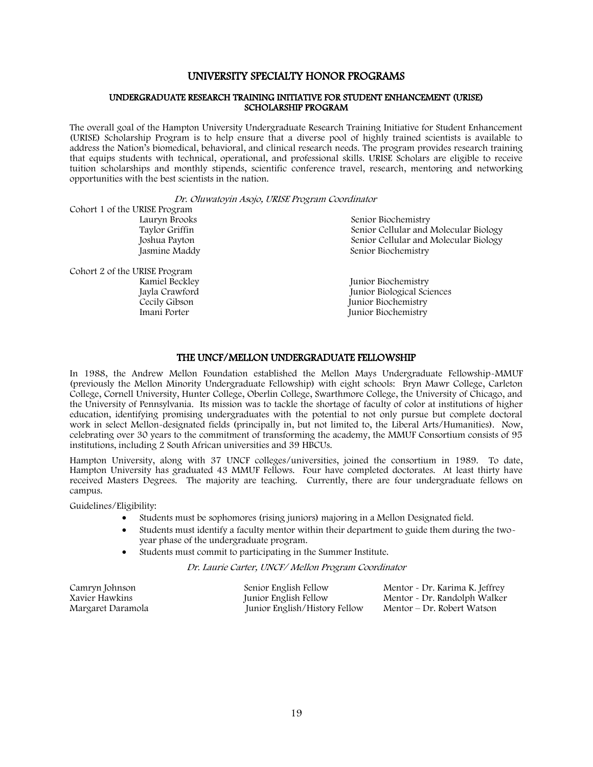# UNIVERSITY SPECIALTY HONOR PROGRAMS

## UNDERGRADUATE RESEARCH TRAINING INITIATIVE FOR STUDENT ENHANCEMENT (URISE) SCHOLARSHIP PROGRAM

The overall goal of the Hampton University Undergraduate Research Training Initiative for Student Enhancement (URISE) Scholarship Program is to help ensure that a diverse pool of highly trained scientists is available to address the Nation's biomedical, behavioral, and clinical research needs. The program provides research training that equips students with technical, operational, and professional skills. URISE Scholars are eligible to receive tuition scholarships and monthly stipends, scientific conference travel, research, mentoring and networking opportunities with the best scientists in the nation.

*Dr. Oluwatoyin Asojo, URISE Program Coordinator*

Cohort 1 of the URISE Program

| Name | Program |
|---|---|
| Lauryn Brooks | Senior Biochemistry |
| Taylor Griffin | Senior Cellular and Molecular Biology |
| Joshua Payton | Senior Cellular and Molecular Biology |
| Jasmine Maddy | Senior Biochemistry |

Cohort 2 of the URISE Program

| Name | Program |
|---|---|
| Kamiel Beckley | Junior Biochemistry |
| Jayla Crawford | Junior Biological Sciences |
| Cecily Gibson | Junior Biochemistry |
| Imani Porter | Junior Biochemistry |

## THE UNCF/MELLON UNDERGRADUATE FELLOWSHIP

In 1988, the Andrew Mellon Foundation established the Mellon Mays Undergraduate Fellowship-MMUF (previously the Mellon Minority Undergraduate Fellowship) with eight schools: Bryn Mawr College, Carleton College, Cornell University, Hunter College, Oberlin College, Swarthmore College, the University of Chicago, and the University of Pennsylvania. Its mission was to tackle the shortage of faculty of color at institutions of higher education, identifying promising undergraduates with the potential to not only pursue but complete doctoral work in select Mellon-designated fields (principally in, but not limited to, the Liberal Arts/Humanities). Now, celebrating over 30 years to the commitment of transforming the academy, the MMUF Consortium consists of 95 institutions, including 2 South African universities and 39 HBCUs.

Hampton University, along with 37 UNCF colleges/universities, joined the consortium in 1989. To date, Hampton University has graduated 43 MMUF Fellows. Four have completed doctorates. At least thirty have received Masters Degrees. The majority are teaching. Currently, there are four undergraduate fellows on campus.

Guidelines/Eligibility:

- Students must be sophomores (rising juniors) majoring in a Mellon Designated field.
- Students must identify a faculty mentor within their department to guide them during the two-year phase of the undergraduate program.
- Students must commit to participating in the Summer Institute.

*Dr. Laurie Carter, UNCF/ Mellon Program Coordinator*

| Name | Fellowship | Mentor |
|---|---|---|
| Camryn Johnson | Senior English Fellow | Mentor - Dr. Karima K. Jeffrey |
| Xavier Hawkins | Junior English Fellow | Mentor - Dr. Randolph Walker |
| Margaret Daramola | Junior English/History Fellow | Mentor – Dr. Robert Watson |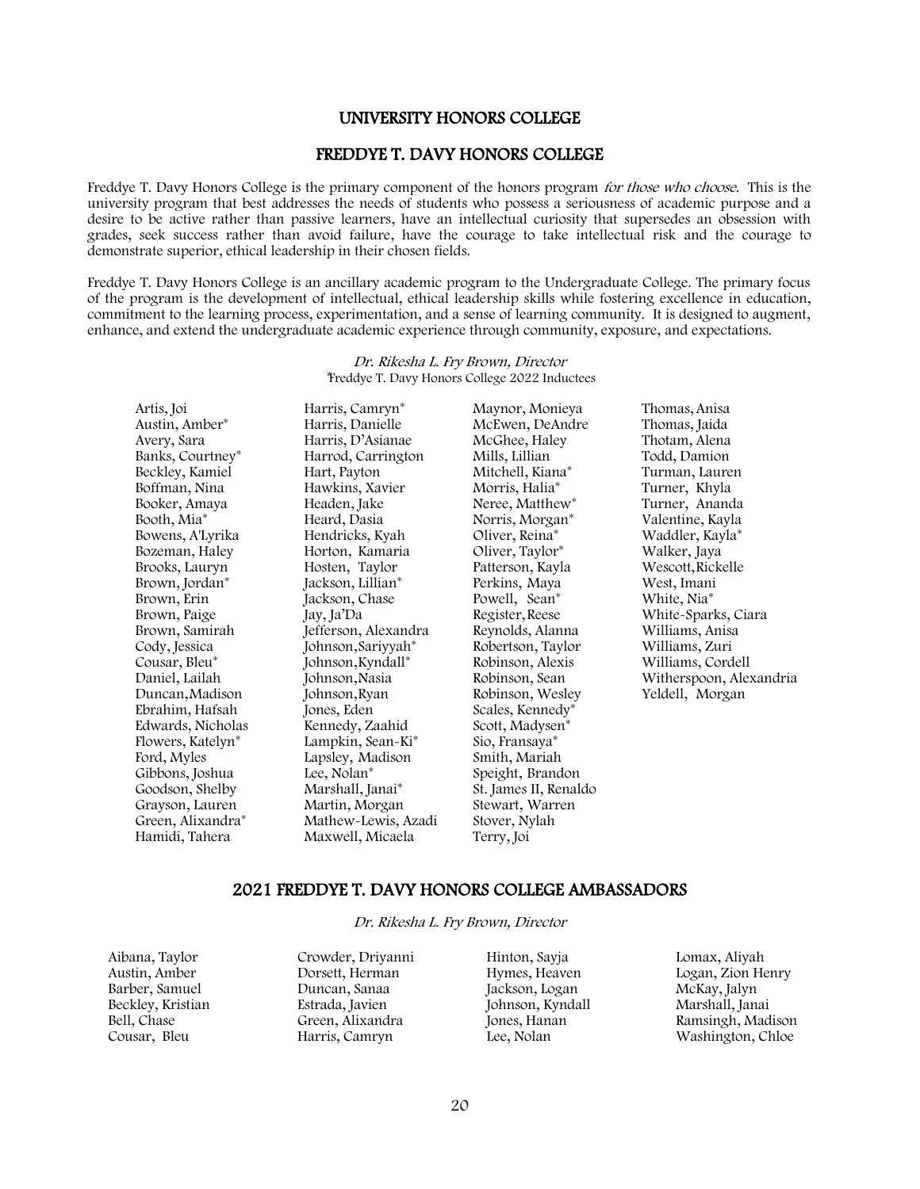## UNIVERSITY HONORS COLLEGE

## FREDDYE T. DAVY HONORS COLLEGE

Freddye T. Davy Honors College is the primary component of the honors program *for those who choose*. This is the university program that best addresses the needs of students who possess a seriousness of academic purpose and a desire to be active rather than passive learners, have an intellectual curiosity that supersedes an obsession with grades, seek success rather than avoid failure, have the courage to take intellectual risk and the courage to demonstrate superior, ethical leadership in their chosen fields.

Freddye T. Davy Honors College is an ancillary academic program to the Undergraduate College. The primary focus of the program is the development of intellectual, ethical leadership skills while fostering excellence in education, commitment to the learning process, experimentation, and a sense of learning community. It is designed to augment, enhance, and extend the undergraduate academic experience through community, exposure, and expectations.

*Dr. Rikesha L. Fry Brown, Director*

*Freddye T. Davy Honors College 2022 Inductees

Artis, Joi
Austin, Amber*
Avery, Sara
Banks, Courtney*
Beckley, Kamiel
Boffman, Nina
Booker, Amaya
Booth, Mia*
Bowens, A'Lyrika
Bozeman, Haley
Brooks, Lauryn
Brown, Jordan*
Brown, Erin
Brown, Paige
Brown, Samirah
Cody, Jessica
Cousar, Bleu*
Daniel, Lailah
Duncan, Madison
Ebrahim, Hafsah
Edwards, Nicholas
Flowers, Katelyn*
Ford, Myles
Gibbons, Joshua
Goodson, Shelby
Grayson, Lauren
Green, Alixandra*
Hamidi, Tahera
Harris, Camryn*
Harris, Danielle
Harris, D'Asianae
Harrod, Carrington
Hart, Payton
Hawkins, Xavier
Headen, Jake
Heard, Dasia
Hendricks, Kyah
Horton, Kamaria
Hosten, Taylor
Jackson, Lillian*
Jackson, Chase
Jay, Ja'Da
Jefferson, Alexandra
Johnson, Sariyyah*
Johnson, Kyndall*
Johnson, Nasia
Johnson, Ryan
Jones, Eden
Kennedy, Zaahid
Lampkin, Sean-Ki*
Lapsley, Madison
Lee, Nolan*
Marshall, Janai*
Martin, Morgan
Mathew-Lewis, Azadi
Maxwell, Micaela
Maynor, Monieya
McEwen, DeAndre
McGhee, Haley
Mills, Lillian
Mitchell, Kiana*
Morris, Halia*
Neree, Matthew*
Norris, Morgan*
Oliver, Reina*
Oliver, Taylor*
Patterson, Kayla
Perkins, Maya
Powell, Sean*
Register, Reese
Reynolds, Alanna
Robertson, Taylor
Robinson, Alexis
Robinson, Sean
Robinson, Wesley
Scales, Kennedy*
Scott, Madysen*
Sio, Fransaya*
Smith, Mariah
Speight, Brandon
St. James II, Renaldo
Stewart, Warren
Stover, Nylah
Terry, Joi
Thomas, Anisa
Thomas, Jaida
Thotam, Alena
Todd, Damion
Turman, Lauren
Turner, Khyla
Turner, Ananda
Valentine, Kayla
Waddler, Kayla*
Walker, Jaya
Wescott, Rickelle
West, Imani
White, Nia*
White-Sparks, Ciara
Williams, Anisa
Williams, Zuri
Williams, Cordell
Witherspoon, Alexandria
Yeldell, Morgan

## 2021 FREDDYE T. DAVY HONORS COLLEGE AMBASSADORS

*Dr. Rikesha L. Fry Brown, Director*

Aibana, Taylor
Austin, Amber
Barber, Samuel
Beckley, Kristian
Bell, Chase
Cousar, Bleu
Crowder, Driyanni
Dorsett, Herman
Duncan, Sanaa
Estrada, Javien
Green, Alixandra
Harris, Camryn
Hinton, Sayja
Hymes, Heaven
Jackson, Logan
Johnson, Kyndall
Jones, Hanan
Lee, Nolan
Lomax, Aliyah
Logan, Zion Henry
McKay, Jalyn
Marshall, Janai
Ramsingh, Madison
Washington, Chloe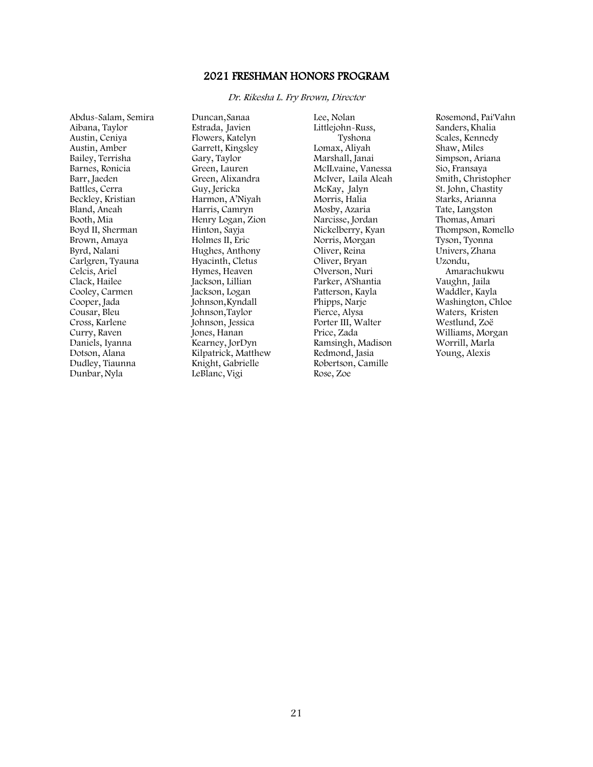## 2021 FRESHMAN HONORS PROGRAM

*Dr. Rikesha L. Fry Brown, Director*

Abdus-Salam, Semira
Aibana, Taylor
Austin, Ceniya
Austin, Amber
Bailey, Terrisha
Barnes, Ronicia
Barr, Jaeden
Battles, Cerra
Beckley, Kristian
Bland, Aneah
Booth, Mia
Boyd II, Sherman
Brown, Amaya
Byrd, Nalani
Carlgren, Tyauna
Celcis, Ariel
Clack, Hailee
Cooley, Carmen
Cooper, Jada
Cousar, Bleu
Cross, Karlene
Curry, Raven
Daniels, Iyanna
Dotson, Alana
Dudley, Tiaunna
Dunbar, Nyla
Duncan, Sanaa
Estrada, Javien
Flowers, Katelyn
Garrett, Kingsley
Gary, Taylor
Green, Lauren
Green, Alixandra
Guy, Jericka
Harmon, A'Niyah
Harris, Camryn
Henry Logan, Zion
Hinton, Sayja
Holmes II, Eric
Hughes, Anthony
Hyacinth, Cletus
Hymes, Heaven
Jackson, Lillian
Jackson, Logan
Johnson, Kyndall
Johnson, Taylor
Johnson, Jessica
Jones, Hanan
Kearney, JorDyn
Kilpatrick, Matthew
Knight, Gabrielle
LeBlanc, Vigi
Lee, Nolan
Littlejohn-Russ, Tyshona
Lomax, Aliyah
Marshall, Janai
McILvaine, Vanessa
McIver, Laila Aleah
McKay, Jalyn
Morris, Halia
Mosby, Azaria
Narcisse, Jordan
Nickelberry, Kyan
Norris, Morgan
Oliver, Reina
Oliver, Bryan
Olverson, Nuri
Parker, A'Shantia
Patterson, Kayla
Phipps, Narje
Pierce, Alysa
Porter III, Walter
Price, Zada
Ramsingh, Madison
Redmond, Jasia
Robertson, Camille
Rose, Zoe
Rosemond, Pai'Vahn
Sanders, Khalia
Scales, Kennedy
Shaw, Miles
Simpson, Ariana
Sio, Fransaya
Smith, Christopher
St. John, Chastity
Starks, Arianna
Tate, Langston
Thomas, Amari
Thompson, Romello
Tyson, Tyonna
Univers, Zhana
Uzondu, Amarachukwu
Vaughn, Jaila
Waddler, Kayla
Washington, Chloe
Waters, Kristen
Westlund, Zoë
Williams, Morgan
Worrill, Marla
Young, Alexis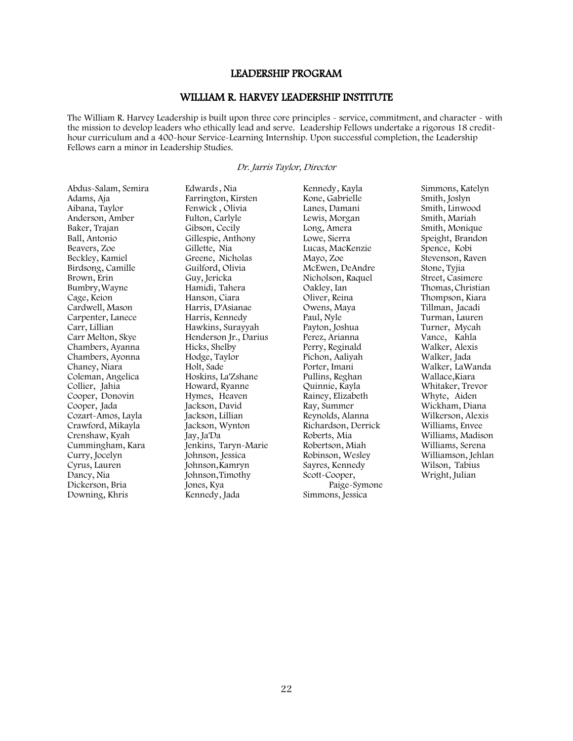## LEADERSHIP PROGRAM

## WILLIAM R. HARVEY LEADERSHIP INSTITUTE

The William R. Harvey Leadership is built upon three core principles - service, commitment, and character - with the mission to develop leaders who ethically lead and serve. Leadership Fellows undertake a rigorous 18 credit-hour curriculum and a 400-hour Service-Learning Internship. Upon successful completion, the Leadership Fellows earn a minor in Leadership Studies.

*Dr. Jarris Taylor, Director*

Abdus-Salam, Semira
Adams, Aja
Aibana, Taylor
Anderson, Amber
Baker, Trajan
Ball, Antonio
Beavers, Zoe
Beckley, Kamiel
Birdsong, Camille
Brown, Erin
Bumbry, Wayne
Cage, Keion
Cardwell, Mason
Carpenter, Lanece
Carr, Lillian
Carr Melton, Skye
Chambers, Ayanna
Chambers, Ayonna
Chaney, Niara
Coleman, Angelica
Collier, Jahia
Cooper, Donovin
Cooper, Jada
Cozart-Amos, Layla
Crawford, Mikayla
Crenshaw, Kyah
Cummingham, Kara
Curry, Jocelyn
Cyrus, Lauren
Dancy, Nia
Dickerson, Bria
Downing, Khris
Edwards, Nia
Farrington, Kirsten
Fenwick, Olivia
Fulton, Carlyle
Gibson, Cecily
Gillespie, Anthony
Gillette, Nia
Greene, Nicholas
Guilford, Olivia
Guy, Jericka
Hamidi, Tahera
Hanson, Ciara
Harris, D'Asianae
Harris, Kennedy
Hawkins, Surayyah
Henderson Jr., Darius
Hicks, Shelby
Hodge, Taylor
Holt, Sade
Hoskins, La'Zshane
Howard, Ryanne
Hymes, Heaven
Jackson, David
Jackson, Lillian
Jackson, Wynton
Jay, Ja'Da
Jenkins, Taryn-Marie
Johnson, Jessica
Johnson, Kamryn
Johnson, Timothy
Jones, Kya
Kennedy, Jada
Kennedy, Kayla
Kone, Gabrielle
Lanes, Damani
Lewis, Morgan
Long, Amera
Lowe, Sierra
Lucas, MacKenzie
Mayo, Zoe
McEwen, DeAndre
Nicholson, Raquel
Oakley, Ian
Oliver, Reina
Owens, Maya
Paul, Nyle
Payton, Joshua
Perez, Arianna
Perry, Reginald
Pichon, Aaliyah
Porter, Imani
Pullins, Reghan
Quinnie, Kayla
Rainey, Elizabeth
Ray, Summer
Reynolds, Alanna
Richardson, Derrick
Roberts, Mia
Robertson, Miah
Robinson, Wesley
Sayres, Kennedy
Scott-Cooper, Paige-Symone
Simmons, Jessica
Simmons, Katelyn
Smith, Joslyn
Smith, Linwood
Smith, Mariah
Smith, Monique
Speight, Brandon
Spence, Kobi
Stevenson, Raven
Stone, Tyjia
Street, Casimere
Thomas, Christian
Thompson, Kiara
Tillman, Jacadi
Turman, Lauren
Turner, Mycah
Vance, Kahla
Walker, Alexis
Walker, Jada
Walker, LaWanda
Wallace, Kiara
Whitaker, Trevor
Whyte, Aiden
Wickham, Diana
Wilkerson, Alexis
Williams, Envee
Williams, Madison
Williams, Serena
Williamson, Jehlan
Wilson, Tabius
Wright, Julian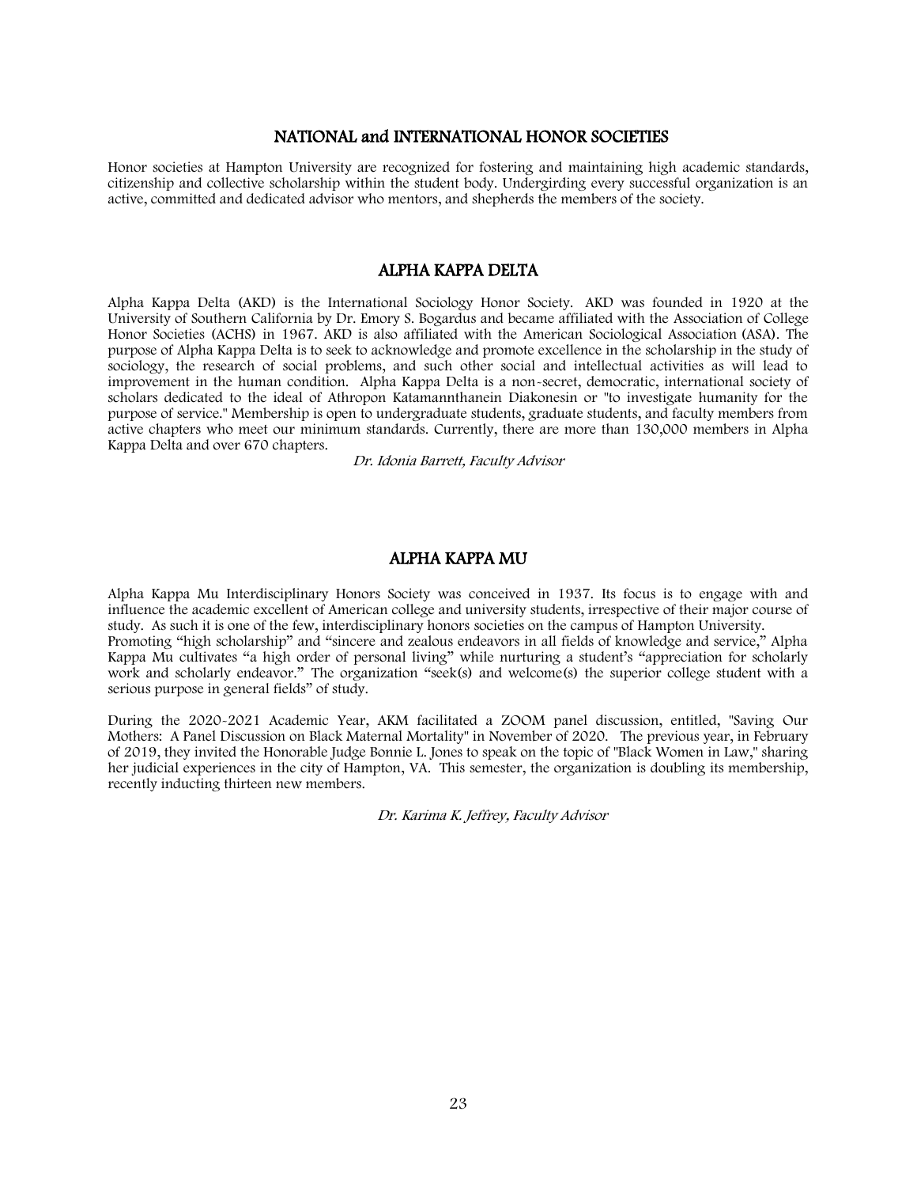# NATIONAL and INTERNATIONAL HONOR SOCIETIES

Honor societies at Hampton University are recognized for fostering and maintaining high academic standards, citizenship and collective scholarship within the student body. Undergirding every successful organization is an active, committed and dedicated advisor who mentors, and shepherds the members of the society.

## ALPHA KAPPA DELTA

Alpha Kappa Delta (AKD) is the International Sociology Honor Society. AKD was founded in 1920 at the University of Southern California by Dr. Emory S. Bogardus and became affiliated with the Association of College Honor Societies (ACHS) in 1967. AKD is also affiliated with the American Sociological Association (ASA). The purpose of Alpha Kappa Delta is to seek to acknowledge and promote excellence in the scholarship in the study of sociology, the research of social problems, and such other social and intellectual activities as will lead to improvement in the human condition. Alpha Kappa Delta is a non-secret, democratic, international society of scholars dedicated to the ideal of Athropon Katamannthanein Diakonesin or "to investigate humanity for the purpose of service." Membership is open to undergraduate students, graduate students, and faculty members from active chapters who meet our minimum standards. Currently, there are more than 130,000 members in Alpha Kappa Delta and over 670 chapters.

*Dr. Idonia Barrett, Faculty Advisor*

## ALPHA KAPPA MU

Alpha Kappa Mu Interdisciplinary Honors Society was conceived in 1937. Its focus is to engage with and influence the academic excellent of American college and university students, irrespective of their major course of study. As such it is one of the few, interdisciplinary honors societies on the campus of Hampton University.
Promoting "high scholarship" and "sincere and zealous endeavors in all fields of knowledge and service," Alpha Kappa Mu cultivates "a high order of personal living" while nurturing a student's "appreciation for scholarly work and scholarly endeavor." The organization "seek(s) and welcome(s) the superior college student with a serious purpose in general fields" of study.

During the 2020-2021 Academic Year, AKM facilitated a ZOOM panel discussion, entitled, "Saving Our Mothers: A Panel Discussion on Black Maternal Mortality" in November of 2020. The previous year, in February of 2019, they invited the Honorable Judge Bonnie L. Jones to speak on the topic of "Black Women in Law," sharing her judicial experiences in the city of Hampton, VA. This semester, the organization is doubling its membership, recently inducting thirteen new members.

*Dr. Karima K. Jeffrey, Faculty Advisor*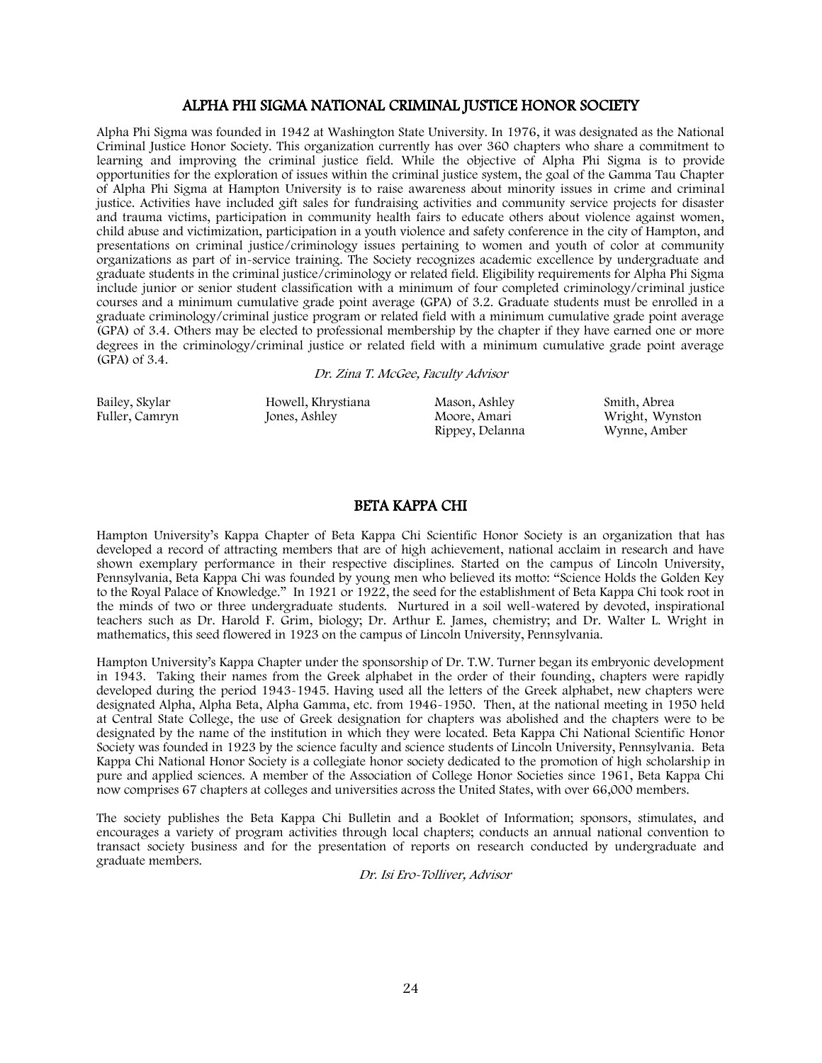## ALPHA PHI SIGMA NATIONAL CRIMINAL JUSTICE HONOR SOCIETY

Alpha Phi Sigma was founded in 1942 at Washington State University. In 1976, it was designated as the National Criminal Justice Honor Society. This organization currently has over 360 chapters who share a commitment to learning and improving the criminal justice field. While the objective of Alpha Phi Sigma is to provide opportunities for the exploration of issues within the criminal justice system, the goal of the Gamma Tau Chapter of Alpha Phi Sigma at Hampton University is to raise awareness about minority issues in crime and criminal justice. Activities have included gift sales for fundraising activities and community service projects for disaster and trauma victims, participation in community health fairs to educate others about violence against women, child abuse and victimization, participation in a youth violence and safety conference in the city of Hampton, and presentations on criminal justice/criminology issues pertaining to women and youth of color at community organizations as part of in-service training. The Society recognizes academic excellence by undergraduate and graduate students in the criminal justice/criminology or related field. Eligibility requirements for Alpha Phi Sigma include junior or senior student classification with a minimum of four completed criminology/criminal justice courses and a minimum cumulative grade point average (GPA) of 3.2. Graduate students must be enrolled in a graduate criminology/criminal justice program or related field with a minimum cumulative grade point average (GPA) of 3.4. Others may be elected to professional membership by the chapter if they have earned one or more degrees in the criminology/criminal justice or related field with a minimum cumulative grade point average (GPA) of 3.4.

*Dr. Zina T. McGee, Faculty Advisor*

Bailey, Skylar
Fuller, Camryn
Howell, Khrystiana
Jones, Ashley
Mason, Ashley
Moore, Amari
Rippey, Delanna
Smith, Abrea
Wright, Wynston
Wynne, Amber

## BETA KAPPA CHI

Hampton University's Kappa Chapter of Beta Kappa Chi Scientific Honor Society is an organization that has developed a record of attracting members that are of high achievement, national acclaim in research and have shown exemplary performance in their respective disciplines. Started on the campus of Lincoln University, Pennsylvania, Beta Kappa Chi was founded by young men who believed its motto: "Science Holds the Golden Key to the Royal Palace of Knowledge." In 1921 or 1922, the seed for the establishment of Beta Kappa Chi took root in the minds of two or three undergraduate students. Nurtured in a soil well-watered by devoted, inspirational teachers such as Dr. Harold F. Grim, biology; Dr. Arthur E. James, chemistry; and Dr. Walter L. Wright in mathematics, this seed flowered in 1923 on the campus of Lincoln University, Pennsylvania.

Hampton University's Kappa Chapter under the sponsorship of Dr. T.W. Turner began its embryonic development in 1943. Taking their names from the Greek alphabet in the order of their founding, chapters were rapidly developed during the period 1943-1945. Having used all the letters of the Greek alphabet, new chapters were designated Alpha, Alpha Beta, Alpha Gamma, etc. from 1946-1950. Then, at the national meeting in 1950 held at Central State College, the use of Greek designation for chapters was abolished and the chapters were to be designated by the name of the institution in which they were located. Beta Kappa Chi National Scientific Honor Society was founded in 1923 by the science faculty and science students of Lincoln University, Pennsylvania. Beta Kappa Chi National Honor Society is a collegiate honor society dedicated to the promotion of high scholarship in pure and applied sciences. A member of the Association of College Honor Societies since 1961, Beta Kappa Chi now comprises 67 chapters at colleges and universities across the United States, with over 66,000 members.

The society publishes the Beta Kappa Chi Bulletin and a Booklet of Information; sponsors, stimulates, and encourages a variety of program activities through local chapters; conducts an annual national convention to transact society business and for the presentation of reports on research conducted by undergraduate and graduate members.

*Dr. Isi Ero-Tolliver, Advisor*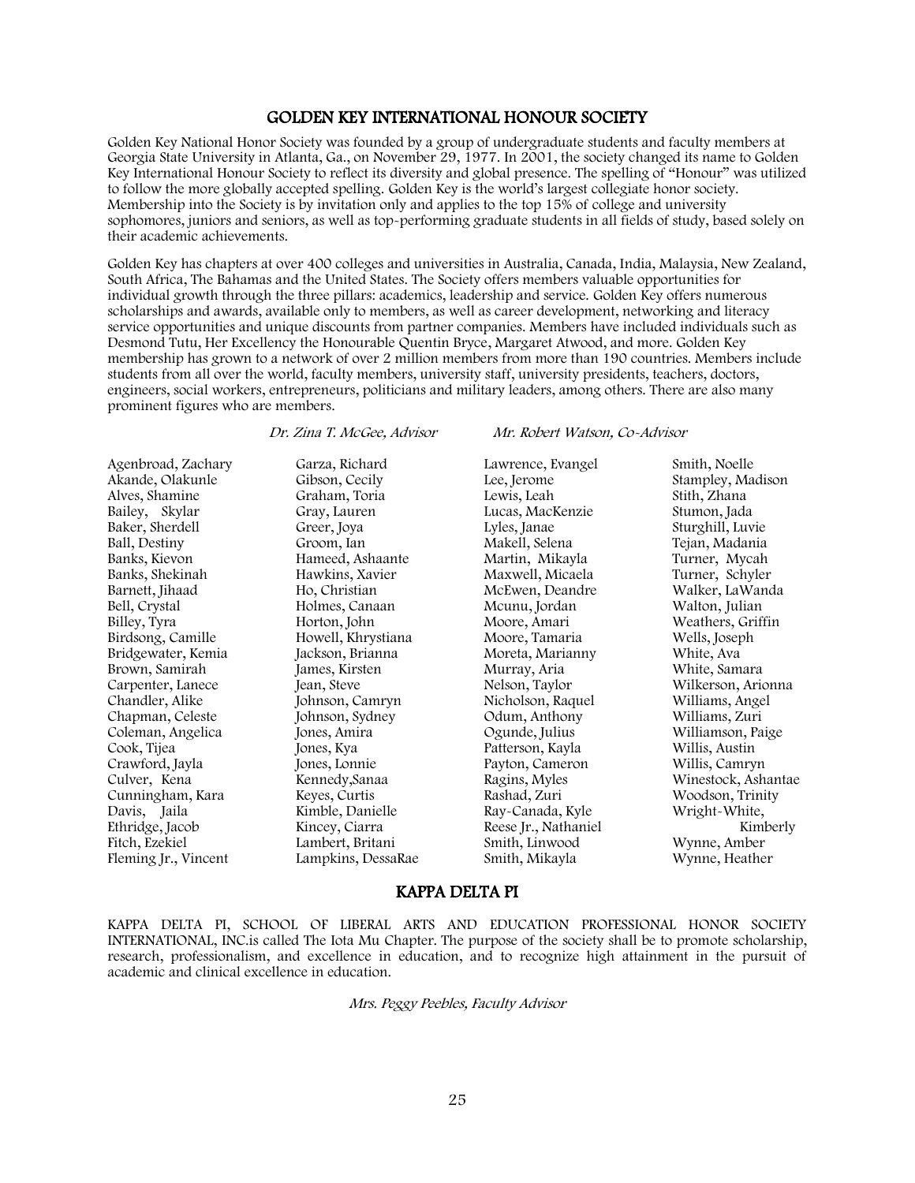## GOLDEN KEY INTERNATIONAL HONOUR SOCIETY

Golden Key National Honor Society was founded by a group of undergraduate students and faculty members at Georgia State University in Atlanta, Ga., on November 29, 1977. In 2001, the society changed its name to Golden Key International Honour Society to reflect its diversity and global presence. The spelling of "Honour" was utilized to follow the more globally accepted spelling. Golden Key is the world's largest collegiate honor society. Membership into the Society is by invitation only and applies to the top 15% of college and university sophomores, juniors and seniors, as well as top-performing graduate students in all fields of study, based solely on their academic achievements.

Golden Key has chapters at over 400 colleges and universities in Australia, Canada, India, Malaysia, New Zealand, South Africa, The Bahamas and the United States. The Society offers members valuable opportunities for individual growth through the three pillars: academics, leadership and service. Golden Key offers numerous scholarships and awards, available only to members, as well as career development, networking and literacy service opportunities and unique discounts from partner companies. Members have included individuals such as Desmond Tutu, Her Excellency the Honourable Quentin Bryce, Margaret Atwood, and more. Golden Key membership has grown to a network of over 2 million members from more than 190 countries. Members include students from all over the world, faculty members, university staff, university presidents, teachers, doctors, engineers, social workers, entrepreneurs, politicians and military leaders, among others. There are also many prominent figures who are members.

*Dr. Zina T. McGee, Advisor* *Mr. Robert Watson, Co-Advisor*

Agenbroad, Zachary
Akande, Olakunle
Alves, Shamine
Bailey, Skylar
Baker, Sherdell
Ball, Destiny
Banks, Kievon
Banks, Shekinah
Barnett, Jihaad
Bell, Crystal
Billey, Tyra
Birdsong, Camille
Bridgewater, Kemia
Brown, Samirah
Carpenter, Lanece
Chandler, Alike
Chapman, Celeste
Coleman, Angelica
Cook, Tijea
Crawford, Jayla
Culver, Kena
Cunningham, Kara
Davis, Jaila
Ethridge, Jacob
Fitch, Ezekiel
Fleming Jr., Vincent
Garza, Richard
Gibson, Cecily
Graham, Toria
Gray, Lauren
Greer, Joya
Groom, Ian
Hameed, Ashaante
Hawkins, Xavier
Ho, Christian
Holmes, Canaan
Horton, John
Howell, Khrystiana
Jackson, Brianna
James, Kirsten
Jean, Steve
Johnson, Camryn
Johnson, Sydney
Jones, Amira
Jones, Kya
Jones, Lonnie
Kennedy,Sanaa
Keyes, Curtis
Kimble, Danielle
Kincey, Ciarra
Lambert, Britani
Lampkins, DessaRae
Lawrence, Evangel
Lee, Jerome
Lewis, Leah
Lucas, MacKenzie
Lyles, Janae
Makell, Selena
Martin, Mikayla
Maxwell, Micaela
McEwen, Deandre
Mcunu, Jordan
Moore, Amari
Moore, Tamaria
Moreta, Marianny
Murray, Aria
Nelson, Taylor
Nicholson, Raquel
Odum, Anthony
Ogunde, Julius
Patterson, Kayla
Payton, Cameron
Ragins, Myles
Rashad, Zuri
Ray-Canada, Kyle
Reese Jr., Nathaniel
Smith, Linwood
Smith, Mikayla
Smith, Noelle
Stampley, Madison
Stith, Zhana
Stumon, Jada
Sturghill, Luvie
Tejan, Madania
Turner, Mycah
Turner, Schyler
Walker, LaWanda
Walton, Julian
Weathers, Griffin
Wells, Joseph
White, Ava
White, Samara
Wilkerson, Arionna
Williams, Angel
Williams, Zuri
Williamson, Paige
Willis, Austin
Willis, Camryn
Winestock, Ashantae
Woodson, Trinity
Wright-White, Kimberly
Wynne, Amber
Wynne, Heather

## KAPPA DELTA PI

KAPPA DELTA PI, SCHOOL OF LIBERAL ARTS AND EDUCATION PROFESSIONAL HONOR SOCIETY INTERNATIONAL, INC.is called The Iota Mu Chapter. The purpose of the society shall be to promote scholarship, research, professionalism, and excellence in education, and to recognize high attainment in the pursuit of academic and clinical excellence in education.

*Mrs. Peggy Peebles, Faculty Advisor*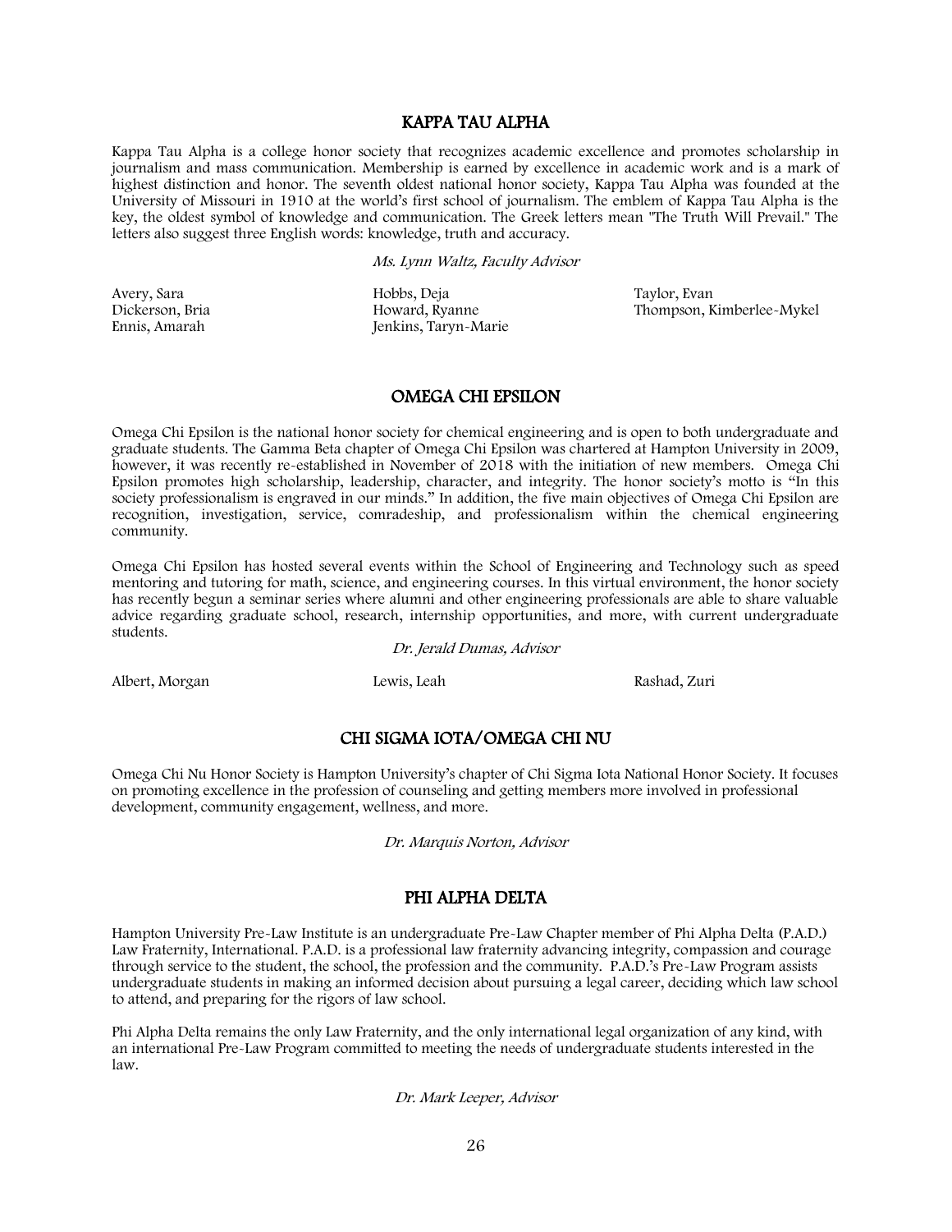## KAPPA TAU ALPHA

Kappa Tau Alpha is a college honor society that recognizes academic excellence and promotes scholarship in journalism and mass communication. Membership is earned by excellence in academic work and is a mark of highest distinction and honor. The seventh oldest national honor society, Kappa Tau Alpha was founded at the University of Missouri in 1910 at the world's first school of journalism. The emblem of Kappa Tau Alpha is the key, the oldest symbol of knowledge and communication. The Greek letters mean "The Truth Will Prevail." The letters also suggest three English words: knowledge, truth and accuracy.

*Ms. Lynn Waltz, Faculty Advisor*

Avery, Sara
Dickerson, Bria
Ennis, Amarah
Hobbs, Deja
Howard, Ryanne
Jenkins, Taryn-Marie
Taylor, Evan
Thompson, Kimberlee-Mykel

## OMEGA CHI EPSILON

Omega Chi Epsilon is the national honor society for chemical engineering and is open to both undergraduate and graduate students. The Gamma Beta chapter of Omega Chi Epsilon was chartered at Hampton University in 2009, however, it was recently re-established in November of 2018 with the initiation of new members. Omega Chi Epsilon promotes high scholarship, leadership, character, and integrity. The honor society's motto is "In this society professionalism is engraved in our minds." In addition, the five main objectives of Omega Chi Epsilon are recognition, investigation, service, comradeship, and professionalism within the chemical engineering community.

Omega Chi Epsilon has hosted several events within the School of Engineering and Technology such as speed mentoring and tutoring for math, science, and engineering courses. In this virtual environment, the honor society has recently begun a seminar series where alumni and other engineering professionals are able to share valuable advice regarding graduate school, research, internship opportunities, and more, with current undergraduate students.

*Dr. Jerald Dumas, Advisor*

Albert, Morgan
Lewis, Leah
Rashad, Zuri

## CHI SIGMA IOTA/OMEGA CHI NU

Omega Chi Nu Honor Society is Hampton University's chapter of Chi Sigma Iota National Honor Society. It focuses on promoting excellence in the profession of counseling and getting members more involved in professional development, community engagement, wellness, and more.

*Dr. Marquis Norton, Advisor*

## PHI ALPHA DELTA

Hampton University Pre-Law Institute is an undergraduate Pre-Law Chapter member of Phi Alpha Delta (P.A.D.) Law Fraternity, International. P.A.D. is a professional law fraternity advancing integrity, compassion and courage through service to the student, the school, the profession and the community. P.A.D.'s Pre-Law Program assists undergraduate students in making an informed decision about pursuing a legal career, deciding which law school to attend, and preparing for the rigors of law school.

Phi Alpha Delta remains the only Law Fraternity, and the only international legal organization of any kind, with an international Pre-Law Program committed to meeting the needs of undergraduate students interested in the law.

*Dr. Mark Leeper, Advisor*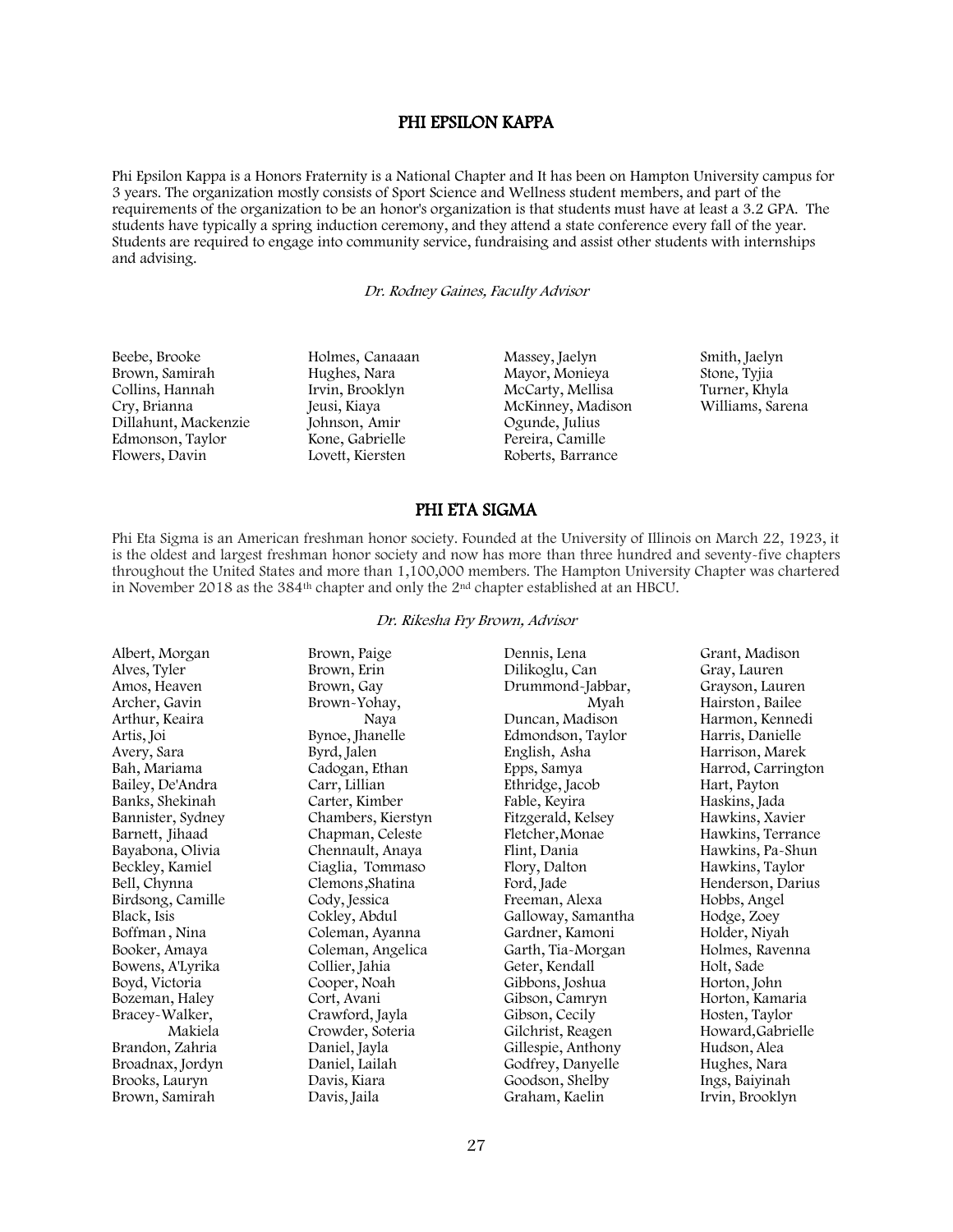## PHI EPSILON KAPPA

Phi Epsilon Kappa is a Honors Fraternity is a National Chapter and It has been on Hampton University campus for 3 years. The organization mostly consists of Sport Science and Wellness student members, and part of the requirements of the organization to be an honor's organization is that students must have at least a 3.2 GPA. The students have typically a spring induction ceremony, and they attend a state conference every fall of the year. Students are required to engage into community service, fundraising and assist other students with internships and advising.

*Dr. Rodney Gaines, Faculty Advisor*

Beebe, Brooke
Brown, Samirah
Collins, Hannah
Cry, Brianna
Dillahunt, Mackenzie
Edmonson, Taylor
Flowers, Davin
Holmes, Canaaan
Hughes, Nara
Irvin, Brooklyn
Jeusi, Kiaya
Johnson, Amir
Kone, Gabrielle
Lovett, Kiersten
Massey, Jaelyn
Mayor, Monieya
McCarty, Mellisa
McKinney, Madison
Ogunde, Julius
Pereira, Camille
Roberts, Barrance
Smith, Jaelyn
Stone, Tyjia
Turner, Khyla
Williams, Sarena

## PHI ETA SIGMA

Phi Eta Sigma is an American freshman honor society. Founded at the University of Illinois on March 22, 1923, it is the oldest and largest freshman honor society and now has more than three hundred and seventy-five chapters throughout the United States and more than 1,100,000 members. The Hampton University Chapter was chartered in November 2018 as the 384th chapter and only the 2nd chapter established at an HBCU.

*Dr. Rikesha Fry Brown, Advisor*

Albert, Morgan
Alves, Tyler
Amos, Heaven
Archer, Gavin
Arthur, Keaira
Artis, Joi
Avery, Sara
Bah, Mariama
Bailey, De'Andra
Banks, Shekinah
Bannister, Sydney
Barnett, Jihaad
Bayabona, Olivia
Beckley, Kamiel
Bell, Chynna
Birdsong, Camille
Black, Isis
Boffman, Nina
Booker, Amaya
Bowens, A'Lyrika
Boyd, Victoria
Bozeman, Haley
Bracey-Walker, Makiela
Brandon, Zahria
Broadnax, Jordyn
Brooks, Lauryn
Brown, Samirah
Brown, Paige
Brown, Erin
Brown, Gay
Brown-Yohay, Naya
Bynoe, Jhanelle
Byrd, Jalen
Cadogan, Ethan
Carr, Lillian
Carter, Kimber
Chambers, Kierstyn
Chapman, Celeste
Chennault, Anaya
Ciaglia, Tommaso
Clemons, Shatina
Cody, Jessica
Cokley, Abdul
Coleman, Ayanna
Coleman, Angelica
Collier, Jahia
Cooper, Noah
Cort, Avani
Crawford, Jayla
Crowder, Soteria
Daniel, Jayla
Daniel, Lailah
Davis, Kiara
Davis, Jaila
Dennis, Lena
Dilikoglu, Can
Drummond-Jabbar, Myah
Duncan, Madison
Edmondson, Taylor
English, Asha
Epps, Samya
Ethridge, Jacob
Fable, Keyira
Fitzgerald, Kelsey
Fletcher, Monae
Flint, Dania
Flory, Dalton
Ford, Jade
Freeman, Alexa
Galloway, Samantha
Gardner, Kamoni
Garth, Tia-Morgan
Geter, Kendall
Gibbons, Joshua
Gibson, Camryn
Gibson, Cecily
Gilchrist, Reagen
Gillespie, Anthony
Godfrey, Danyelle
Goodson, Shelby
Graham, Kaelin
Grant, Madison
Gray, Lauren
Grayson, Lauren
Hairston, Bailee
Harmon, Kennedi
Harris, Danielle
Harrison, Marek
Harrod, Carrington
Hart, Payton
Haskins, Jada
Hawkins, Xavier
Hawkins, Terrance
Hawkins, Pa-Shun
Hawkins, Taylor
Henderson, Darius
Hobbs, Angel
Hodge, Zoey
Holder, Niyah
Holmes, Ravenna
Holt, Sade
Horton, John
Horton, Kamaria
Hosten, Taylor
Howard, Gabrielle
Hudson, Alea
Hughes, Nara
Ings, Baiyinah
Irvin, Brooklyn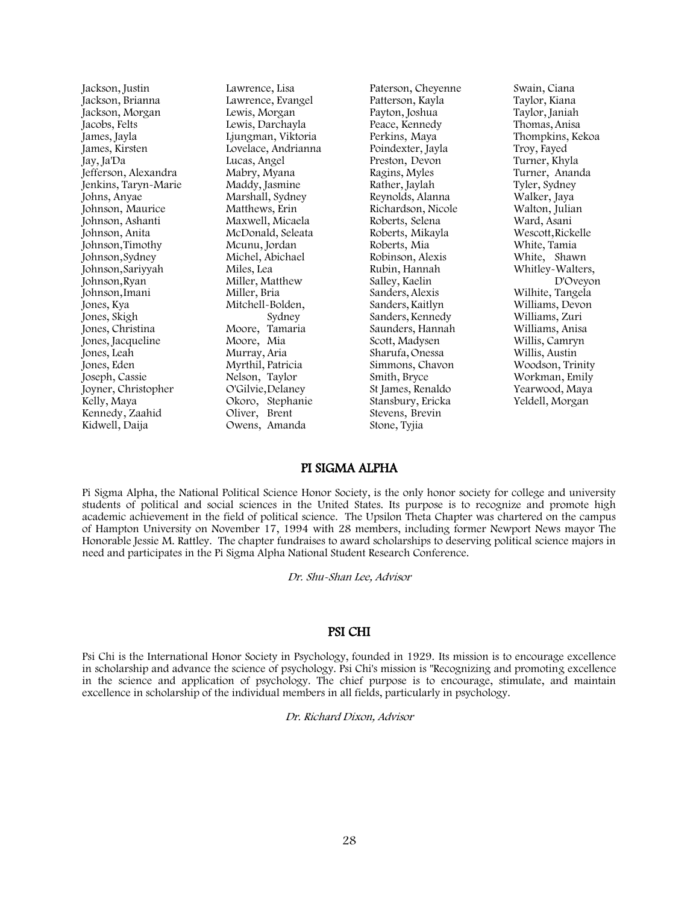Jackson, Justin
Jackson, Brianna
Jackson, Morgan
Jacobs, Felts
James, Jayla
James, Kirsten
Jay, Ja'Da
Jefferson, Alexandra
Jenkins, Taryn-Marie
Johns, Anyae
Johnson, Maurice
Johnson, Ashanti
Johnson, Anita
Johnson,Timothy
Johnson,Sydney
Johnson,Sariyyah
Johnson,Ryan
Johnson,Imani
Jones, Kya
Jones, Skigh
Jones, Christina
Jones, Jacqueline
Jones, Leah
Jones, Eden
Joseph, Cassie
Joyner, Christopher
Kelly, Maya
Kennedy, Zaahid
Kidwell, Daija
Lawrence, Lisa
Lawrence, Evangel
Lewis, Morgan
Lewis, Darchayla
Ljungman, Viktoria
Lovelace, Andrianna
Lucas, Angel
Mabry, Myana
Maddy, Jasmine
Marshall, Sydney
Matthews, Erin
Maxwell, Micaela
McDonald, Seleata
Mcunu, Jordan
Michel, Abichael
Miles, Lea
Miller, Matthew
Miller, Bria
Mitchell-Bolden, Sydney
Moore, Tamaria
Moore, Mia
Murray, Aria
Myrthil, Patricia
Nelson, Taylor
O'Gilvie,Delaney
Okoro, Stephanie
Oliver, Brent
Owens, Amanda
Paterson, Cheyenne
Patterson, Kayla
Payton, Joshua
Peace, Kennedy
Perkins, Maya
Poindexter, Jayla
Preston, Devon
Ragins, Myles
Rather, Jaylah
Reynolds, Alanna
Richardson, Nicole
Roberts, Selena
Roberts, Mikayla
Roberts, Mia
Robinson, Alexis
Rubin, Hannah
Salley, Kaelin
Sanders, Alexis
Sanders, Kaitlyn
Sanders, Kennedy
Saunders, Hannah
Scott, Madysen
Sharufa, Onessa
Simmons, Chavon
Smith, Bryce
St James, Renaldo
Stansbury, Ericka
Stevens, Brevin
Stone, Tyjia
Swain, Ciana
Taylor, Kiana
Taylor, Janiah
Thomas, Anisa
Thompkins, Kekoa
Troy, Fayed
Turner, Khyla
Turner, Ananda
Tyler, Sydney
Walker, Jaya
Walton, Julian
Ward, Asani
Wescott,Rickelle
White, Tamia
White, Shawn
Whitley-Walters, D'Oveyon
Wilhite, Tangela
Williams, Devon
Williams, Zuri
Williams, Anisa
Willis, Camryn
Willis, Austin
Woodson, Trinity
Workman, Emily
Yearwood, Maya
Yeldell, Morgan

## PI SIGMA ALPHA

Pi Sigma Alpha, the National Political Science Honor Society, is the only honor society for college and university students of political and social sciences in the United States. Its purpose is to recognize and promote high academic achievement in the field of political science. The Upsilon Theta Chapter was chartered on the campus of Hampton University on November 17, 1994 with 28 members, including former Newport News mayor The Honorable Jessie M. Rattley. The chapter fundraises to award scholarships to deserving political science majors in need and participates in the Pi Sigma Alpha National Student Research Conference.

*Dr. Shu-Shan Lee, Advisor*

## PSI CHI

Psi Chi is the International Honor Society in Psychology, founded in 1929. Its mission is to encourage excellence in scholarship and advance the science of psychology. Psi Chi's mission is "Recognizing and promoting excellence in the science and application of psychology. The chief purpose is to encourage, stimulate, and maintain excellence in scholarship of the individual members in all fields, particularly in psychology.

*Dr. Richard Dixon, Advisor*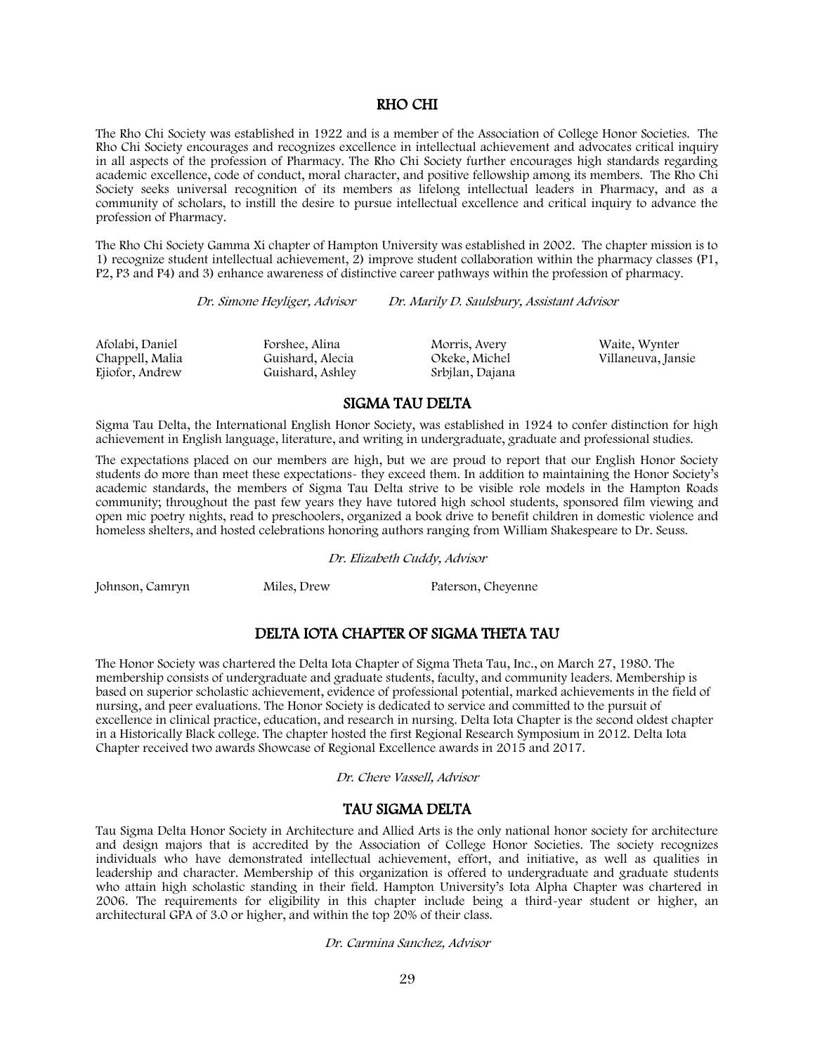## RHO CHI

The Rho Chi Society was established in 1922 and is a member of the Association of College Honor Societies. The Rho Chi Society encourages and recognizes excellence in intellectual achievement and advocates critical inquiry in all aspects of the profession of Pharmacy. The Rho Chi Society further encourages high standards regarding academic excellence, code of conduct, moral character, and positive fellowship among its members. The Rho Chi Society seeks universal recognition of its members as lifelong intellectual leaders in Pharmacy, and as a community of scholars, to instill the desire to pursue intellectual excellence and critical inquiry to advance the profession of Pharmacy.

The Rho Chi Society Gamma Xi chapter of Hampton University was established in 2002. The chapter mission is to 1) recognize student intellectual achievement, 2) improve student collaboration within the pharmacy classes (P1, P2, P3 and P4) and 3) enhance awareness of distinctive career pathways within the profession of pharmacy.

*Dr. Simone Heyliger, Advisor* *Dr. Marily D. Saulsbury, Assistant Advisor*

Afolabi, Daniel
Chappell, Malia
Ejiofor, Andrew
Forshee, Alina
Guishard, Alecia
Guishard, Ashley
Morris, Avery
Okeke, Michel
Srbjlan, Dajana
Waite, Wynter
Villaneuva, Jansie

## SIGMA TAU DELTA

Sigma Tau Delta, the International English Honor Society, was established in 1924 to confer distinction for high achievement in English language, literature, and writing in undergraduate, graduate and professional studies.

The expectations placed on our members are high, but we are proud to report that our English Honor Society students do more than meet these expectations- they exceed them. In addition to maintaining the Honor Society's academic standards, the members of Sigma Tau Delta strive to be visible role models in the Hampton Roads community; throughout the past few years they have tutored high school students, sponsored film viewing and open mic poetry nights, read to preschoolers, organized a book drive to benefit children in domestic violence and homeless shelters, and hosted celebrations honoring authors ranging from William Shakespeare to Dr. Seuss.

*Dr. Elizabeth Cuddy, Advisor*

Johnson, Camryn
Miles, Drew
Paterson, Cheyenne

## DELTA IOTA CHAPTER OF SIGMA THETA TAU

The Honor Society was chartered the Delta Iota Chapter of Sigma Theta Tau, Inc., on March 27, 1980. The membership consists of undergraduate and graduate students, faculty, and community leaders. Membership is based on superior scholastic achievement, evidence of professional potential, marked achievements in the field of nursing, and peer evaluations. The Honor Society is dedicated to service and committed to the pursuit of excellence in clinical practice, education, and research in nursing. Delta Iota Chapter is the second oldest chapter in a Historically Black college. The chapter hosted the first Regional Research Symposium in 2012. Delta Iota Chapter received two awards Showcase of Regional Excellence awards in 2015 and 2017.

*Dr. Chere Vassell, Advisor*

## TAU SIGMA DELTA

Tau Sigma Delta Honor Society in Architecture and Allied Arts is the only national honor society for architecture and design majors that is accredited by the Association of College Honor Societies. The society recognizes individuals who have demonstrated intellectual achievement, effort, and initiative, as well as qualities in leadership and character. Membership of this organization is offered to undergraduate and graduate students who attain high scholastic standing in their field. Hampton University's Iota Alpha Chapter was chartered in 2006. The requirements for eligibility in this chapter include being a third-year student or higher, an architectural GPA of 3.0 or higher, and within the top 20% of their class.

*Dr. Carmina Sanchez, Advisor*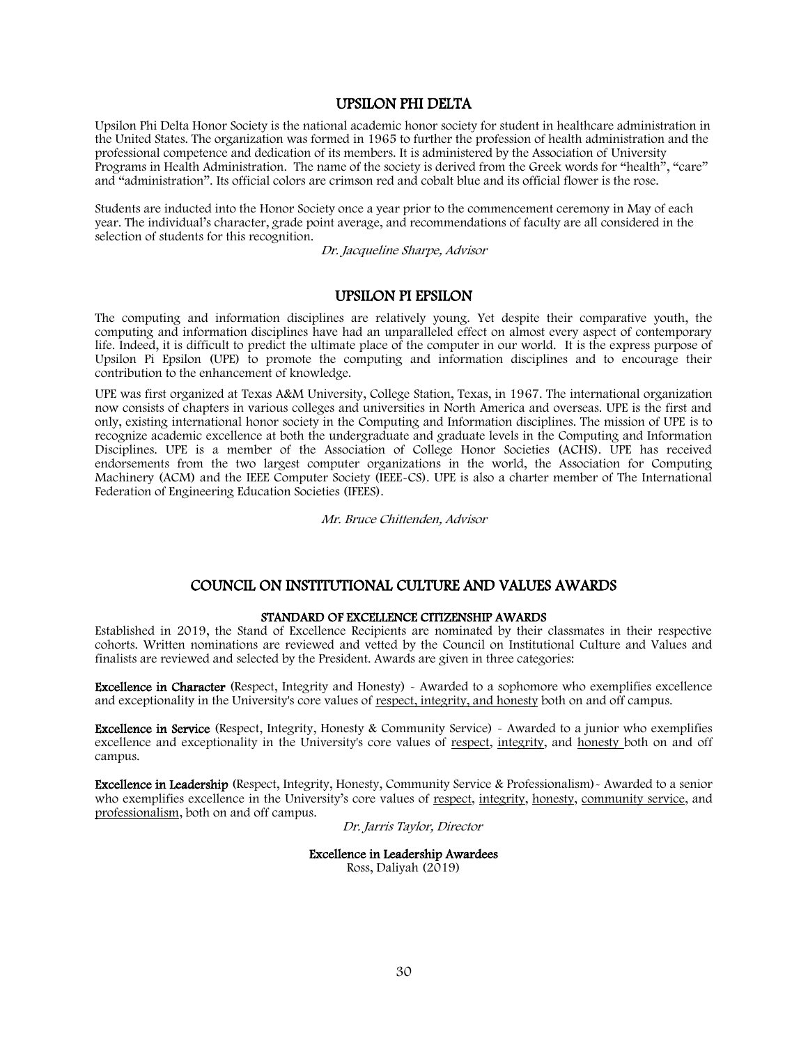## UPSILON PHI DELTA

Upsilon Phi Delta Honor Society is the national academic honor society for student in healthcare administration in the United States. The organization was formed in 1965 to further the profession of health administration and the professional competence and dedication of its members. It is administered by the Association of University Programs in Health Administration. The name of the society is derived from the Greek words for "health", "care" and "administration". Its official colors are crimson red and cobalt blue and its official flower is the rose.

Students are inducted into the Honor Society once a year prior to the commencement ceremony in May of each year. The individual's character, grade point average, and recommendations of faculty are all considered in the selection of students for this recognition.

*Dr. Jacqueline Sharpe, Advisor*

## UPSILON PI EPSILON

The computing and information disciplines are relatively young. Yet despite their comparative youth, the computing and information disciplines have had an unparalleled effect on almost every aspect of contemporary life. Indeed, it is difficult to predict the ultimate place of the computer in our world. It is the express purpose of Upsilon Pi Epsilon (UPE) to promote the computing and information disciplines and to encourage their contribution to the enhancement of knowledge.

UPE was first organized at Texas A&M University, College Station, Texas, in 1967. The international organization now consists of chapters in various colleges and universities in North America and overseas. UPE is the first and only, existing international honor society in the Computing and Information disciplines. The mission of UPE is to recognize academic excellence at both the undergraduate and graduate levels in the Computing and Information Disciplines. UPE is a member of the Association of College Honor Societies (ACHS). UPE has received endorsements from the two largest computer organizations in the world, the Association for Computing Machinery (ACM) and the IEEE Computer Society (IEEE-CS). UPE is also a charter member of The International Federation of Engineering Education Societies (IFEES).

*Mr. Bruce Chittenden, Advisor*

## COUNCIL ON INSTITUTIONAL CULTURE AND VALUES AWARDS

### STANDARD OF EXCELLENCE CITIZENSHIP AWARDS

Established in 2019, the Stand of Excellence Recipients are nominated by their classmates in their respective cohorts. Written nominations are reviewed and vetted by the Council on Institutional Culture and Values and finalists are reviewed and selected by the President. Awards are given in three categories:

**Excellence in Character** (Respect, Integrity and Honesty) - Awarded to a sophomore who exemplifies excellence and exceptionality in the University's core values of respect, integrity, and honesty both on and off campus.

**Excellence in Service** (Respect, Integrity, Honesty & Community Service) - Awarded to a junior who exemplifies excellence and exceptionality in the University's core values of respect, integrity, and honesty both on and off campus.

**Excellence in Leadership** (Respect, Integrity, Honesty, Community Service & Professionalism)- Awarded to a senior who exemplifies excellence in the University's core values of respect, integrity, honesty, community service, and professionalism, both on and off campus.

*Dr. Jarris Taylor, Director*

**Excellence in Leadership Awardees**

Ross, Daliyah (2019)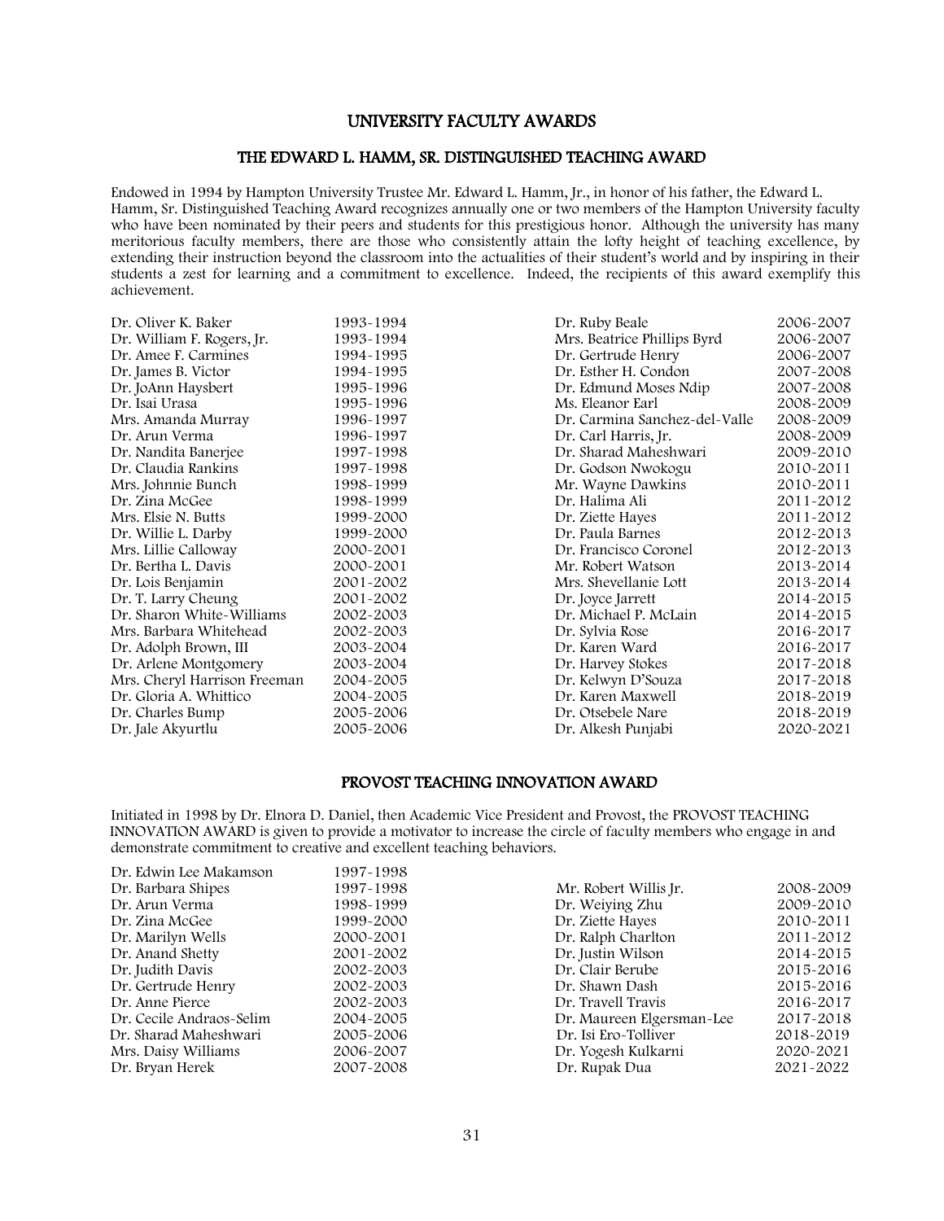# UNIVERSITY FACULTY AWARDS

## THE EDWARD L. HAMM, SR. DISTINGUISHED TEACHING AWARD

Endowed in 1994 by Hampton University Trustee Mr. Edward L. Hamm, Jr., in honor of his father, the Edward L. Hamm, Sr. Distinguished Teaching Award recognizes annually one or two members of the Hampton University faculty who have been nominated by their peers and students for this prestigious honor. Although the university has many meritorious faculty members, there are those who consistently attain the lofty height of teaching excellence, by extending their instruction beyond the classroom into the actualities of their student's world and by inspiring in their students a zest for learning and a commitment to excellence. Indeed, the recipients of this award exemplify this achievement.

| Name | Year |
|---|---|
| Dr. Oliver K. Baker | 1993-1994 |
| Dr. William F. Rogers, Jr. | 1993-1994 |
| Dr. Amee F. Carmines | 1994-1995 |
| Dr. James B. Victor | 1994-1995 |
| Dr. JoAnn Haysbert | 1995-1996 |
| Dr. Isai Urasa | 1995-1996 |
| Mrs. Amanda Murray | 1996-1997 |
| Dr. Arun Verma | 1996-1997 |
| Dr. Nandita Banerjee | 1997-1998 |
| Dr. Claudia Rankins | 1997-1998 |
| Mrs. Johnnie Bunch | 1998-1999 |
| Dr. Zina McGee | 1998-1999 |
| Mrs. Elsie N. Butts | 1999-2000 |
| Dr. Willie L. Darby | 1999-2000 |
| Mrs. Lillie Calloway | 2000-2001 |
| Dr. Bertha L. Davis | 2000-2001 |
| Dr. Lois Benjamin | 2001-2002 |
| Dr. T. Larry Cheung | 2001-2002 |
| Dr. Sharon White-Williams | 2002-2003 |
| Mrs. Barbara Whitehead | 2002-2003 |
| Dr. Adolph Brown, III | 2003-2004 |
| Dr. Arlene Montgomery | 2003-2004 |
| Mrs. Cheryl Harrison Freeman | 2004-2005 |
| Dr. Gloria A. Whittico | 2004-2005 |
| Dr. Charles Bump | 2005-2006 |
| Dr. Jale Akyurtlu | 2005-2006 |
| Dr. Ruby Beale | 2006-2007 |
| Mrs. Beatrice Phillips Byrd | 2006-2007 |
| Dr. Gertrude Henry | 2006-2007 |
| Dr. Esther H. Condon | 2007-2008 |
| Dr. Edmund Moses Ndip | 2007-2008 |
| Ms. Eleanor Earl | 2008-2009 |
| Dr. Carmina Sanchez-del-Valle | 2008-2009 |
| Dr. Carl Harris, Jr. | 2008-2009 |
| Dr. Sharad Maheshwari | 2009-2010 |
| Dr. Godson Nwokogu | 2010-2011 |
| Mr. Wayne Dawkins | 2010-2011 |
| Dr. Halima Ali | 2011-2012 |
| Dr. Ziette Hayes | 2011-2012 |
| Dr. Paula Barnes | 2012-2013 |
| Dr. Francisco Coronel | 2012-2013 |
| Mr. Robert Watson | 2013-2014 |
| Mrs. Shevellanie Lott | 2013-2014 |
| Dr. Joyce Jarrett | 2014-2015 |
| Dr. Michael P. McLain | 2014-2015 |
| Dr. Sylvia Rose | 2016-2017 |
| Dr. Karen Ward | 2016-2017 |
| Dr. Harvey Stokes | 2017-2018 |
| Dr. Kelwyn D'Souza | 2017-2018 |
| Dr. Karen Maxwell | 2018-2019 |
| Dr. Otsebele Nare | 2018-2019 |
| Dr. Alkesh Punjabi | 2020-2021 |

## PROVOST TEACHING INNOVATION AWARD

Initiated in 1998 by Dr. Elnora D. Daniel, then Academic Vice President and Provost, the PROVOST TEACHING INNOVATION AWARD is given to provide a motivator to increase the circle of faculty members who engage in and demonstrate commitment to creative and excellent teaching behaviors.

| Name | Year |
|---|---|
| Dr. Edwin Lee Makamson | 1997-1998 |
| Dr. Barbara Shipes | 1997-1998 |
| Dr. Arun Verma | 1998-1999 |
| Dr. Zina McGee | 1999-2000 |
| Dr. Marilyn Wells | 2000-2001 |
| Dr. Anand Shetty | 2001-2002 |
| Dr. Judith Davis | 2002-2003 |
| Dr. Gertrude Henry | 2002-2003 |
| Dr. Anne Pierce | 2002-2003 |
| Dr. Cecile Andraos-Selim | 2004-2005 |
| Dr. Sharad Maheshwari | 2005-2006 |
| Mrs. Daisy Williams | 2006-2007 |
| Dr. Bryan Herek | 2007-2008 |
| Mr. Robert Willis Jr. | 2008-2009 |
| Dr. Weiying Zhu | 2009-2010 |
| Dr. Ziette Hayes | 2010-2011 |
| Dr. Ralph Charlton | 2011-2012 |
| Dr. Justin Wilson | 2014-2015 |
| Dr. Clair Berube | 2015-2016 |
| Dr. Shawn Dash | 2015-2016 |
| Dr. Travell Travis | 2016-2017 |
| Dr. Maureen Elgersman-Lee | 2017-2018 |
| Dr. Isi Ero-Tolliver | 2018-2019 |
| Dr. Yogesh Kulkarni | 2020-2021 |
| Dr. Rupak Dua | 2021-2022 |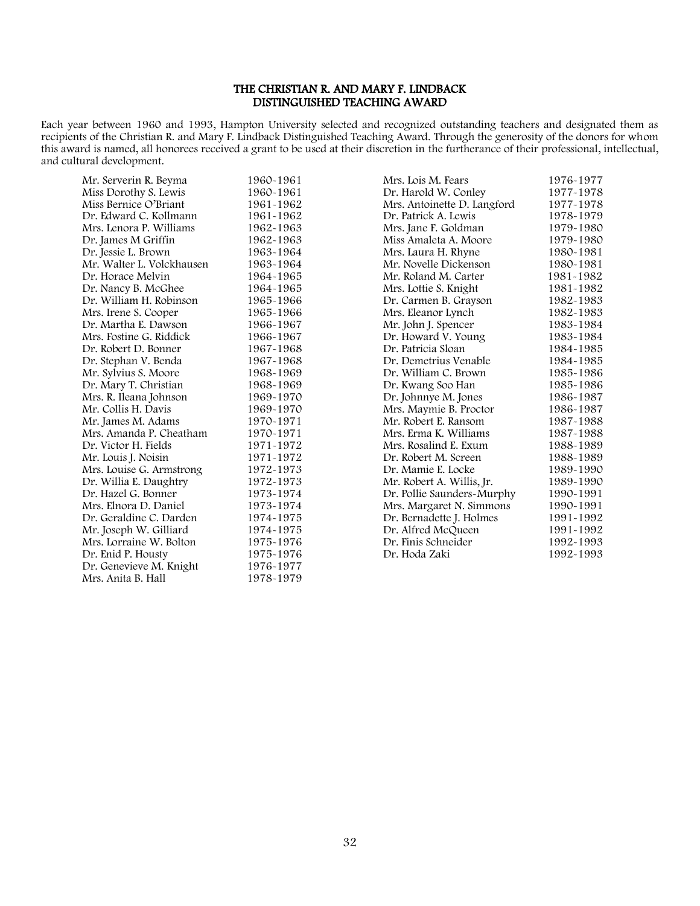# THE CHRISTIAN R. AND MARY F. LINDBACK DISTINGUISHED TEACHING AWARD

Each year between 1960 and 1993, Hampton University selected and recognized outstanding teachers and designated them as recipients of the Christian R. and Mary F. Lindback Distinguished Teaching Award. Through the generosity of the donors for whom this award is named, all honorees received a grant to be used at their discretion in the furtherance of their professional, intellectual, and cultural development.

| Name | Years |
|---|---|
| Mr. Serverin R. Beyma | 1960-1961 |
| Miss Dorothy S. Lewis | 1960-1961 |
| Miss Bernice O'Briant | 1961-1962 |
| Dr. Edward C. Kollmann | 1961-1962 |
| Mrs. Lenora P. Williams | 1962-1963 |
| Dr. James M Griffin | 1962-1963 |
| Dr. Jessie L. Brown | 1963-1964 |
| Mr. Walter L. Volckhausen | 1963-1964 |
| Dr. Horace Melvin | 1964-1965 |
| Dr. Nancy B. McGhee | 1964-1965 |
| Dr. William H. Robinson | 1965-1966 |
| Mrs. Irene S. Cooper | 1965-1966 |
| Dr. Martha E. Dawson | 1966-1967 |
| Mrs. Fostine G. Riddick | 1966-1967 |
| Dr. Robert D. Bonner | 1967-1968 |
| Dr. Stephan V. Benda | 1967-1968 |
| Mr. Sylvius S. Moore | 1968-1969 |
| Dr. Mary T. Christian | 1968-1969 |
| Mrs. R. Ileana Johnson | 1969-1970 |
| Mr. Collis H. Davis | 1969-1970 |
| Mr. James M. Adams | 1970-1971 |
| Mrs. Amanda P. Cheatham | 1970-1971 |
| Dr. Victor H. Fields | 1971-1972 |
| Mr. Louis J. Noisin | 1971-1972 |
| Mrs. Louise G. Armstrong | 1972-1973 |
| Dr. Willia E. Daughtry | 1972-1973 |
| Dr. Hazel G. Bonner | 1973-1974 |
| Mrs. Elnora D. Daniel | 1973-1974 |
| Dr. Geraldine C. Darden | 1974-1975 |
| Mr. Joseph W. Gilliard | 1974-1975 |
| Mrs. Lorraine W. Bolton | 1975-1976 |
| Dr. Enid P. Housty | 1975-1976 |
| Dr. Genevieve M. Knight | 1976-1977 |
| Mrs. Anita B. Hall | 1978-1979 |
| Mrs. Lois M. Fears | 1976-1977 |
| Dr. Harold W. Conley | 1977-1978 |
| Mrs. Antoinette D. Langford | 1977-1978 |
| Dr. Patrick A. Lewis | 1978-1979 |
| Mrs. Jane F. Goldman | 1979-1980 |
| Miss Amaleta A. Moore | 1979-1980 |
| Mrs. Laura H. Rhyne | 1980-1981 |
| Mr. Novelle Dickenson | 1980-1981 |
| Mr. Roland M. Carter | 1981-1982 |
| Mrs. Lottie S. Knight | 1981-1982 |
| Dr. Carmen B. Grayson | 1982-1983 |
| Mrs. Eleanor Lynch | 1982-1983 |
| Mr. John J. Spencer | 1983-1984 |
| Dr. Howard V. Young | 1983-1984 |
| Dr. Patricia Sloan | 1984-1985 |
| Dr. Demetrius Venable | 1984-1985 |
| Dr. William C. Brown | 1985-1986 |
| Dr. Kwang Soo Han | 1985-1986 |
| Dr. Johnnye M. Jones | 1986-1987 |
| Mrs. Maymie B. Proctor | 1986-1987 |
| Mr. Robert E. Ransom | 1987-1988 |
| Mrs. Erma K. Williams | 1987-1988 |
| Mrs. Rosalind E. Exum | 1988-1989 |
| Dr. Robert M. Screen | 1988-1989 |
| Dr. Mamie E. Locke | 1989-1990 |
| Mr. Robert A. Willis, Jr. | 1989-1990 |
| Dr. Pollie Saunders-Murphy | 1990-1991 |
| Mrs. Margaret N. Simmons | 1990-1991 |
| Dr. Bernadette J. Holmes | 1991-1992 |
| Dr. Alfred McQueen | 1991-1992 |
| Dr. Finis Schneider | 1992-1993 |
| Dr. Hoda Zaki | 1992-1993 |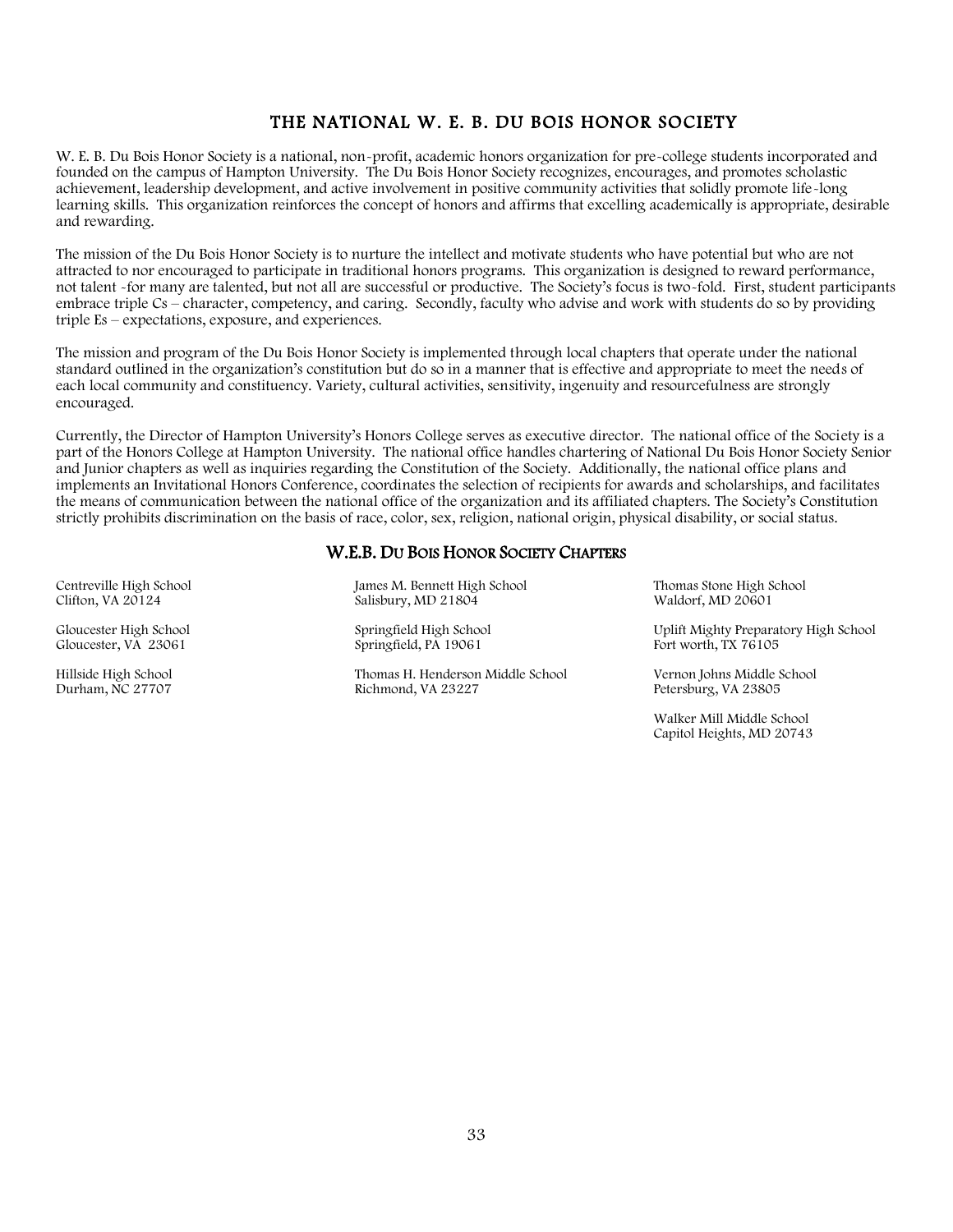# THE NATIONAL W. E. B. DU BOIS HONOR SOCIETY

W. E. B. Du Bois Honor Society is a national, non-profit, academic honors organization for pre-college students incorporated and founded on the campus of Hampton University. The Du Bois Honor Society recognizes, encourages, and promotes scholastic achievement, leadership development, and active involvement in positive community activities that solidly promote life-long learning skills. This organization reinforces the concept of honors and affirms that excelling academically is appropriate, desirable and rewarding.

The mission of the Du Bois Honor Society is to nurture the intellect and motivate students who have potential but who are not attracted to nor encouraged to participate in traditional honors programs. This organization is designed to reward performance, not talent -for many are talented, but not all are successful or productive. The Society's focus is two-fold. First, student participants embrace triple Cs – character, competency, and caring. Secondly, faculty who advise and work with students do so by providing triple Es – expectations, exposure, and experiences.

The mission and program of the Du Bois Honor Society is implemented through local chapters that operate under the national standard outlined in the organization's constitution but do so in a manner that is effective and appropriate to meet the needs of each local community and constituency. Variety, cultural activities, sensitivity, ingenuity and resourcefulness are strongly encouraged.

Currently, the Director of Hampton University's Honors College serves as executive director. The national office of the Society is a part of the Honors College at Hampton University. The national office handles chartering of National Du Bois Honor Society Senior and Junior chapters as well as inquiries regarding the Constitution of the Society. Additionally, the national office plans and implements an Invitational Honors Conference, coordinates the selection of recipients for awards and scholarships, and facilitates the means of communication between the national office of the organization and its affiliated chapters. The Society's Constitution strictly prohibits discrimination on the basis of race, color, sex, religion, national origin, physical disability, or social status.

## W.E.B. DU BOIS HONOR SOCIETY CHAPTERS

Centreville High School
Clifton, VA 20124

Gloucester High School
Gloucester, VA 23061

Hillside High School
Durham, NC 27707

James M. Bennett High School
Salisbury, MD 21804

Springfield High School
Springfield, PA 19061

Thomas H. Henderson Middle School
Richmond, VA 23227

Thomas Stone High School
Waldorf, MD 20601

Uplift Mighty Preparatory High School
Fort worth, TX 76105

Vernon Johns Middle School
Petersburg, VA 23805

Walker Mill Middle School
Capitol Heights, MD 20743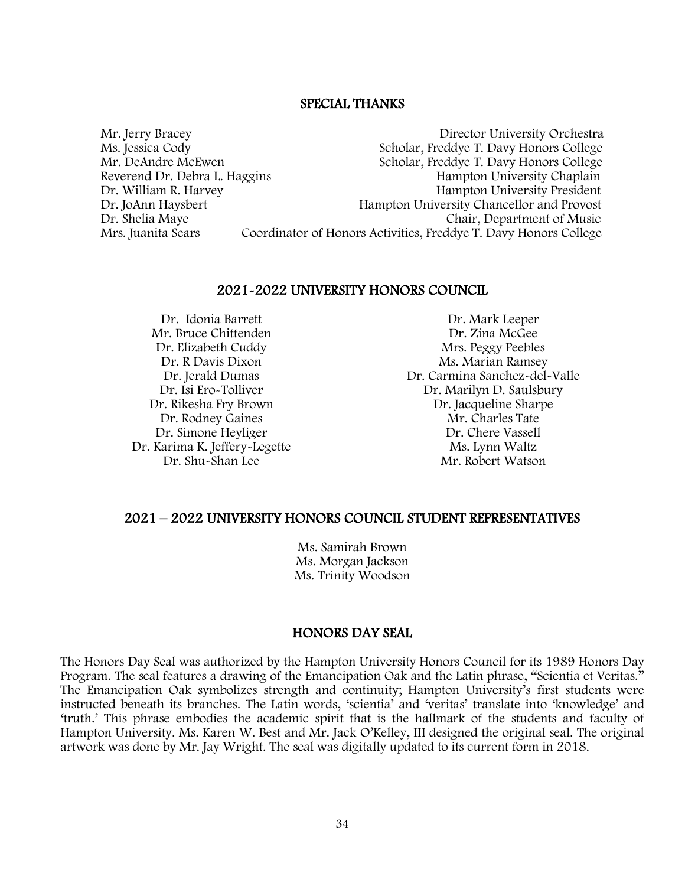## SPECIAL THANKS

| | |
|---|---|
| Mr. Jerry Bracey | Director University Orchestra |
| Ms. Jessica Cody | Scholar, Freddye T. Davy Honors College |
| Mr. DeAndre McEwen | Scholar, Freddye T. Davy Honors College |
| Reverend Dr. Debra L. Haggins | Hampton University Chaplain |
| Dr. William R. Harvey | Hampton University President |
| Dr. JoAnn Haysbert | Hampton University Chancellor and Provost |
| Dr. Shelia Maye | Chair, Department of Music |
| Mrs. Juanita Sears | Coordinator of Honors Activities, Freddye T. Davy Honors College |

## 2021-2022 UNIVERSITY HONORS COUNCIL

Dr. Idonia Barrett
Mr. Bruce Chittenden
Dr. Elizabeth Cuddy
Dr. R Davis Dixon
Dr. Jerald Dumas
Dr. Isi Ero-Tolliver
Dr. Rikesha Fry Brown
Dr. Rodney Gaines
Dr. Simone Heyliger
Dr. Karima K. Jeffery-Legette
Dr. Shu-Shan Lee
Dr. Mark Leeper
Dr. Zina McGee
Mrs. Peggy Peebles
Ms. Marian Ramsey
Dr. Carmina Sanchez-del-Valle
Dr. Marilyn D. Saulsbury
Dr. Jacqueline Sharpe
Mr. Charles Tate
Dr. Chere Vassell
Ms. Lynn Waltz
Mr. Robert Watson

## 2021 – 2022 UNIVERSITY HONORS COUNCIL STUDENT REPRESENTATIVES

Ms. Samirah Brown
Ms. Morgan Jackson
Ms. Trinity Woodson

## HONORS DAY SEAL

The Honors Day Seal was authorized by the Hampton University Honors Council for its 1989 Honors Day Program. The seal features a drawing of the Emancipation Oak and the Latin phrase, "Scientia et Veritas." The Emancipation Oak symbolizes strength and continuity; Hampton University's first students were instructed beneath its branches. The Latin words, 'scientia' and 'veritas' translate into 'knowledge' and 'truth.' This phrase embodies the academic spirit that is the hallmark of the students and faculty of Hampton University. Ms. Karen W. Best and Mr. Jack O'Kelley, III designed the original seal. The original artwork was done by Mr. Jay Wright. The seal was digitally updated to its current form in 2018.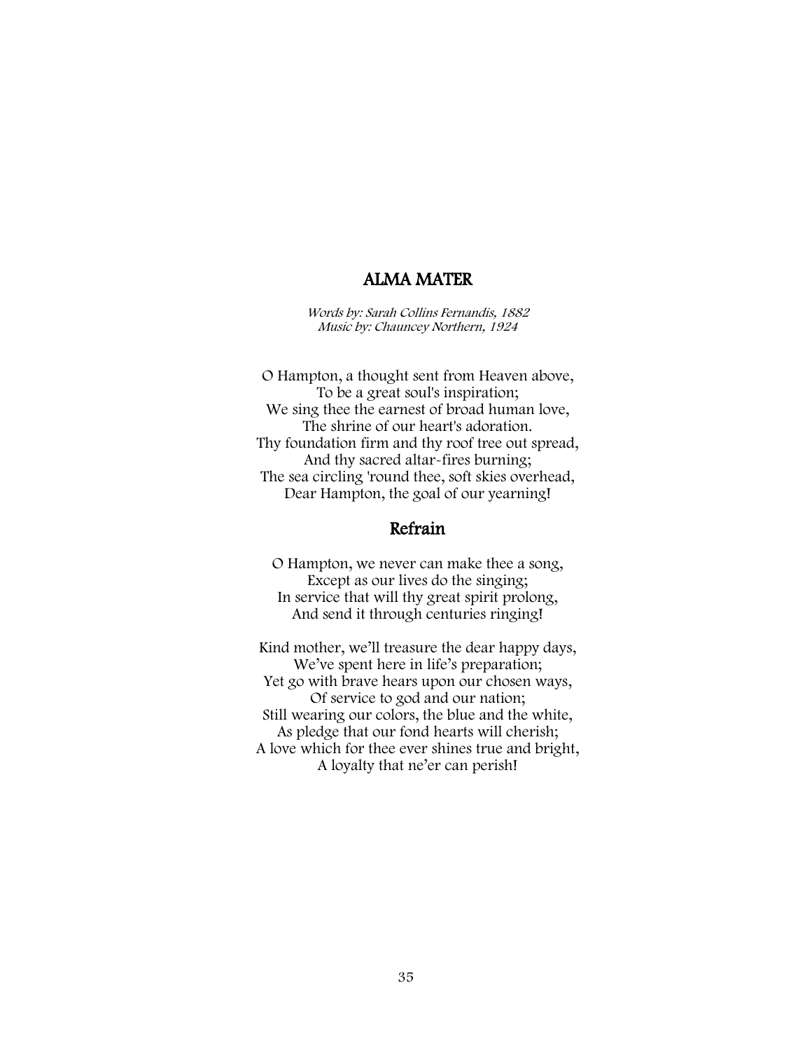# ALMA MATER

*Words by: Sarah Collins Fernandis, 1882*
*Music by: Chauncey Northern, 1924*

O Hampton, a thought sent from Heaven above,
To be a great soul's inspiration;
We sing thee the earnest of broad human love,
The shrine of our heart's adoration.
Thy foundation firm and thy roof tree out spread,
And thy sacred altar-fires burning;
The sea circling 'round thee, soft skies overhead,
Dear Hampton, the goal of our yearning!

## Refrain

O Hampton, we never can make thee a song,
Except as our lives do the singing;
In service that will thy great spirit prolong,
And send it through centuries ringing!

Kind mother, we'll treasure the dear happy days,
We've spent here in life's preparation;
Yet go with brave hears upon our chosen ways,
Of service to god and our nation;
Still wearing our colors, the blue and the white,
As pledge that our fond hearts will cherish;
A love which for thee ever shines true and bright,
A loyalty that ne'er can perish!